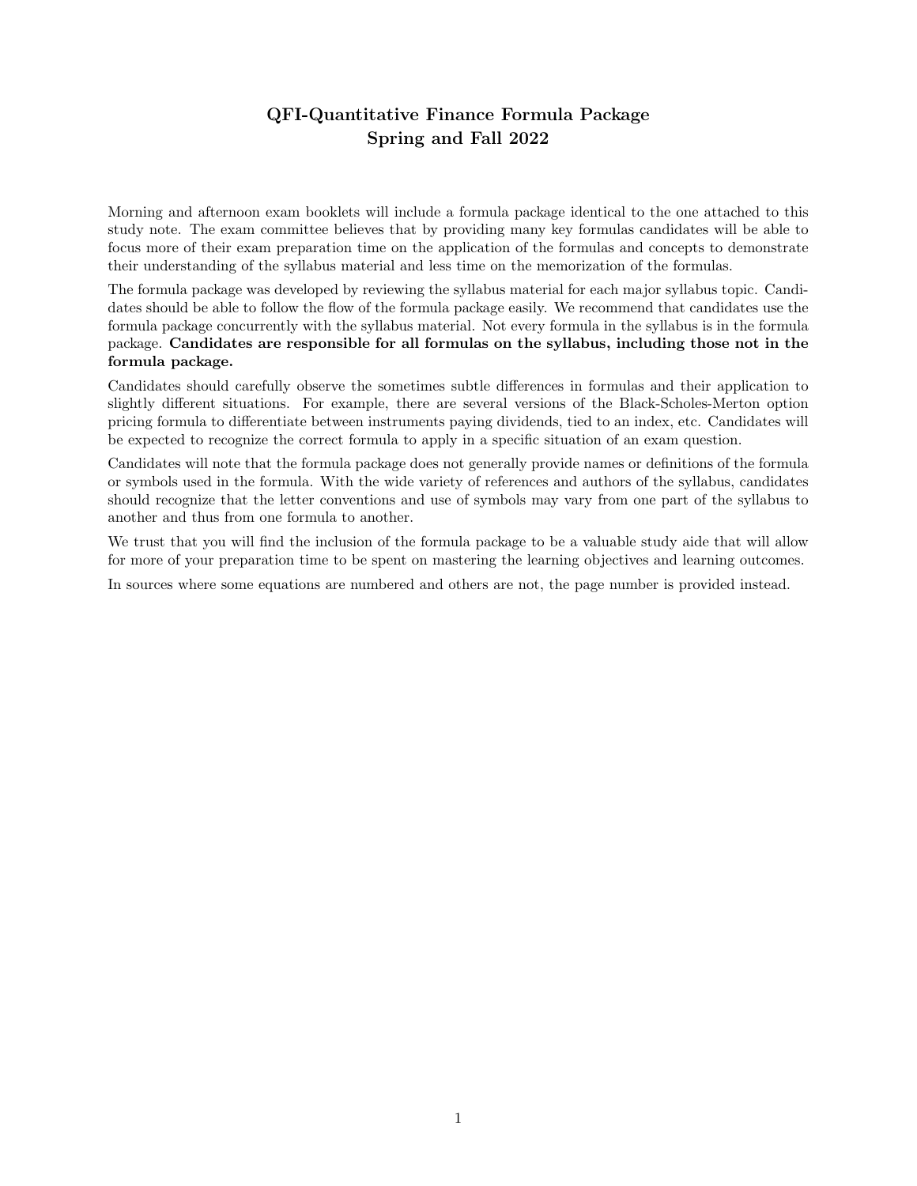# QFI-Quantitative Finance Formula Package
## Spring and Fall 2022

Morning and afternoon exam booklets will include a formula package identical to the one attached to this study note. The exam committee believes that by providing many key formulas candidates will be able to focus more of their exam preparation time on the application of the formulas and concepts to demonstrate their understanding of the syllabus material and less time on the memorization of the formulas.

The formula package was developed by reviewing the syllabus material for each major syllabus topic. Candidates should be able to follow the flow of the formula package easily. We recommend that candidates use the formula package concurrently with the syllabus material. Not every formula in the syllabus is in the formula package. **Candidates are responsible for all formulas on the syllabus, including those not in the formula package.**

Candidates should carefully observe the sometimes subtle differences in formulas and their application to slightly different situations. For example, there are several versions of the Black-Scholes-Merton option pricing formula to differentiate between instruments paying dividends, tied to an index, etc. Candidates will be expected to recognize the correct formula to apply in a specific situation of an exam question.

Candidates will note that the formula package does not generally provide names or definitions of the formula or symbols used in the formula. With the wide variety of references and authors of the syllabus, candidates should recognize that the letter conventions and use of symbols may vary from one part of the syllabus to another and thus from one formula to another.

We trust that you will find the inclusion of the formula package to be a valuable study aide that will allow for more of your preparation time to be spent on mastering the learning objectives and learning outcomes.

In sources where some equations are numbered and others are not, the page number is provided instead.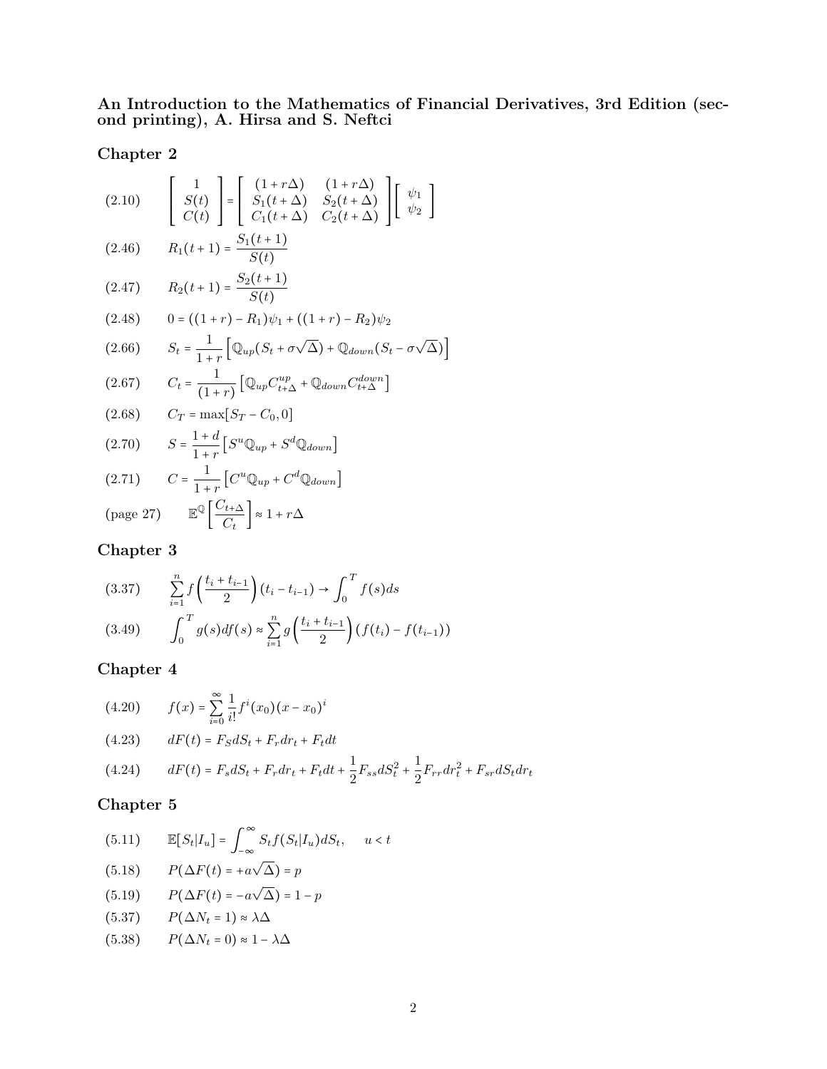**An Introduction to the Mathematics of Financial Derivatives, 3rd Edition (second printing), A. Hirsa and S. Neftci**

## Chapter 2

(2.10) $$\begin{bmatrix} 1 \\ S(t) \\ C(t) \end{bmatrix} = \begin{bmatrix} (1+r\Delta) & (1+r\Delta) \\ S_1(t+\Delta) & S_2(t+\Delta) \\ C_1(t+\Delta) & C_2(t+\Delta) \end{bmatrix} \begin{bmatrix} \psi_1 \\ \psi_2 \end{bmatrix}$$

(2.46) $$R_1(t+1) = \frac{S_1(t+1)}{S(t)}$$

(2.47) $$R_2(t+1) = \frac{S_2(t+1)}{S(t)}$$

(2.48) $$0 = ((1+r) - R_1)\psi_1 + ((1+r) - R_2)\psi_2$$

(2.66) $$S_t = \frac{1}{1+r}\left[\mathbb{Q}_{up}(S_t + \sigma\sqrt{\Delta}) + \mathbb{Q}_{down}(S_t - \sigma\sqrt{\Delta})\right]$$

(2.67) $$C_t = \frac{1}{(1+r)}\left[\mathbb{Q}_{up}C_{t+\Delta}^{up} + \mathbb{Q}_{down}C_{t+\Delta}^{down}\right]$$

(2.68) $$C_T = \max[S_T - C_0, 0]$$

(2.70) $$S = \frac{1+d}{1+r}\left[S^u\mathbb{Q}_{up} + S^d\mathbb{Q}_{down}\right]$$

(2.71) $$C = \frac{1}{1+r}\left[C^u\mathbb{Q}_{up} + C^d\mathbb{Q}_{down}\right]$$

(page 27) $$\mathbb{E}^{\mathbb{Q}}\left[\frac{C_{t+\Delta}}{C_t}\right] \approx 1 + r\Delta$$

## Chapter 3

(3.37) $$\sum_{i=1}^{n} f\left(\frac{t_i + t_{i-1}}{2}\right)(t_i - t_{i-1}) \to \int_0^T f(s)ds$$

(3.49) $$\int_0^T g(s)df(s) \approx \sum_{i=1}^{n} g\left(\frac{t_i + t_{i-1}}{2}\right)(f(t_i) - f(t_{i-1}))$$

## Chapter 4

(4.20) $$f(x) = \sum_{i=0}^{\infty} \frac{1}{i!} f^i(x_0)(x - x_0)^i$$

(4.23) $$dF(t) = F_S dS_t + F_r dr_t + F_t dt$$

(4.24) $$dF(t) = F_s dS_t + F_r dr_t + F_t dt + \frac{1}{2}F_{ss}dS_t^2 + \frac{1}{2}F_{rr}dr_t^2 + F_{sr}dS_t dr_t$$

## Chapter 5

(5.11) $$\mathbb{E}[S_t|I_u] = \int_{-\infty}^{\infty} S_t f(S_t|I_u)dS_t, \quad u < t$$

(5.18) $$P(\Delta F(t) = +a\sqrt{\Delta}) = p$$

(5.19) $$P(\Delta F(t) = -a\sqrt{\Delta}) = 1 - p$$

(5.37) $$P(\Delta N_t = 1) \approx \lambda\Delta$$

(5.38) $$P(\Delta N_t = 0) \approx 1 - \lambda\Delta$$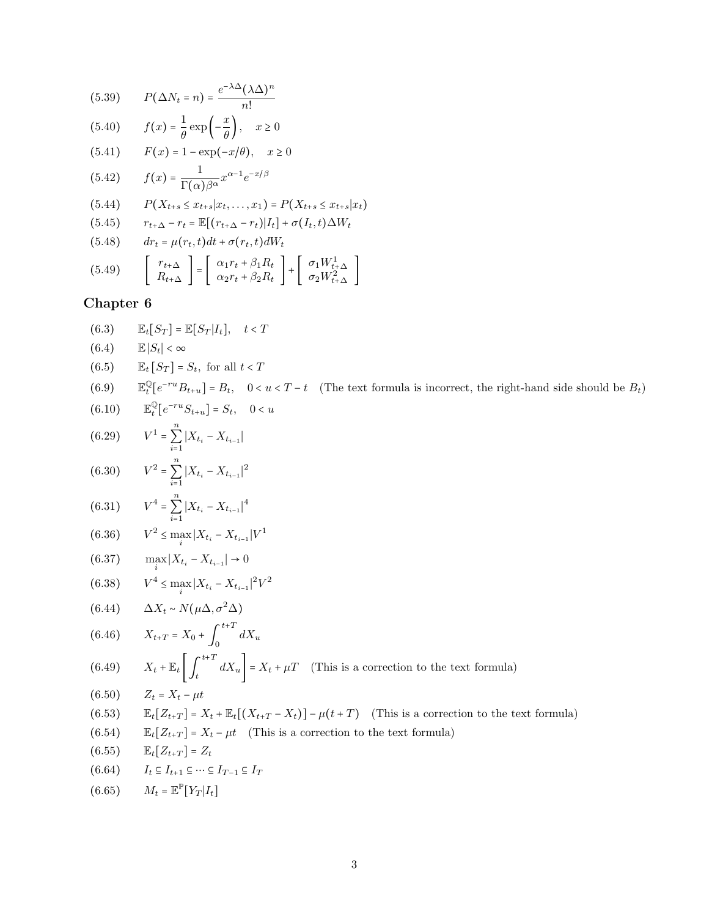(5.39) $\quad P(\Delta N_t = n) = \dfrac{e^{-\lambda\Delta}(\lambda\Delta)^n}{n!}$

(5.40) $\quad f(x) = \dfrac{1}{\theta}\exp\left(-\dfrac{x}{\theta}\right), \quad x \geq 0$

(5.41) $\quad F(x) = 1 - \exp(-x/\theta), \quad x \geq 0$

(5.42) $\quad f(x) = \dfrac{1}{\Gamma(\alpha)\beta^\alpha} x^{\alpha-1} e^{-x/\beta}$

(5.44) $\quad P(X_{t+s} \leq x_{t+s} | x_t, \ldots, x_1) = P(X_{t+s} \leq x_{t+s} | x_t)$

(5.45) $\quad r_{t+\Delta} - r_t = \mathbb{E}[(r_{t+\Delta} - r_t)|I_t] + \sigma(I_t, t)\Delta W_t$

(5.48) $\quad dr_t = \mu(r_t, t)dt + \sigma(r_t, t)dW_t$

(5.49) $\quad \begin{bmatrix} r_{t+\Delta} \\ R_{t+\Delta} \end{bmatrix} = \begin{bmatrix} \alpha_1 r_t + \beta_1 R_t \\ \alpha_2 r_t + \beta_2 R_t \end{bmatrix} + \begin{bmatrix} \sigma_1 W^1_{t+\Delta} \\ \sigma_2 W^2_{t+\Delta} \end{bmatrix}$

## Chapter 6

(6.3) $\quad \mathbb{E}_t[S_T] = \mathbb{E}[S_T | I_t], \quad t < T$

(6.4) $\quad \mathbb{E}|S_t| < \infty$

(6.5) $\quad \mathbb{E}_t[S_T] = S_t,$ for all $t < T$

(6.9) $\quad \mathbb{E}^{\mathbb{Q}}_t[e^{-ru}B_{t+u}] = B_t, \quad 0 < u < T - t$ (The text formula is incorrect, the right-hand side should be $B_t$)

(6.10) $\quad \mathbb{E}^{\mathbb{Q}}_t[e^{-ru}S_{t+u}] = S_t, \quad 0 < u$

(6.29) $\quad V^1 = \displaystyle\sum_{i=1}^{n} |X_{t_i} - X_{t_{i-1}}|$

(6.30) $\quad V^2 = \displaystyle\sum_{i=1}^{n} |X_{t_i} - X_{t_{i-1}}|^2$

(6.31) $\quad V^4 = \displaystyle\sum_{i=1}^{n} |X_{t_i} - X_{t_{i-1}}|^4$

(6.36) $\quad V^2 \leq \max_i |X_{t_i} - X_{t_{i-1}}| V^1$

(6.37) $\quad \max_i |X_{t_i} - X_{t_{i-1}}| \to 0$

(6.38) $\quad V^4 \leq \max_i |X_{t_i} - X_{t_{i-1}}|^2 V^2$

(6.44) $\quad \Delta X_t \sim N(\mu\Delta, \sigma^2\Delta)$

(6.46) $\quad X_{t+T} = X_0 + \displaystyle\int_0^{t+T} dX_u$

(6.49) $\quad X_t + \mathbb{E}_t\left[\displaystyle\int_t^{t+T} dX_u\right] = X_t + \mu T$ (This is a correction to the text formula)

(6.50) $\quad Z_t = X_t - \mu t$

(6.53) $\quad \mathbb{E}_t[Z_{t+T}] = X_t + \mathbb{E}_t[(X_{t+T} - X_t)] - \mu(t+T)$ (This is a correction to the text formula)

(6.54) $\quad \mathbb{E}_t[Z_{t+T}] = X_t - \mu t$ (This is a correction to the text formula)

(6.55) $\quad \mathbb{E}_t[Z_{t+T}] = Z_t$

(6.64) $\quad I_t \subseteq I_{t+1} \subseteq \cdots \subseteq I_{T-1} \subseteq I_T$

(6.65) $\quad M_t = \mathbb{E}^{\mathbb{P}}[Y_T | I_t]$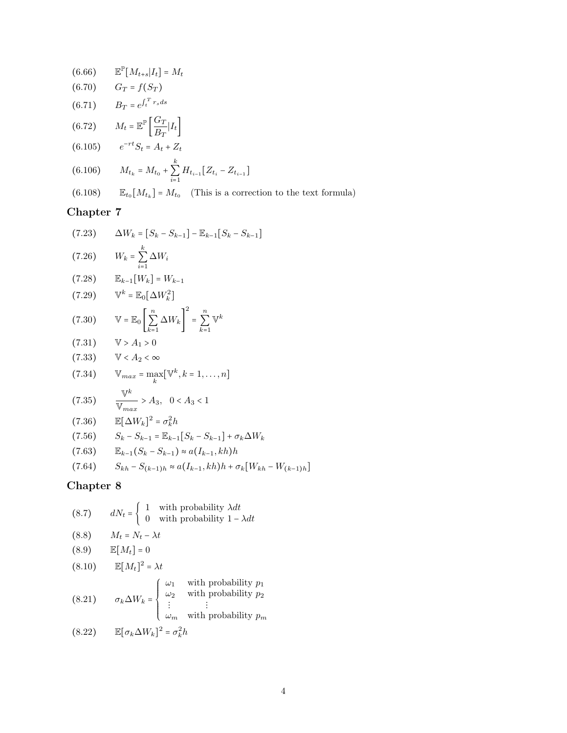(6.66) $\mathbb{E}^{\mathbb{P}}[M_{t+s}|I_t] = M_t$

(6.70) $G_T = f(S_T)$

(6.71) $B_T = e^{\int_t^T r_s ds}$

(6.72) $M_t = \mathbb{E}^{\mathbb{P}}\left[\dfrac{G_T}{B_T}|I_t\right]$

(6.105) $e^{-rt}S_t = A_t + Z_t$

(6.106) $M_{t_k} = M_{t_0} + \sum_{i=1}^{k} H_{t_{i-1}}[Z_{t_i} - Z_{t_{i-1}}]$

(6.108) $\mathbb{E}_{t_0}[M_{t_k}] = M_{t_0}$ (This is a correction to the text formula)

## Chapter 7

(7.23) $\Delta W_k = [S_k - S_{k-1}] - \mathbb{E}_{k-1}[S_k - S_{k-1}]$

(7.26) $W_k = \sum_{i=1}^{k} \Delta W_i$

(7.28) $\mathbb{E}_{k-1}[W_k] = W_{k-1}$

(7.29) $\mathbb{V}^k = \mathbb{E}_0[\Delta W_k^2]$

(7.30) $\mathbb{V} = \mathbb{E}_0\left[\sum_{k=1}^{n} \Delta W_k\right]^2 = \sum_{k=1}^{n} \mathbb{V}^k$

(7.31) $\mathbb{V} > A_1 > 0$

(7.33) $\mathbb{V} < A_2 < \infty$

(7.34) $\mathbb{V}_{max} = \max_k[\mathbb{V}^k, k = 1, \ldots, n]$

(7.35) $\dfrac{\mathbb{V}^k}{\mathbb{V}_{max}} > A_3, \quad 0 < A_3 < 1$

(7.36) $\mathbb{E}[\Delta W_k]^2 = \sigma_k^2 h$

(7.56) $S_k - S_{k-1} = \mathbb{E}_{k-1}[S_k - S_{k-1}] + \sigma_k \Delta W_k$

(7.63) $\mathbb{E}_{k-1}(S_k - S_{k-1}) \approx a(I_{k-1}, kh)h$

(7.64) $S_{kh} - S_{(k-1)h} \approx a(I_{k-1}, kh)h + \sigma_k[W_{kh} - W_{(k-1)h}]$

## Chapter 8

(8.7) $dN_t = \begin{cases} 1 & \text{with probability } \lambda dt \\ 0 & \text{with probability } 1 - \lambda dt \end{cases}$

(8.8) $M_t = N_t - \lambda t$

(8.9) $\mathbb{E}[M_t] = 0$

(8.10) $\mathbb{E}[M_t]^2 = \lambda t$

(8.21) $\sigma_k \Delta W_k = \begin{cases} \omega_1 & \text{with probability } p_1 \\ \omega_2 & \text{with probability } p_2 \\ \vdots & \qquad \vdots \\ \omega_m & \text{with probability } p_m \end{cases}$

(8.22) $\mathbb{E}[\sigma_k \Delta W_k]^2 = \sigma_k^2 h$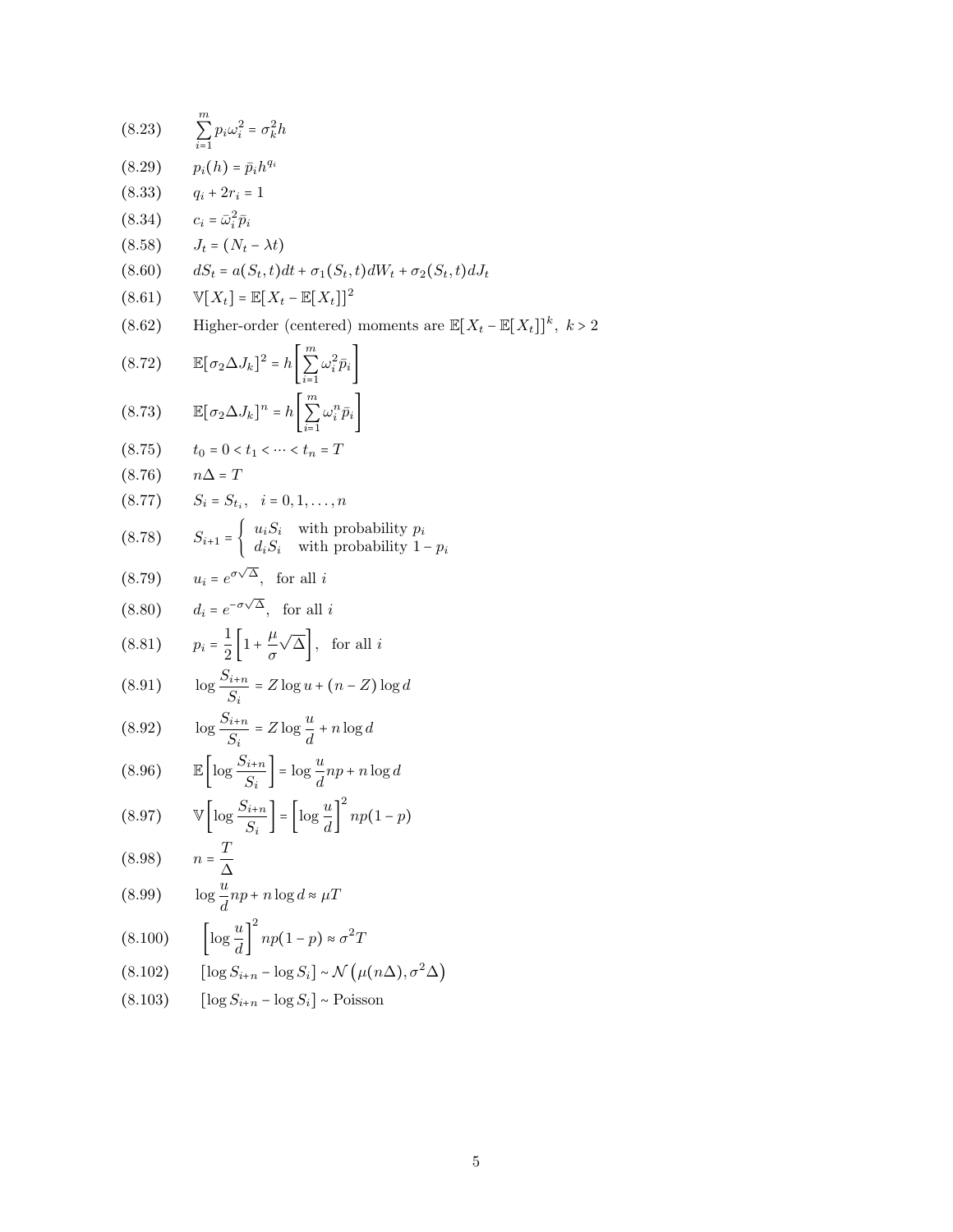(8.23) $\sum_{i=1}^{m} p_i \omega_i^2 = \sigma_k^2 h$

(8.29) $p_i(h) = \bar{p}_i h^{q_i}$

(8.33) $q_i + 2r_i = 1$

(8.34) $c_i = \bar{\omega}_i^2 \bar{p}_i$

(8.58) $J_t = (N_t - \lambda t)$

(8.60) $dS_t = a(S_t, t)dt + \sigma_1(S_t, t)dW_t + \sigma_2(S_t, t)dJ_t$

(8.61) $\mathbb{V}[X_t] = \mathbb{E}[X_t - \mathbb{E}[X_t]]^2$

(8.62) Higher-order (centered) moments are $\mathbb{E}[X_t - \mathbb{E}[X_t]]^k,\ k > 2$

(8.72) $\mathbb{E}[\sigma_2 \Delta J_k]^2 = h\left[\sum_{i=1}^{m} \omega_i^2 \bar{p}_i\right]$

(8.73) $\mathbb{E}[\sigma_2 \Delta J_k]^n = h\left[\sum_{i=1}^{m} \omega_i^n \bar{p}_i\right]$

(8.75) $t_0 = 0 < t_1 < \cdots < t_n = T$

(8.76) $n\Delta = T$

(8.77) $S_i = S_{t_i}, \quad i = 0, 1, \ldots, n$

(8.78) $S_{i+1} = \begin{cases} u_i S_i & \text{with probability } p_i \\ d_i S_i & \text{with probability } 1 - p_i \end{cases}$

(8.79) $u_i = e^{\sigma\sqrt{\Delta}}, \quad \text{for all } i$

(8.80) $d_i = e^{-\sigma\sqrt{\Delta}}, \quad \text{for all } i$

(8.81) $p_i = \frac{1}{2}\left[1 + \frac{\mu}{\sigma}\sqrt{\Delta}\right], \quad \text{for all } i$

(8.91) $\log \frac{S_{i+n}}{S_i} = Z \log u + (n - Z)\log d$

(8.92) $\log \frac{S_{i+n}}{S_i} = Z \log \frac{u}{d} + n \log d$

(8.96) $\mathbb{E}\left[\log \frac{S_{i+n}}{S_i}\right] = \log \frac{u}{d} np + n \log d$

(8.97) $\mathbb{V}\left[\log \frac{S_{i+n}}{S_i}\right] = \left[\log \frac{u}{d}\right]^2 np(1-p)$

(8.98) $n = \frac{T}{\Delta}$

(8.99) $\log \frac{u}{d} np + n \log d \approx \mu T$

(8.100) $\left[\log \frac{u}{d}\right]^2 np(1-p) \approx \sigma^2 T$

(8.102) $[\log S_{i+n} - \log S_i] \sim \mathcal{N}\left(\mu(n\Delta), \sigma^2\Delta\right)$

(8.103) $[\log S_{i+n} - \log S_i] \sim \text{Poisson}$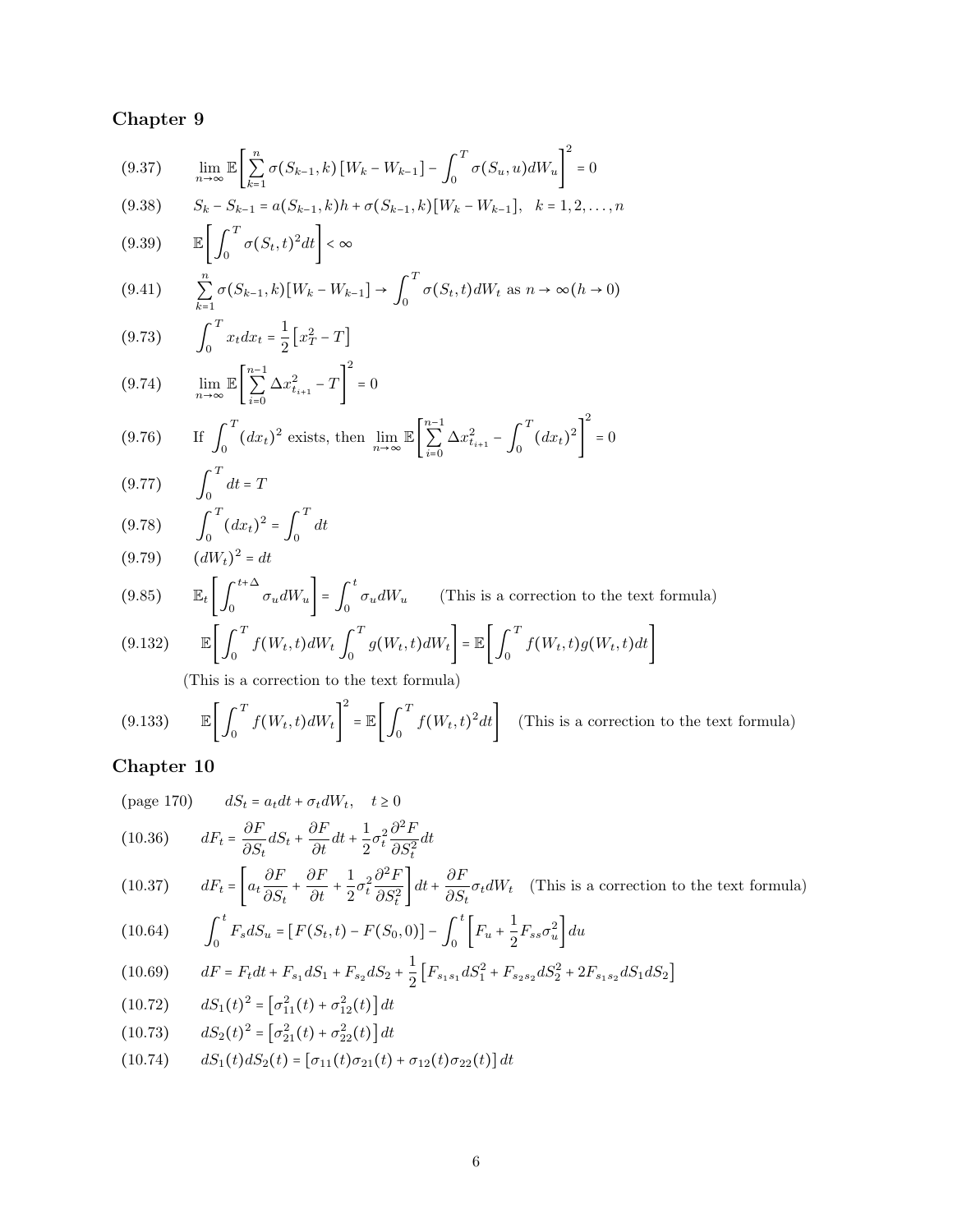## Chapter 9

(9.37) $$\lim_{n\to\infty} \mathbb{E}\left[\sum_{k=1}^{n} \sigma(S_{k-1},k)\left[W_k - W_{k-1}\right] - \int_0^T \sigma(S_u,u)dW_u\right]^2 = 0$$

(9.38) $$S_k - S_{k-1} = a(S_{k-1},k)h + \sigma(S_{k-1},k)[W_k - W_{k-1}], \quad k = 1,2,\ldots,n$$

(9.39) $$\mathbb{E}\left[\int_0^T \sigma(S_t,t)^2 dt\right] < \infty$$

(9.41) $$\sum_{k=1}^{n} \sigma(S_{k-1},k)[W_k - W_{k-1}] \to \int_0^T \sigma(S_t,t)dW_t \text{ as } n \to \infty (h \to 0)$$

(9.73) $$\int_0^T x_t dx_t = \frac{1}{2}\left[x_T^2 - T\right]$$

(9.74) $$\lim_{n\to\infty} \mathbb{E}\left[\sum_{i=0}^{n-1} \Delta x_{t_{i+1}}^2 - T\right]^2 = 0$$

(9.76) $$\text{If } \int_0^T (dx_t)^2 \text{ exists, then } \lim_{n\to\infty} \mathbb{E}\left[\sum_{i=0}^{n-1} \Delta x_{t_{i+1}}^2 - \int_0^T (dx_t)^2\right]^2 = 0$$

(9.77) $$\int_0^T dt = T$$

(9.78) $$\int_0^T (dx_t)^2 = \int_0^T dt$$

(9.79) $$(dW_t)^2 = dt$$

(9.85) $$\mathbb{E}_t\left[\int_0^{t+\Delta} \sigma_u dW_u\right] = \int_0^t \sigma_u dW_u$$ (This is a correction to the text formula)

(9.132) $$\mathbb{E}\left[\int_0^T f(W_t,t)dW_t \int_0^T g(W_t,t)dW_t\right] = \mathbb{E}\left[\int_0^T f(W_t,t)g(W_t,t)dt\right]$$

(This is a correction to the text formula)

(9.133) $$\mathbb{E}\left[\int_0^T f(W_t,t)dW_t\right]^2 = \mathbb{E}\left[\int_0^T f(W_t,t)^2 dt\right]$$ (This is a correction to the text formula)

## Chapter 10

(page 170) $$dS_t = a_t dt + \sigma_t dW_t, \quad t \geq 0$$

(10.36) $$dF_t = \frac{\partial F}{\partial S_t}dS_t + \frac{\partial F}{\partial t}dt + \frac{1}{2}\sigma_t^2 \frac{\partial^2 F}{\partial S_t^2}dt$$

(10.37) $$dF_t = \left[a_t \frac{\partial F}{\partial S_t} + \frac{\partial F}{\partial t} + \frac{1}{2}\sigma_t^2 \frac{\partial^2 F}{\partial S_t^2}\right]dt + \frac{\partial F}{\partial S_t}\sigma_t dW_t$$ (This is a correction to the text formula)

(10.64) $$\int_0^t F_s dS_u = \left[F(S_t,t) - F(S_0,0)\right] - \int_0^t \left[F_u + \frac{1}{2}F_{ss}\sigma_u^2\right]du$$

(10.69) $$dF = F_t dt + F_{s_1}dS_1 + F_{s_2}dS_2 + \frac{1}{2}\left[F_{s_1 s_1}dS_1^2 + F_{s_2 s_2}dS_2^2 + 2F_{s_1 s_2}dS_1 dS_2\right]$$

(10.72) $$dS_1(t)^2 = \left[\sigma_{11}^2(t) + \sigma_{12}^2(t)\right]dt$$

(10.73) $$dS_2(t)^2 = \left[\sigma_{21}^2(t) + \sigma_{22}^2(t)\right]dt$$

(10.74) $$dS_1(t)dS_2(t) = \left[\sigma_{11}(t)\sigma_{21}(t) + \sigma_{12}(t)\sigma_{22}(t)\right]dt$$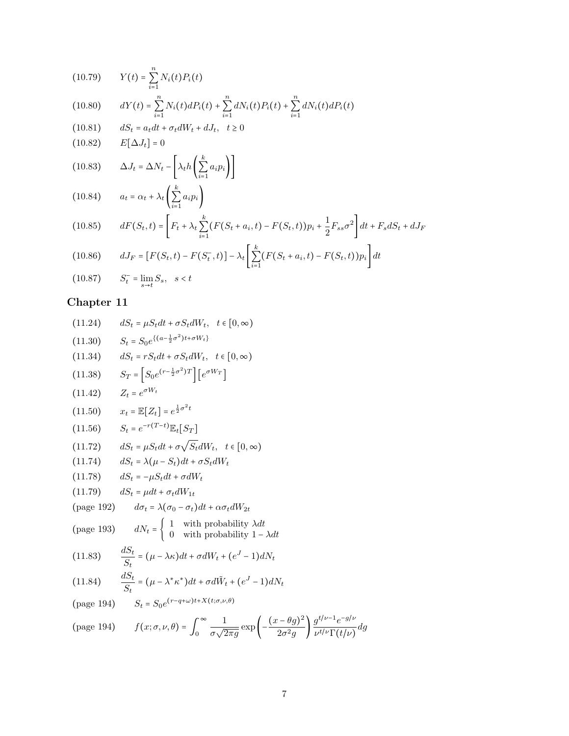(10.79) $$Y(t) = \sum_{i=1}^{n} N_i(t) P_i(t)$$

(10.80) $$dY(t) = \sum_{i=1}^{n} N_i(t) dP_i(t) + \sum_{i=1}^{n} dN_i(t) P_i(t) + \sum_{i=1}^{n} dN_i(t) dP_i(t)$$

(10.81) $$dS_t = a_t dt + \sigma_t dW_t + dJ_t, \quad t \geq 0$$

(10.82) $$E[\Delta J_t] = 0$$

(10.83) $$\Delta J_t = \Delta N_t - \left[\lambda_t h \left(\sum_{i=1}^{k} a_i p_i\right)\right]$$

(10.84) $$a_t = \alpha_t + \lambda_t \left(\sum_{i=1}^{k} a_i p_i\right)$$

(10.85) $$dF(S_t, t) = \left[F_t + \lambda_t \sum_{i=1}^{k} (F(S_t + a_i, t) - F(S_t, t)) p_i + \frac{1}{2} F_{ss} \sigma^2\right] dt + F_s dS_t + dJ_F$$

(10.86) $$dJ_F = [F(S_t, t) - F(S_t^-, t)] - \lambda_t \left[\sum_{i=1}^{k} (F(S_t + a_i, t) - F(S_t, t)) p_i\right] dt$$

(10.87) $$S_t^- = \lim_{s \to t} S_s, \quad s < t$$

## Chapter 11

(11.24) $$dS_t = \mu S_t dt + \sigma S_t dW_t, \quad t \in [0, \infty)$$

(11.30) $$S_t = S_0 e^{\{(a - \frac{1}{2}\sigma^2)t + \sigma W_t\}}$$

(11.34) $$dS_t = r S_t dt + \sigma S_t dW_t, \quad t \in [0, \infty)$$

(11.38) $$S_T = \left[S_0 e^{(r - \frac{1}{2}\sigma^2)T}\right]\left[e^{\sigma W_T}\right]$$

(11.42) $$Z_t = e^{\sigma W_t}$$

(11.50) $$x_t = \mathbb{E}[Z_t] = e^{\frac{1}{2}\sigma^2 t}$$

(11.56) $$S_t = e^{-r(T-t)} \mathbb{E}_t[S_T]$$

(11.72) $$dS_t = \mu S_t dt + \sigma \sqrt{S_t} dW_t, \quad t \in [0, \infty)$$

(11.74) $$dS_t = \lambda(\mu - S_t) dt + \sigma S_t dW_t$$

(11.78) $$dS_t = -\mu S_t dt + \sigma dW_t$$

(11.79) $$dS_t = \mu dt + \sigma_t dW_{1t}$$

(page 192) $$d\sigma_t = \lambda(\sigma_0 - \sigma_t) dt + \alpha \sigma_t dW_{2t}$$

(page 193) $$dN_t = \begin{cases} 1 & \text{with probability } \lambda dt \\ 0 & \text{with probability } 1 - \lambda dt \end{cases}$$

(11.83) $$\frac{dS_t}{S_t} = (\mu - \lambda\kappa) dt + \sigma dW_t + (e^J - 1) dN_t$$

(11.84) $$\frac{dS_t}{S_t} = (\mu - \lambda^* \kappa^*) dt + \sigma d\tilde{W}_t + (e^J - 1) dN_t$$

(page 194) $$S_t = S_0 e^{(r - q + \omega)t + X(t; \sigma, \nu, \theta)}$$

(page 194) $$f(x; \sigma, \nu, \theta) = \int_0^\infty \frac{1}{\sigma\sqrt{2\pi g}} \exp\left(-\frac{(x - \theta g)^2}{2\sigma^2 g}\right) \frac{g^{t/\nu - 1} e^{-g/\nu}}{\nu^{t/\nu} \Gamma(t/\nu)} dg$$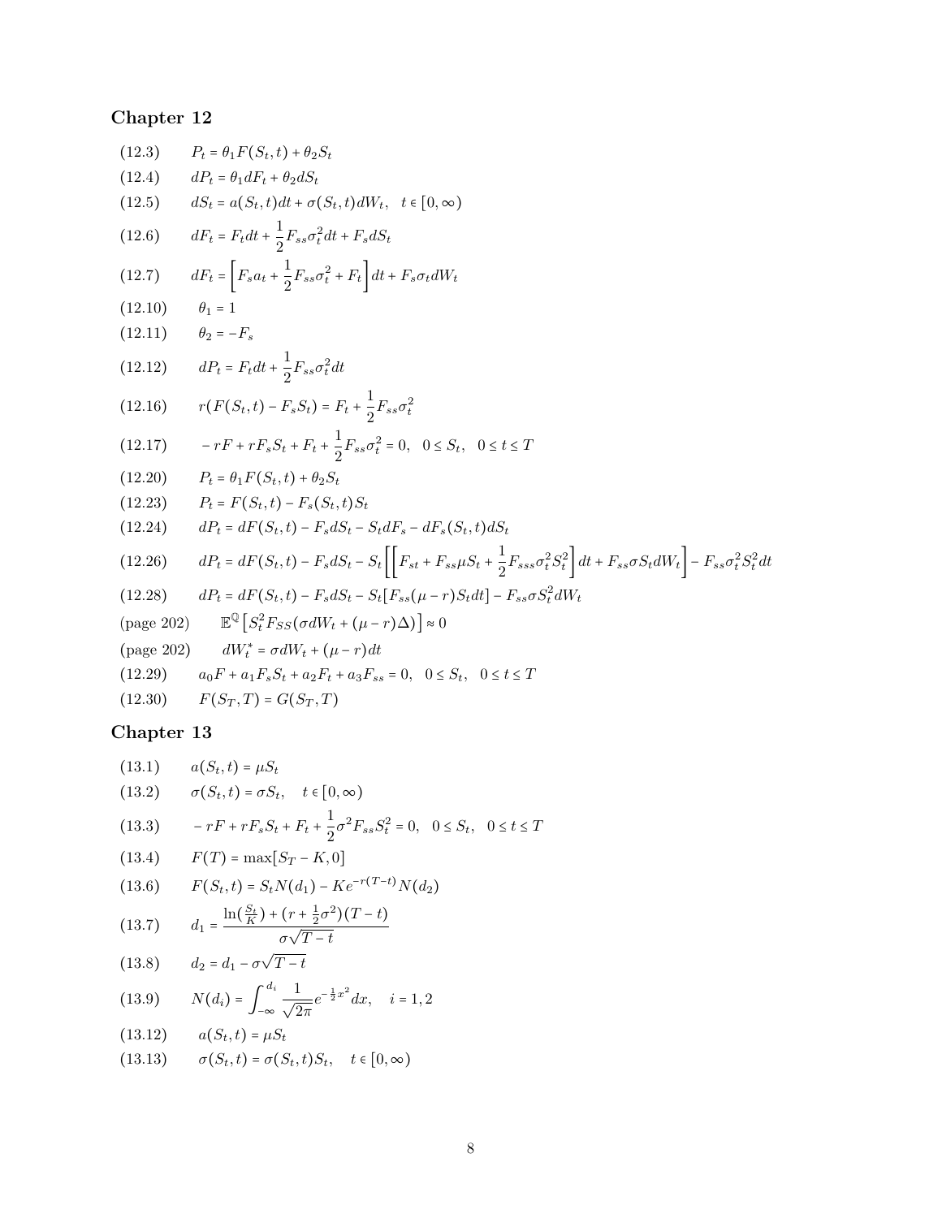## Chapter 12

(12.3) $P_t = \theta_1 F(S_t, t) + \theta_2 S_t$

(12.4) $dP_t = \theta_1 dF_t + \theta_2 dS_t$

(12.5) $dS_t = a(S_t, t)dt + \sigma(S_t, t)dW_t, \quad t \in [0, \infty)$

(12.6) $dF_t = F_t dt + \frac{1}{2} F_{ss}\sigma_t^2 dt + F_s dS_t$

(12.7) $dF_t = \left[F_s a_t + \frac{1}{2} F_{ss}\sigma_t^2 + F_t\right] dt + F_s \sigma_t dW_t$

(12.10) $\theta_1 = 1$

(12.11) $\theta_2 = -F_s$

(12.12) $dP_t = F_t dt + \frac{1}{2} F_{ss}\sigma_t^2 dt$

(12.16) $r(F(S_t, t) - F_s S_t) = F_t + \frac{1}{2} F_{ss}\sigma_t^2$

(12.17) $-rF + rF_s S_t + F_t + \frac{1}{2} F_{ss}\sigma_t^2 = 0, \quad 0 \le S_t, \quad 0 \le t \le T$

(12.20) $P_t = \theta_1 F(S_t, t) + \theta_2 S_t$

(12.23) $P_t = F(S_t, t) - F_s(S_t, t) S_t$

(12.24) $dP_t = dF(S_t, t) - F_s dS_t - S_t dF_s - dF_s(S_t, t) dS_t$

(12.26) $dP_t = dF(S_t, t) - F_s dS_t - S_t\left[\left[F_{st} + F_{ss}\mu S_t + \frac{1}{2} F_{sss}\sigma_t^2 S_t^2\right] dt + F_{ss}\sigma S_t dW_t\right] - F_{ss}\sigma_t^2 S_t^2 dt$

(12.28) $dP_t = dF(S_t, t) - F_s dS_t - S_t[F_{ss}(\mu - r) S_t dt] - F_{ss}\sigma S_t^2 dW_t$

(page 202) $\mathbb{E}^{\mathbb{Q}}\left[S_t^2 F_{SS}(\sigma dW_t + (\mu - r)\Delta)\right] \approx 0$

(page 202) $dW_t^* = \sigma dW_t + (\mu - r) dt$

(12.29) $a_0 F + a_1 F_s S_t + a_2 F_t + a_3 F_{ss} = 0, \quad 0 \le S_t, \quad 0 \le t \le T$

(12.30) $F(S_T, T) = G(S_T, T)$

## Chapter 13

(13.1) $a(S_t, t) = \mu S_t$

(13.2) $\sigma(S_t, t) = \sigma S_t, \quad t \in [0, \infty)$

(13.3) $-rF + rF_s S_t + F_t + \frac{1}{2}\sigma^2 F_{ss} S_t^2 = 0, \quad 0 \le S_t, \quad 0 \le t \le T$

(13.4) $F(T) = \max[S_T - K, 0]$

(13.6) $F(S_t, t) = S_t N(d_1) - Ke^{-r(T-t)} N(d_2)$

(13.7) $d_1 = \dfrac{\ln(\frac{S_t}{K}) + (r + \frac{1}{2}\sigma^2)(T - t)}{\sigma\sqrt{T - t}}$

(13.8) $d_2 = d_1 - \sigma\sqrt{T - t}$

(13.9) $N(d_i) = \int_{-\infty}^{d_i} \frac{1}{\sqrt{2\pi}} e^{-\frac{1}{2}x^2} dx, \quad i = 1, 2$

(13.12) $a(S_t, t) = \mu S_t$

(13.13) $\sigma(S_t, t) = \sigma(S_t, t) S_t, \quad t \in [0, \infty)$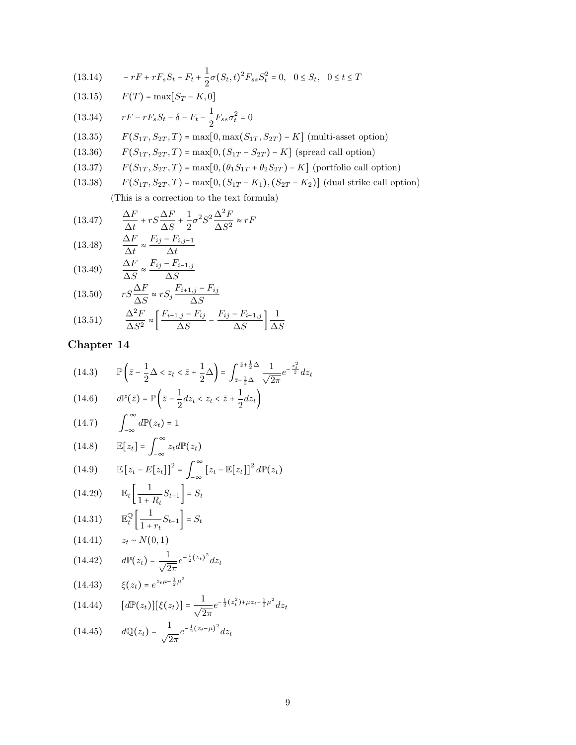(13.14) $$-rF + rF_s S_t + F_t + \frac{1}{2}\sigma(S_t,t)^2 F_{ss} S_t^2 = 0, \quad 0 \le S_t, \quad 0 \le t \le T$$

(13.15) $$F(T) = \max[S_T - K, 0]$$

(13.34) $$rF - rF_s S_t - \delta - F_t - \frac{1}{2}F_{ss}\sigma_t^2 = 0$$

(13.35) $$F(S_{1T}, S_{2T}, T) = \max[0, \max(S_{1T}, S_{2T}) - K] \text{ (multi-asset option)}$$

(13.36) $$F(S_{1T}, S_{2T}, T) = \max[0, (S_{1T} - S_{2T}) - K] \text{ (spread call option)}$$

(13.37) $$F(S_{1T}, S_{2T}, T) = \max[0, (\theta_1 S_{1T} + \theta_2 S_{2T}) - K] \text{ (portfolio call option)}$$

(13.38) $$F(S_{1T}, S_{2T}, T) = \max[0, (S_{1T} - K_1), (S_{2T} - K_2)] \text{ (dual strike call option)}$$

(This is a correction to the text formula)

(13.47) $$\frac{\Delta F}{\Delta t} + rS\frac{\Delta F}{\Delta S} + \frac{1}{2}\sigma^2 S^2 \frac{\Delta^2 F}{\Delta S^2} \approx rF$$

(13.48) $$\frac{\Delta F}{\Delta t} \approx \frac{F_{ij} - F_{i,j-1}}{\Delta t}$$

(13.49) $$\frac{\Delta F}{\Delta S} \approx \frac{F_{ij} - F_{i-1,j}}{\Delta S}$$

(13.50) $$rS\frac{\Delta F}{\Delta S} \approx rS_j \frac{F_{i+1,j} - F_{ij}}{\Delta S}$$

(13.51) $$\frac{\Delta^2 F}{\Delta S^2} \approx \left[\frac{F_{i+1,j} - F_{ij}}{\Delta S} - \frac{F_{ij} - F_{i-1,j}}{\Delta S}\right]\frac{1}{\Delta S}$$

## Chapter 14

(14.3) $$\mathbb{P}\left(\bar{z} - \frac{1}{2}\Delta < z_t < \bar{z} + \frac{1}{2}\Delta\right) = \int_{\bar{z}-\frac{1}{2}\Delta}^{\bar{z}+\frac{1}{2}\Delta} \frac{1}{\sqrt{2\pi}} e^{-\frac{z_t^2}{2}} dz_t$$

(14.6) $$d\mathbb{P}(\bar{z}) = \mathbb{P}\left(\bar{z} - \frac{1}{2}dz_t < z_t < \bar{z} + \frac{1}{2}dz_t\right)$$

(14.7) $$\int_{-\infty}^{\infty} d\mathbb{P}(z_t) = 1$$

(14.8) $$\mathbb{E}[z_t] = \int_{-\infty}^{\infty} z_t \, d\mathbb{P}(z_t)$$

(14.9) $$\mathbb{E}\left[z_t - E[z_t]\right]^2 = \int_{-\infty}^{\infty} \left[z_t - \mathbb{E}[z_t]\right]^2 d\mathbb{P}(z_t)$$

(14.29) $$\mathbb{E}_t\left[\frac{1}{1+R_t} S_{t+1}\right] = S_t$$

(14.31) $$\mathbb{E}_t^{\mathbb{Q}}\left[\frac{1}{1+r_t} S_{t+1}\right] = S_t$$

(14.41) $$z_t \sim N(0,1)$$

(14.42) $$d\mathbb{P}(z_t) = \frac{1}{\sqrt{2\pi}} e^{-\frac{1}{2}(z_t)^2} dz_t$$

(14.43) $$\xi(z_t) = e^{z_t \mu - \frac{1}{2}\mu^2}$$

(14.44) $$[d\mathbb{P}(z_t)][\xi(z_t)] = \frac{1}{\sqrt{2\pi}} e^{-\frac{1}{2}(z_t^2) + \mu z_t - \frac{1}{2}\mu^2} dz_t$$

(14.45) $$d\mathbb{Q}(z_t) = \frac{1}{\sqrt{2\pi}} e^{-\frac{1}{2}(z_t - \mu)^2} dz_t$$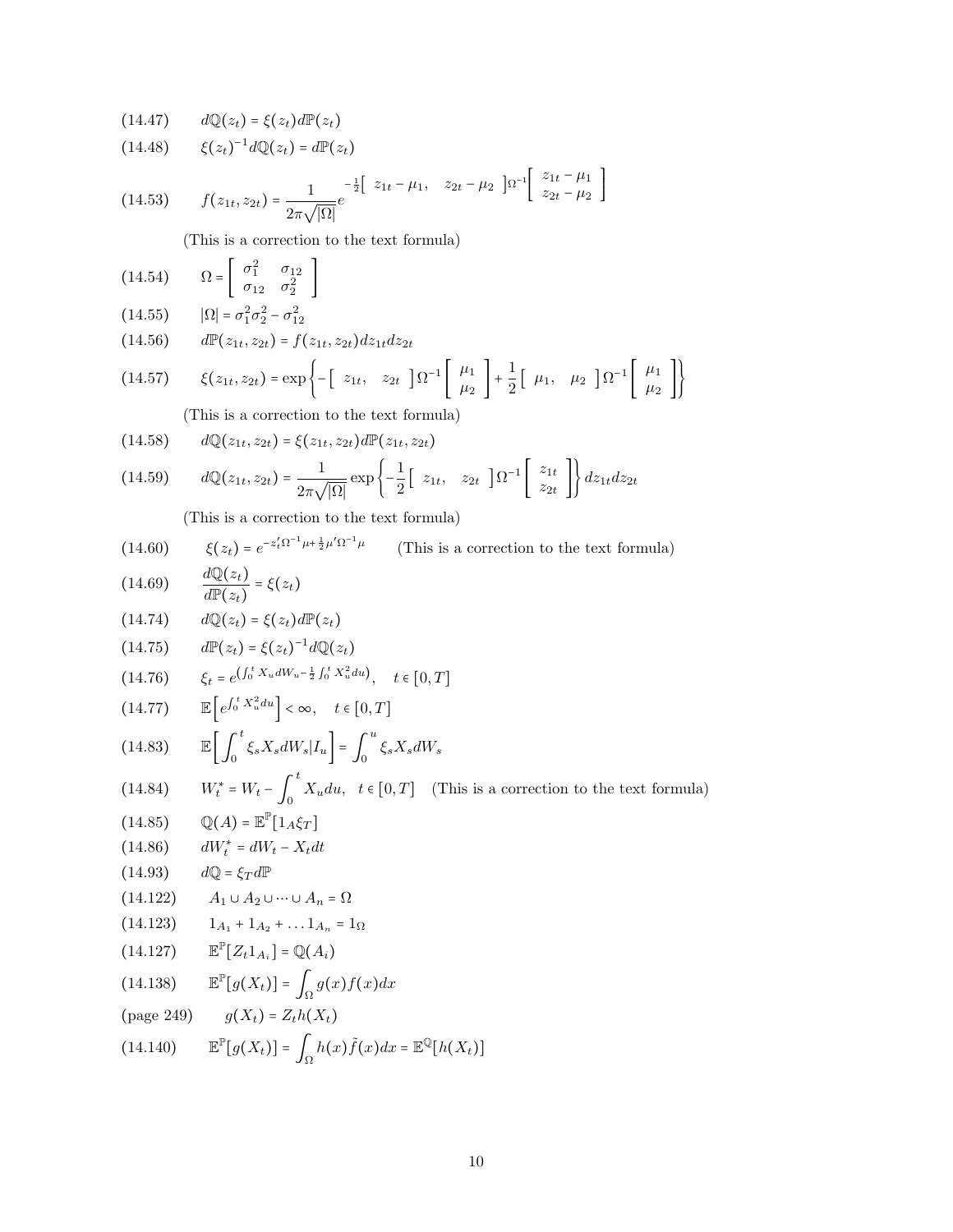(14.47) $\quad d\mathbb{Q}(z_t) = \xi(z_t)d\mathbb{P}(z_t)$

(14.48) $\quad \xi(z_t)^{-1}d\mathbb{Q}(z_t) = d\mathbb{P}(z_t)$

(14.53) $$f(z_{1t}, z_{2t}) = \frac{1}{2\pi\sqrt{|\Omega|}} e^{-\frac{1}{2}\begin{bmatrix} z_{1t} - \mu_1, & z_{2t} - \mu_2 \end{bmatrix}\Omega^{-1}\begin{bmatrix} z_{1t} - \mu_1 \\ z_{2t} - \mu_2 \end{bmatrix}}$$

(This is a correction to the text formula)

(14.54) $$\Omega = \begin{bmatrix} \sigma_1^2 & \sigma_{12} \\ \sigma_{12} & \sigma_2^2 \end{bmatrix}$$

(14.55) $\quad |\Omega| = \sigma_1^2\sigma_2^2 - \sigma_{12}^2$

(14.56) $\quad d\mathbb{P}(z_{1t}, z_{2t}) = f(z_{1t}, z_{2t})dz_{1t}dz_{2t}$

(14.57) $$\xi(z_{1t}, z_{2t}) = \exp\left\{-\begin{bmatrix} z_{1t}, & z_{2t} \end{bmatrix}\Omega^{-1}\begin{bmatrix} \mu_1 \\ \mu_2 \end{bmatrix} + \frac{1}{2}\begin{bmatrix} \mu_1, & \mu_2 \end{bmatrix}\Omega^{-1}\begin{bmatrix} \mu_1 \\ \mu_2 \end{bmatrix}\right\}$$

(This is a correction to the text formula)

(14.58) $\quad d\mathbb{Q}(z_{1t}, z_{2t}) = \xi(z_{1t}, z_{2t})d\mathbb{P}(z_{1t}, z_{2t})$

(14.59) $$d\mathbb{Q}(z_{1t}, z_{2t}) = \frac{1}{2\pi\sqrt{|\Omega|}}\exp\left\{-\frac{1}{2}\begin{bmatrix} z_{1t}, & z_{2t} \end{bmatrix}\Omega^{-1}\begin{bmatrix} z_{1t} \\ z_{2t} \end{bmatrix}\right\}dz_{1t}dz_{2t}$$

(This is a correction to the text formula)

(14.60) $\quad \xi(z_t) = e^{-z_t'\Omega^{-1}\mu + \frac{1}{2}\mu'\Omega^{-1}\mu}$ (This is a correction to the text formula)

(14.69) $$\frac{d\mathbb{Q}(z_t)}{d\mathbb{P}(z_t)} = \xi(z_t)$$

(14.74) $\quad d\mathbb{Q}(z_t) = \xi(z_t)d\mathbb{P}(z_t)$

(14.75) $\quad d\mathbb{P}(z_t) = \xi(z_t)^{-1}d\mathbb{Q}(z_t)$

(14.76) $\quad \xi_t = e^{\left(\int_0^t X_u dW_u - \frac{1}{2}\int_0^t X_u^2 du\right)}, \quad t \in [0, T]$

(14.77) $\quad \mathbb{E}\left[e^{\int_0^t X_u^2 du}\right] < \infty, \quad t \in [0, T]$

(14.83) $$\mathbb{E}\left[\int_0^t \xi_s X_s dW_s | I_u\right] = \int_0^u \xi_s X_s dW_s$$

(14.84) $\quad W_t^* = W_t - \int_0^t X_u du, \quad t \in [0, T]$ (This is a correction to the text formula)

(14.85) $\quad \mathbb{Q}(A) = \mathbb{E}^{\mathbb{P}}[1_A \xi_T]$

(14.86) $\quad dW_t^* = dW_t - X_t dt$

(14.93) $\quad d\mathbb{Q} = \xi_T d\mathbb{P}$

(14.122) $\quad A_1 \cup A_2 \cup \cdots \cup A_n = \Omega$

(14.123) $\quad 1_{A_1} + 1_{A_2} + \ldots 1_{A_n} = 1_\Omega$

(14.127) $\quad \mathbb{E}^{\mathbb{P}}[Z_t 1_{A_i}] = \mathbb{Q}(A_i)$

(14.138) $\quad \mathbb{E}^{\mathbb{P}}[g(X_t)] = \int_\Omega g(x)f(x)dx$

(page 249) $\quad g(X_t) = Z_t h(X_t)$

(14.140) $\quad \mathbb{E}^{\mathbb{P}}[g(X_t)] = \int_\Omega h(x)\tilde{f}(x)dx = \mathbb{E}^{\mathbb{Q}}[h(X_t)]$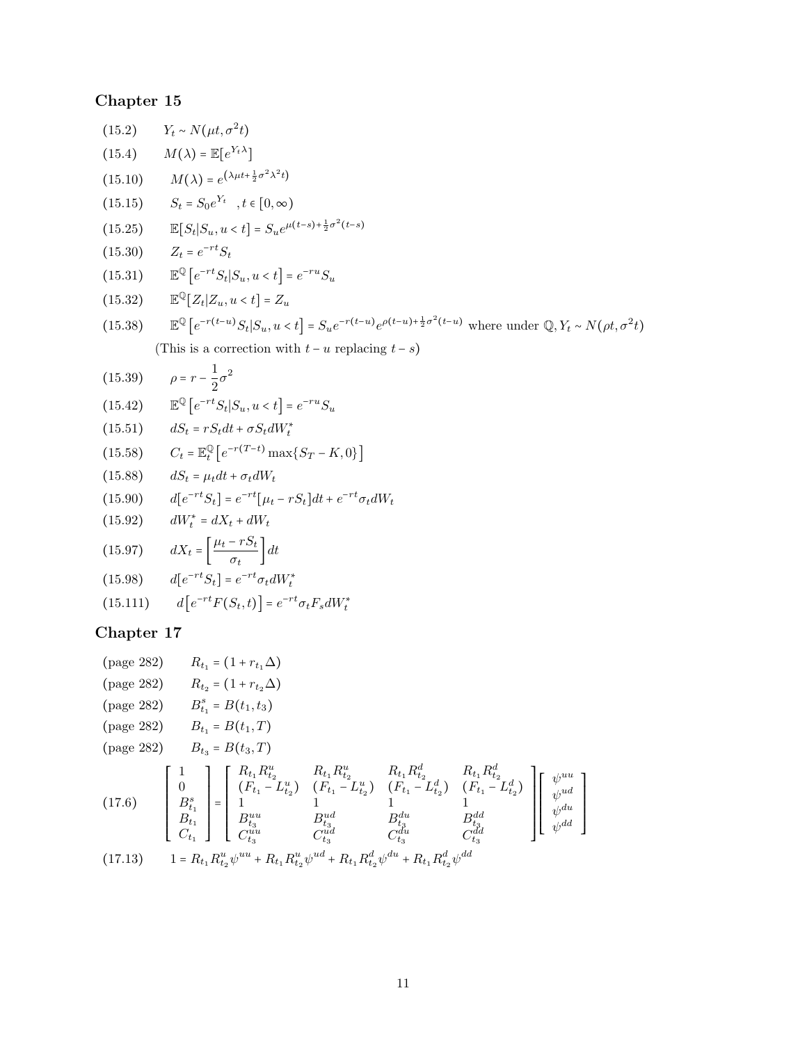## Chapter 15

(15.2) $\quad Y_t \sim N(\mu t, \sigma^2 t)$

(15.4) $\quad M(\lambda) = \mathbb{E}[e^{Y_t \lambda}]$

(15.10) $\quad M(\lambda) = e^{(\lambda \mu t + \frac{1}{2}\sigma^2 \lambda^2 t)}$

(15.15) $\quad S_t = S_0 e^{Y_t} \quad , t \in [0, \infty)$

(15.25) $\quad \mathbb{E}[S_t | S_u, u < t] = S_u e^{\mu(t-s) + \frac{1}{2}\sigma^2(t-s)}$

(15.30) $\quad Z_t = e^{-rt} S_t$

(15.31) $\quad \mathbb{E}^{\mathbb{Q}}\left[e^{-rt} S_t | S_u, u < t\right] = e^{-ru} S_u$

(15.32) $\quad \mathbb{E}^{\mathbb{Q}}[Z_t | Z_u, u < t] = Z_u$

(15.38) $\quad \mathbb{E}^{\mathbb{Q}}\left[e^{-r(t-u)} S_t | S_u, u < t\right] = S_u e^{-r(t-u)} e^{\rho(t-u) + \frac{1}{2}\sigma^2(t-u)}$ where under $\mathbb{Q}, Y_t \sim N(\rho t, \sigma^2 t)$

(This is a correction with $t-u$ replacing $t-s$)

(15.39) $\quad \rho = r - \dfrac{1}{2}\sigma^2$

(15.42) $\quad \mathbb{E}^{\mathbb{Q}}\left[e^{-rt} S_t | S_u, u < t\right] = e^{-ru} S_u$

(15.51) $\quad dS_t = r S_t dt + \sigma S_t dW_t^*$

(15.58) $\quad C_t = \mathbb{E}_t^{\mathbb{Q}}\left[e^{-r(T-t)} \max\{S_T - K, 0\}\right]$

(15.88) $\quad dS_t = \mu_t dt + \sigma_t dW_t$

(15.90) $\quad d[e^{-rt} S_t] = e^{-rt}[\mu_t - r S_t] dt + e^{-rt} \sigma_t dW_t$

(15.92) $\quad dW_t^* = dX_t + dW_t$

(15.97) $\quad dX_t = \left[\dfrac{\mu_t - r S_t}{\sigma_t}\right] dt$

(15.98) $\quad d[e^{-rt} S_t] = e^{-rt} \sigma_t dW_t^*$

(15.111) $\quad d\left[e^{-rt} F(S_t, t)\right] = e^{-rt} \sigma_t F_s dW_t^*$

## Chapter 17

(page 282) $\quad R_{t_1} = (1 + r_{t_1} \Delta)$

(page 282) $\quad R_{t_2} = (1 + r_{t_2} \Delta)$

(page 282) $\quad B_{t_1}^s = B(t_1, t_3)$

(page 282) $\quad B_{t_1} = B(t_1, T)$

(page 282) $\quad B_{t_3} = B(t_3, T)$

(17.6)
$$\begin{bmatrix} 1 \\ 0 \\ B_{t_1}^s \\ B_{t_1} \\ C_{t_1} \end{bmatrix} = \begin{bmatrix} R_{t_1} R_{t_2}^u & R_{t_1} R_{t_2}^u & R_{t_1} R_{t_2}^d & R_{t_1} R_{t_2}^d \\ (F_{t_1} - L_{t_2}^u) & (F_{t_1} - L_{t_2}^u) & (F_{t_1} - L_{t_2}^d) & (F_{t_1} - L_{t_2}^d) \\ 1 & 1 & 1 & 1 \\ B_{t_3}^{uu} & B_{t_3}^{ud} & B_{t_3}^{du} & B_{t_3}^{dd} \\ C_{t_3}^{uu} & C_{t_3}^{ud} & C_{t_3}^{du} & C_{t_3}^{dd} \end{bmatrix} \begin{bmatrix} \psi^{uu} \\ \psi^{ud} \\ \psi^{du} \\ \psi^{dd} \end{bmatrix}$$

(17.13) $\quad 1 = R_{t_1} R_{t_2}^u \psi^{uu} + R_{t_1} R_{t_2}^u \psi^{ud} + R_{t_1} R_{t_2}^d \psi^{du} + R_{t_1} R_{t_2}^d \psi^{dd}$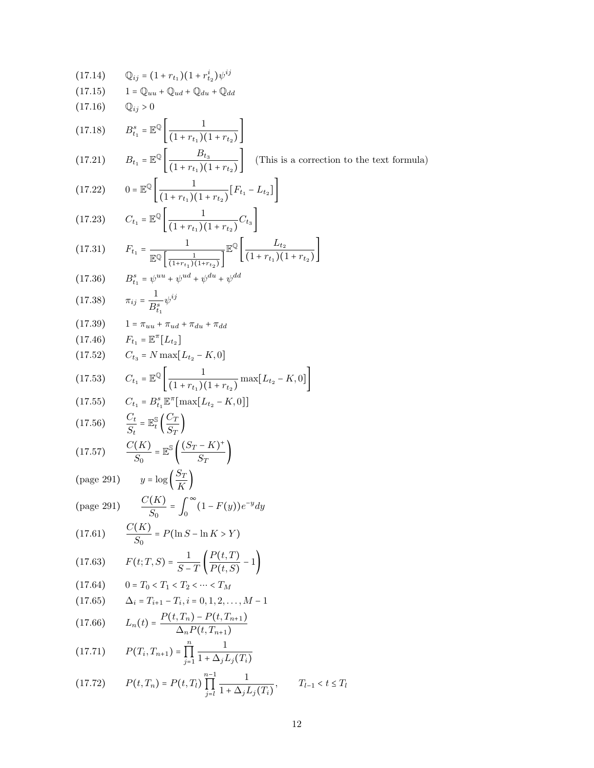(17.14) $\mathbb{Q}_{ij} = (1 + r_{t_1})(1 + r^i_{t_2})\psi^{ij}$

(17.15) $1 = \mathbb{Q}_{uu} + \mathbb{Q}_{ud} + \mathbb{Q}_{du} + \mathbb{Q}_{dd}$

(17.16) $\mathbb{Q}_{ij} > 0$

(17.18) $B^s_{t_1} = \mathbb{E}^{\mathbb{Q}}\left[\dfrac{1}{(1 + r_{t_1})(1 + r_{t_2})}\right]$

(17.21) $B_{t_1} = \mathbb{E}^{\mathbb{Q}}\left[\dfrac{B_{t_3}}{(1 + r_{t_1})(1 + r_{t_2})}\right]$ (This is a correction to the text formula)

(17.22) $0 = \mathbb{E}^{\mathbb{Q}}\left[\dfrac{1}{(1 + r_{t_1})(1 + r_{t_2})}[F_{t_1} - L_{t_2}]\right]$

(17.23) $C_{t_1} = \mathbb{E}^{\mathbb{Q}}\left[\dfrac{1}{(1 + r_{t_1})(1 + r_{t_2})}C_{t_3}\right]$

(17.31) $F_{t_1} = \dfrac{1}{\mathbb{E}^{\mathbb{Q}}\left[\frac{1}{(1+r_{t_1})(1+r_{t_2})}\right]}\mathbb{E}^{\mathbb{Q}}\left[\dfrac{L_{t_2}}{(1 + r_{t_1})(1 + r_{t_2})}\right]$

(17.36) $B^s_{t_1} = \psi^{uu} + \psi^{ud} + \psi^{du} + \psi^{dd}$

(17.38) $\pi_{ij} = \dfrac{1}{B^s_{t_1}}\psi^{ij}$

(17.39) $1 = \pi_{uu} + \pi_{ud} + \pi_{du} + \pi_{dd}$

(17.46) $F_{t_1} = \mathbb{E}^{\pi}[L_{t_2}]$

(17.52) $C_{t_3} = N\max[L_{t_2} - K, 0]$

(17.53) $C_{t_1} = \mathbb{E}^{\mathbb{Q}}\left[\dfrac{1}{(1 + r_{t_1})(1 + r_{t_2})}\max[L_{t_2} - K, 0]\right]$

(17.55) $C_{t_1} = B^s_{t_1}\mathbb{E}^{\pi}[\max[L_{t_2} - K, 0]]$

(17.56) $\dfrac{C_t}{S_t} = \mathbb{E}^{\mathbb{S}}_t\left(\dfrac{C_T}{S_T}\right)$

(17.57) $\dfrac{C(K)}{S_0} = \mathbb{E}^{\mathbb{S}}\left(\dfrac{(S_T - K)^+}{S_T}\right)$

(page 291) $y = \log\left(\dfrac{S_T}{K}\right)$

(page 291) $\dfrac{C(K)}{S_0} = \displaystyle\int_0^{\infty}(1 - F(y))e^{-y}dy$

(17.61) $\dfrac{C(K)}{S_0} = P(\ln S - \ln K > Y)$

(17.63) $F(t; T, S) = \dfrac{1}{S - T}\left(\dfrac{P(t, T)}{P(t, S)} - 1\right)$

(17.64) $0 = T_0 < T_1 < T_2 < \cdots < T_M$

(17.65) $\Delta_i = T_{i+1} - T_i, i = 0, 1, 2, \ldots, M - 1$

(17.66) $L_n(t) = \dfrac{P(t, T_n) - P(t, T_{n+1})}{\Delta_n P(t, T_{n+1})}$

(17.71) $P(T_i, T_{n+1}) = \displaystyle\prod_{j=1}^{n}\dfrac{1}{1 + \Delta_j L_j(T_i)}$

(17.72) $P(t, T_n) = P(t, T_l)\displaystyle\prod_{j=l}^{n-1}\dfrac{1}{1 + \Delta_j L_j(T_i)}, \qquad T_{l-1} < t \leq T_l$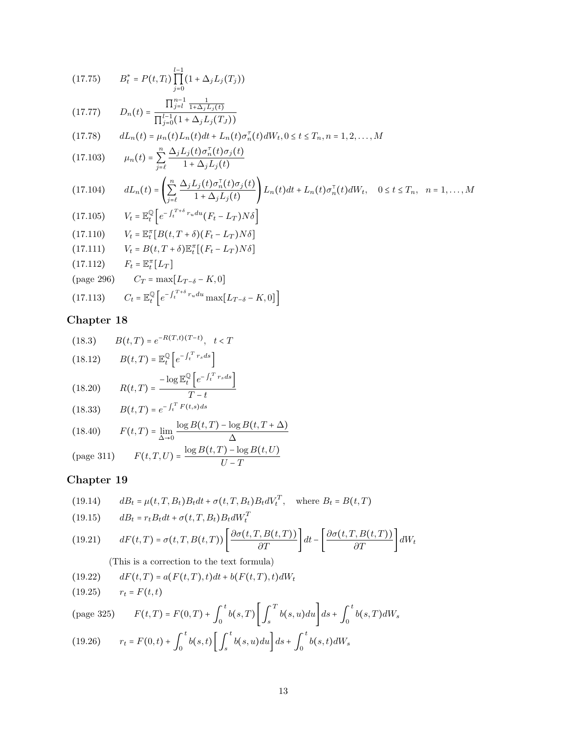(17.75) $\quad B_t^* = P(t, T_l) \prod_{j=0}^{l-1} (1 + \Delta_j L_j(T_j))$

(17.77) $\quad D_n(t) = \dfrac{\prod_{j=l}^{n-1} \frac{1}{1+\Delta_j L_j(t)}}{\prod_{j=0}^{l-1}(1 + \Delta_j L_j(T_J))}$

(17.78) $\quad dL_n(t) = \mu_n(t) L_n(t) dt + L_n(t) \sigma_n^\tau(t) dW_t, 0 \le t \le T_n, n = 1, 2, \ldots, M$

(17.103) $\quad \mu_n(t) = \sum_{j=\ell}^{n} \dfrac{\Delta_j L_j(t) \sigma_n^\tau(t) \sigma_j(t)}{1 + \Delta_j L_j(t)}$

(17.104) $\quad dL_n(t) = \left( \sum_{j=\ell}^{n} \dfrac{\Delta_j L_j(t) \sigma_n^\intercal(t) \sigma_j(t)}{1 + \Delta_j L_j(t)} \right) L_n(t) dt + L_n(t) \sigma_n^\intercal(t) dW_t, \quad 0 \le t \le T_n, \quad n = 1, \ldots, M$

(17.105) $\quad V_t = \mathbb{E}_t^{\mathbb{Q}} \left[ e^{-\int_t^{T+\delta} r_u du} (F_t - L_T) N\delta \right]$

(17.110) $\quad V_t = \mathbb{E}_t^{\pi} [B(t, T + \delta)(F_t - L_T) N\delta]$

(17.111) $\quad V_t = B(t, T + \delta) \mathbb{E}_t^{\pi} [(F_t - L_T) N\delta]$

(17.112) $\quad F_t = \mathbb{E}_t^{\pi} [L_T]$

(page 296) $\quad C_T = \max[L_{T-\delta} - K, 0]$

(17.113) $\quad C_t = \mathbb{E}_t^{\mathbb{Q}} \left[ e^{-\int_t^{T+\delta} r_u du} \max[L_{T-\delta} - K, 0] \right]$

## Chapter 18

(18.3) $\quad B(t, T) = e^{-R(T,t)(T-t)}, \quad t < T$

(18.12) $\quad B(t, T) = \mathbb{E}_t^{\mathbb{Q}} \left[ e^{-\int_t^T r_s ds} \right]$

(18.20) $\quad R(t, T) = \dfrac{-\log \mathbb{E}_t^{\mathbb{Q}} \left[ e^{-\int_t^T r_s ds} \right]}{T - t}$

(18.33) $\quad B(t, T) = e^{-\int_t^T F(t,s) ds}$

(18.40) $\quad F(t, T) = \lim_{\Delta \to 0} \dfrac{\log B(t, T) - \log B(t, T + \Delta)}{\Delta}$

(page 311) $\quad F(t, T, U) = \dfrac{\log B(t, T) - \log B(t, U)}{U - T}$

## Chapter 19

(19.14) $\quad dB_t = \mu(t, T, B_t) B_t dt + \sigma(t, T, B_t) B_t dV_t^T, \quad$ where $B_t = B(t, T)$

(19.15) $\quad dB_t = r_t B_t dt + \sigma(t, T, B_t) B_t dW_t^T$

(19.21) $\quad dF(t, T) = \sigma(t, T, B(t, T)) \left[ \dfrac{\partial \sigma(t, T, B(t, T))}{\partial T} \right] dt - \left[ \dfrac{\partial \sigma(t, T, B(t, T))}{\partial T} \right] dW_t$

(This is a correction to the text formula)

(19.22) $\quad dF(t, T) = a(F(t, T), t) dt + b(F(t, T), t) dW_t$

(19.25) $\quad r_t = F(t, t)$

(page 325) $\quad F(t, T) = F(0, T) + \int_0^t b(s, T) \left[ \int_s^T b(s, u) du \right] ds + \int_0^t b(s, T) dW_s$

(19.26) $\quad r_t = F(0, t) + \int_0^t b(s, t) \left[ \int_s^t b(s, u) du \right] ds + \int_0^t b(s, t) dW_s$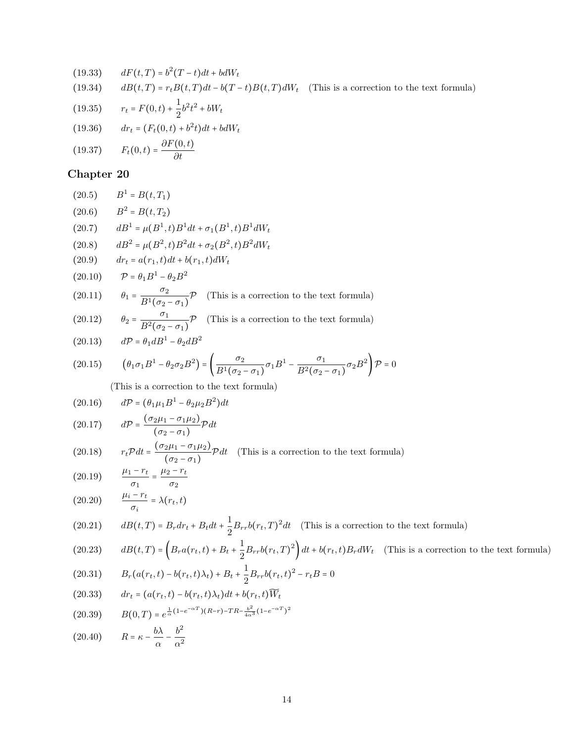(19.33) $dF(t,T) = b^2(T-t)dt + bdW_t$

(19.34) $dB(t,T) = r_tB(t,T)dt - b(T-t)B(t,T)dW_t$ (This is a correction to the text formula)

(19.35) $r_t = F(0,t) + \frac{1}{2}b^2t^2 + bW_t$

(19.36) $dr_t = (F_t(0,t) + b^2t)dt + bdW_t$

(19.37) $F_t(0,t) = \frac{\partial F(0,t)}{\partial t}$

## Chapter 20

(20.5) $B^1 = B(t,T_1)$

(20.6) $B^2 = B(t,T_2)$

(20.7) $dB^1 = \mu(B^1,t)B^1dt + \sigma_1(B^1,t)B^1dW_t$

(20.8) $dB^2 = \mu(B^2,t)B^2dt + \sigma_2(B^2,t)B^2dW_t$

(20.9) $dr_t = a(r_1,t)dt + b(r_1,t)dW_t$

(20.10) $\mathcal{P} = \theta_1B^1 - \theta_2B^2$

(20.11) $\theta_1 = \frac{\sigma_2}{B^1(\sigma_2 - \sigma_1)}\mathcal{P}$ (This is a correction to the text formula)

(20.12) $\theta_2 = \frac{\sigma_1}{B^2(\sigma_2 - \sigma_1)}\mathcal{P}$ (This is a correction to the text formula)

(20.13) $d\mathcal{P} = \theta_1dB^1 - \theta_2dB^2$

(20.15) $\left(\theta_1\sigma_1B^1 - \theta_2\sigma_2B^2\right) = \left(\frac{\sigma_2}{B^1(\sigma_2-\sigma_1)}\sigma_1B^1 - \frac{\sigma_1}{B^2(\sigma_2-\sigma_1)}\sigma_2B^2\right)\mathcal{P} = 0$

(This is a correction to the text formula)

(20.16) $d\mathcal{P} = (\theta_1\mu_1B^1 - \theta_2\mu_2B^2)dt$

(20.17) $d\mathcal{P} = \frac{(\sigma_2\mu_1 - \sigma_1\mu_2)}{(\sigma_2-\sigma_1)}\mathcal{P}dt$

(20.18) $r_t\mathcal{P}dt = \frac{(\sigma_2\mu_1 - \sigma_1\mu_2)}{(\sigma_2-\sigma_1)}\mathcal{P}dt$ (This is a correction to the text formula)

(20.19) $\frac{\mu_1 - r_t}{\sigma_1} = \frac{\mu_2 - r_t}{\sigma_2}$

(20.20) $\frac{\mu_i - r_t}{\sigma_i} = \lambda(r_t,t)$

(20.21) $dB(t,T) = B_rdr_t + B_tdt + \frac{1}{2}B_{rr}b(r_t,T)^2dt$ (This is a correction to the text formula)

(20.23) $dB(t,T) = \left(B_ra(r_t,t) + B_t + \frac{1}{2}B_{rr}b(r_t,T)^2\right)dt + b(r_t,t)B_rdW_t$ (This is a correction to the text formula)

(20.31) $B_r(a(r_t,t) - b(r_t,t)\lambda_t) + B_t + \frac{1}{2}B_{rr}b(r_t,t)^2 - r_tB = 0$

(20.33) $dr_t = (a(r_t,t) - b(r_t,t)\lambda_t)dt + b(r_t,t)\widetilde{W}_t$

(20.39) $B(0,T) = e^{\frac{1}{\alpha}(1-e^{-\alpha T})(R-r) - TR - \frac{b^2}{4\alpha^3}(1-e^{-\alpha T})^2}$

(20.40) $R = \kappa - \frac{b\lambda}{\alpha} - \frac{b^2}{\alpha^2}$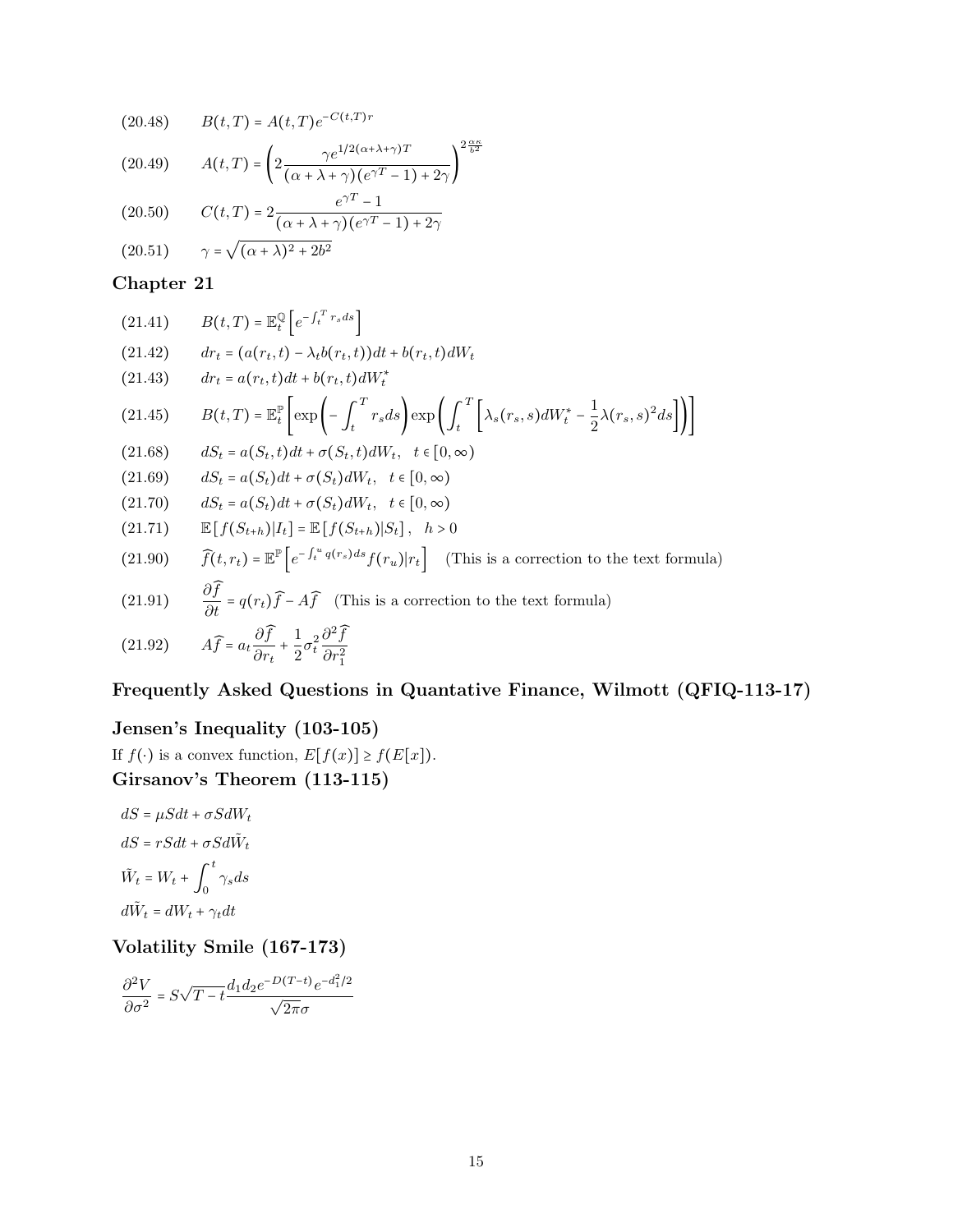(20.48) $\quad B(t,T) = A(t,T)e^{-C(t,T)r}$

(20.49) $\quad A(t,T) = \left(2\dfrac{\gamma e^{1/2(\alpha+\lambda+\gamma)T}}{(\alpha+\lambda+\gamma)(e^{\gamma T}-1)+2\gamma}\right)^{2\frac{\alpha\kappa}{b^2}}$

(20.50) $\quad C(t,T) = 2\dfrac{e^{\gamma T}-1}{(\alpha+\lambda+\gamma)(e^{\gamma T}-1)+2\gamma}$

(20.51) $\quad \gamma = \sqrt{(\alpha+\lambda)^2+2b^2}$

## Chapter 21

(21.41) $\quad B(t,T) = \mathbb{E}_t^{\mathbb{Q}}\left[e^{-\int_t^T r_s ds}\right]$

(21.42) $\quad dr_t = (a(r_t,t) - \lambda_t b(r_t,t))dt + b(r_t,t)dW_t$

(21.43) $\quad dr_t = a(r_t,t)dt + b(r_t,t)dW_t^*$

(21.45) $\quad B(t,T) = \mathbb{E}_t^{\mathbb{P}}\left[\exp\left(-\int_t^T r_s ds\right)\exp\left(\int_t^T\left[\lambda_s(r_s,s)dW_t^* - \frac{1}{2}\lambda(r_s,s)^2 ds\right]\right)\right]$

(21.68) $\quad dS_t = a(S_t,t)dt + \sigma(S_t,t)dW_t, \quad t \in [0,\infty)$

(21.69) $\quad dS_t = a(S_t)dt + \sigma(S_t)dW_t, \quad t \in [0,\infty)$

(21.70) $\quad dS_t = a(S_t)dt + \sigma(S_t)dW_t, \quad t \in [0,\infty)$

(21.71) $\quad \mathbb{E}[f(S_{t+h})|I_t] = \mathbb{E}[f(S_{t+h})|S_t], \quad h > 0$

(21.90) $\quad \widehat{f}(t,r_t) = \mathbb{E}^{\mathbb{P}}\left[e^{-\int_t^u q(r_s)ds} f(r_u)|r_t\right]$ (This is a correction to the text formula)

(21.91) $\quad \dfrac{\partial \widehat{f}}{\partial t} = q(r_t)\widehat{f} - A\widehat{f}$ (This is a correction to the text formula)

(21.92) $\quad A\widehat{f} = a_t\dfrac{\partial \widehat{f}}{\partial r_t} + \dfrac{1}{2}\sigma_t^2\dfrac{\partial^2 \widehat{f}}{\partial r_1^2}$

## Frequently Asked Questions in Quantative Finance, Wilmott (QFIQ-113-17)

## Jensen's Inequality (103-105)

If $f(\cdot)$ is a convex function, $E[f(x)] \geq f(E[x])$.

## Girsanov's Theorem (113-115)

$$dS = \mu S dt + \sigma S dW_t$$

$$dS = rSdt + \sigma S d\tilde{W}_t$$

$$\tilde{W}_t = W_t + \int_0^t \gamma_s ds$$

$$d\tilde{W}_t = dW_t + \gamma_t dt$$

## Volatility Smile (167-173)

$$\frac{\partial^2 V}{\partial \sigma^2} = S\sqrt{T-t}\frac{d_1 d_2 e^{-D(T-t)}e^{-d_1^2/2}}{\sqrt{2\pi}\sigma}$$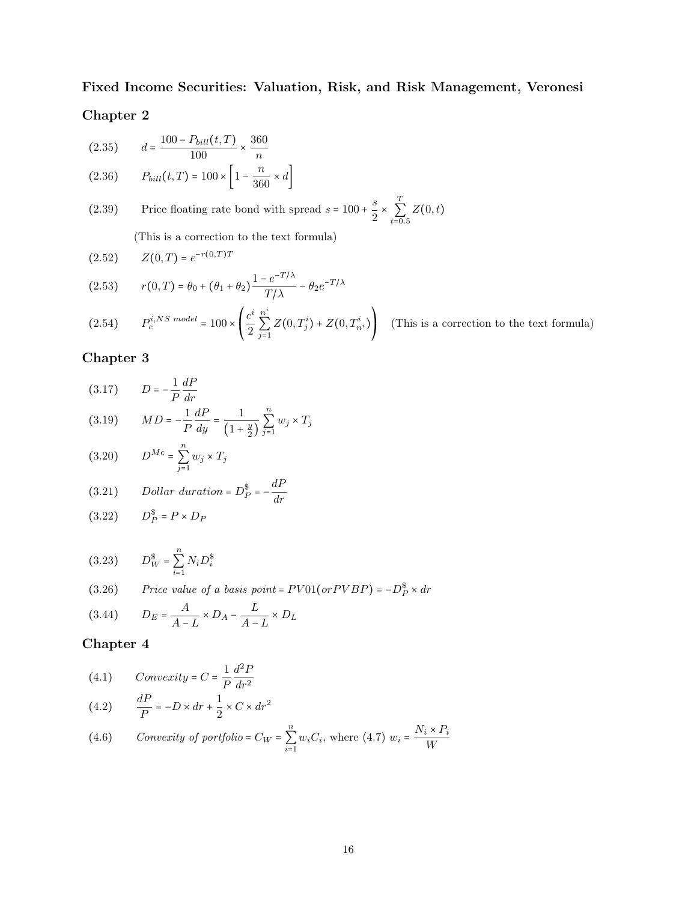**Fixed Income Securities: Valuation, Risk, and Risk Management, Veronesi**

**Chapter 2**

(2.35) $d = \dfrac{100 - P_{bill}(t,T)}{100} \times \dfrac{360}{n}$

(2.36) $P_{bill}(t,T) = 100 \times \left[1 - \dfrac{n}{360} \times d\right]$

(2.39) Price floating rate bond with spread $s = 100 + \dfrac{s}{2} \times \sum_{t=0.5}^{T} Z(0,t)$

(This is a correction to the text formula)

(2.52) $Z(0,T) = e^{-r(0,T)T}$

(2.53) $r(0,T) = \theta_0 + (\theta_1 + \theta_2)\dfrac{1 - e^{-T/\lambda}}{T/\lambda} - \theta_2 e^{-T/\lambda}$

(2.54) $P_c^{i,NS\ model} = 100 \times \left(\dfrac{c^i}{2}\sum_{j=1}^{n^i} Z(0,T_j^i) + Z(0,T_{n^i}^i)\right)$ (This is a correction to the text formula)

**Chapter 3**

(3.17) $D = -\dfrac{1}{P}\dfrac{dP}{dr}$

(3.19) $MD = -\dfrac{1}{P}\dfrac{dP}{dy} = \dfrac{1}{\left(1 + \frac{y}{2}\right)}\sum_{j=1}^{n} w_j \times T_j$

(3.20) $D^{Mc} = \sum_{j=1}^{n} w_j \times T_j$

(3.21) $Dollar\ duration = D_P^{\$} = -\dfrac{dP}{dr}$

(3.22) $D_P^{\$} = P \times D_P$

(3.23) $D_W^{\$} = \sum_{i=1}^{n} N_i D_i^{\$}$

(3.26) $Price\ value\ of\ a\ basis\ point = PV01 (or PVBP) = -D_P^{\$} \times dr$

(3.44) $D_E = \dfrac{A}{A-L} \times D_A - \dfrac{L}{A-L} \times D_L$

**Chapter 4**

(4.1) $Convexity = C = \dfrac{1}{P}\dfrac{d^2P}{dr^2}$

(4.2) $\dfrac{dP}{P} = -D \times dr + \dfrac{1}{2} \times C \times dr^2$

(4.6) $Convexity\ of\ portfolio = C_W = \sum_{i=1}^{n} w_i C_i$, where (4.7) $w_i = \dfrac{N_i \times P_i}{W}$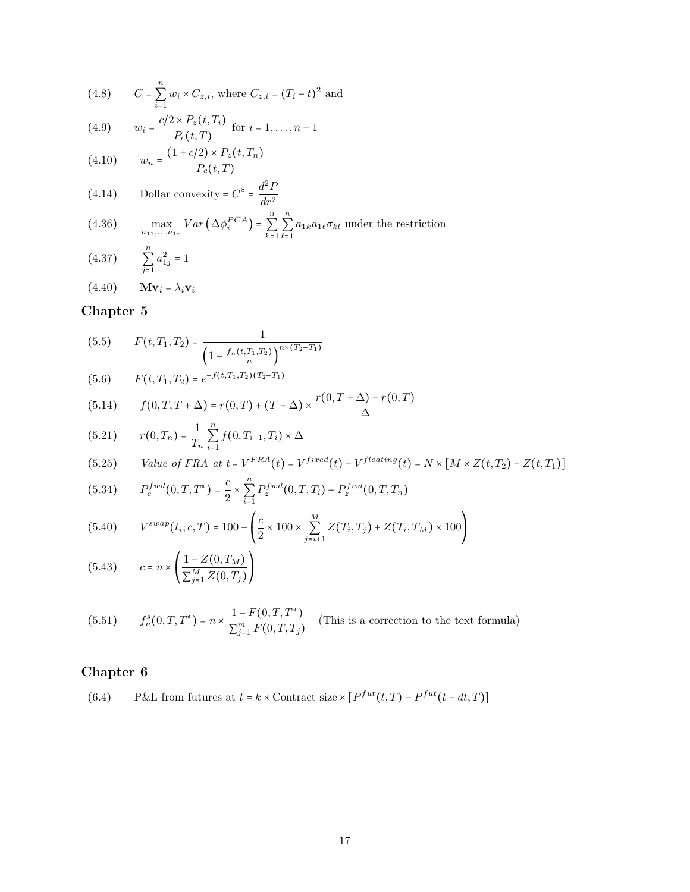(4.8) $\quad C = \sum_{i=1}^{n} w_i \times C_{z,i}$, where $C_{z,i} = (T_i - t)^2$ and

(4.9) $\quad w_i = \dfrac{c/2 \times P_z(t, T_i)}{P_c(t, T)}$ for $i = 1, \ldots, n-1$

(4.10) $\quad w_n = \dfrac{(1 + c/2) \times P_z(t, T_n)}{P_c(t, T)}$

(4.14) $\quad$ Dollar convexity $= C^{\$} = \dfrac{d^2 P}{dr^2}$

(4.36) $\quad \max\limits_{a_{11}, \ldots, a_{1n}} Var\left(\Delta\phi_i^{PCA}\right) = \sum_{k=1}^{n} \sum_{\ell=1}^{n} a_{1k} a_{1\ell} \sigma_{kl}$ under the restriction

(4.37) $\quad \sum_{j=1}^{n} a_{1j}^2 = 1$

(4.40) $\quad \mathbf{M}\mathbf{v}_i = \lambda_i \mathbf{v}_i$

## Chapter 5

(5.5) $\quad F(t, T_1, T_2) = \dfrac{1}{\left(1 + \frac{f_n(t, T_1, T_2)}{n}\right)^{n \times (T_2 - T_1)}}$

(5.6) $\quad F(t, T_1, T_2) = e^{-f(t, T_1, T_2)(T_2 - T_1)}$

(5.14) $\quad f(0, T, T + \Delta) = r(0, T) + (T + \Delta) \times \dfrac{r(0, T + \Delta) - r(0, T)}{\Delta}$

(5.21) $\quad r(0, T_n) = \dfrac{1}{T_n} \sum_{i=1}^{n} f(0, T_{i-1}, T_i) \times \Delta$

(5.25) $\quad$ *Value of FRA at* $t = V^{FRA}(t) = V^{fixed}(t) - V^{floating}(t) = N \times [M \times Z(t, T_2) - Z(t, T_1)]$

(5.34) $\quad P_c^{fwd}(0, T, T^*) = \dfrac{c}{2} \times \sum_{i=1}^{n} P_z^{fwd}(0, T, T_i) + P_z^{fwd}(0, T, T_n)$

(5.40) $\quad V^{swap}(t_i; c, T) = 100 - \left(\dfrac{c}{2} \times 100 \times \sum_{j=i+1}^{M} Z(T_i, T_j) + Z(T_i, T_M) \times 100\right)$

(5.43) $\quad c = n \times \left(\dfrac{1 - Z(0, T_M)}{\sum_{j=1}^{M} Z(0, T_j)}\right)$

(5.51) $\quad f_n^s(0, T, T^*) = n \times \dfrac{1 - F(0, T, T^*)}{\sum_{j=1}^{m} F(0, T, T_j)} \quad$ (This is a correction to the text formula)

## Chapter 6

(6.4) $\quad$ P&L from futures at $t = k \times$ Contract size $\times [P^{fut}(t, T) - P^{fut}(t - dt, T)]$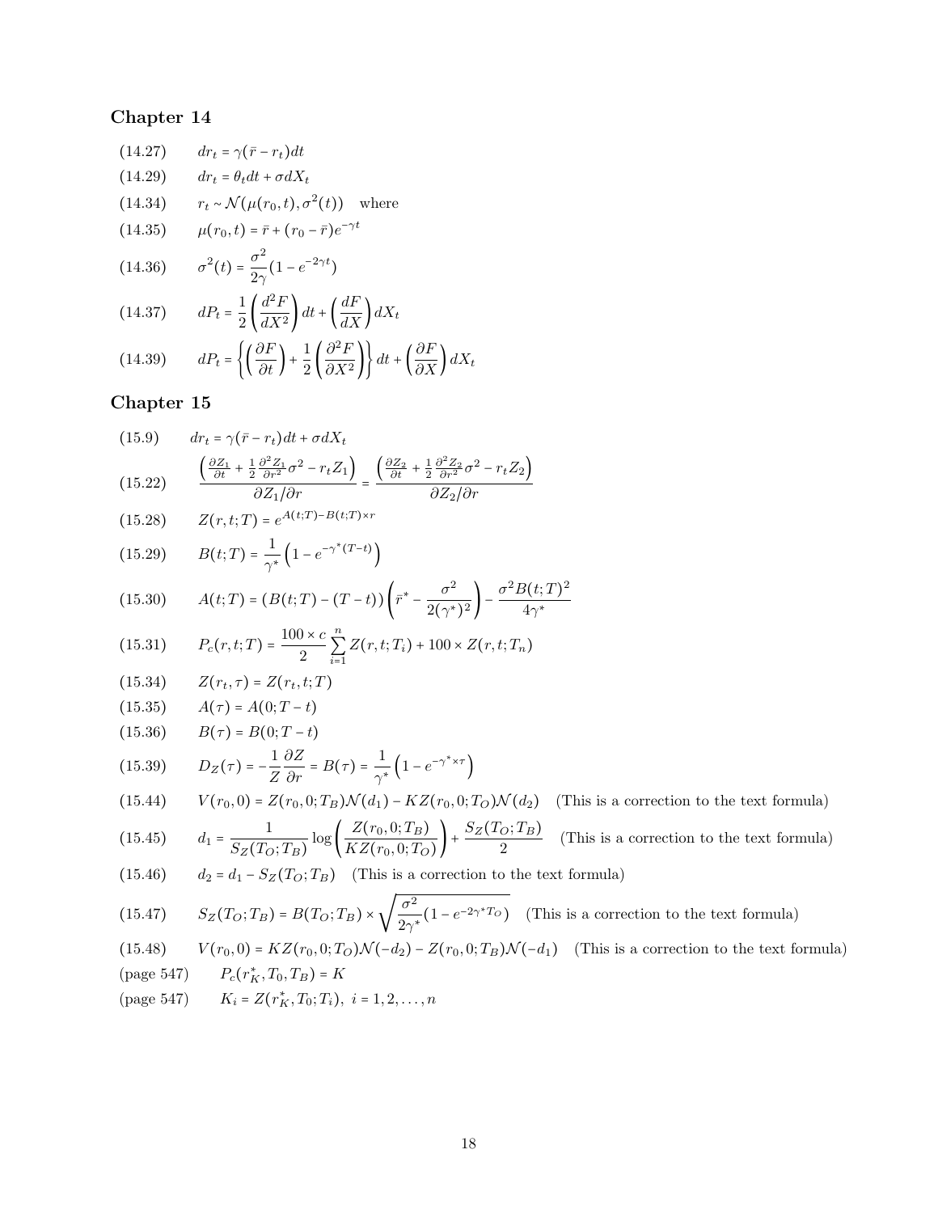## Chapter 14

(14.27) $dr_t = \gamma(\bar{r} - r_t)dt$

(14.29) $dr_t = \theta_t dt + \sigma dX_t$

(14.34) $r_t \sim \mathcal{N}(\mu(r_0, t), \sigma^2(t))$ where

(14.35) $\mu(r_0, t) = \bar{r} + (r_0 - \bar{r})e^{-\gamma t}$

(14.36) $\sigma^2(t) = \dfrac{\sigma^2}{2\gamma}(1 - e^{-2\gamma t})$

(14.37) $dP_t = \dfrac{1}{2}\left(\dfrac{d^2F}{dX^2}\right)dt + \left(\dfrac{dF}{dX}\right)dX_t$

(14.39) $dP_t = \left\{\left(\dfrac{\partial F}{\partial t}\right) + \dfrac{1}{2}\left(\dfrac{\partial^2 F}{\partial X^2}\right)\right\}dt + \left(\dfrac{\partial F}{\partial X}\right)dX_t$

## Chapter 15

(15.9) $dr_t = \gamma(\bar{r} - r_t)dt + \sigma dX_t$

(15.22) $\dfrac{\left(\frac{\partial Z_1}{\partial t} + \frac{1}{2}\frac{\partial^2 Z_1}{\partial r^2}\sigma^2 - r_t Z_1\right)}{\partial Z_1/\partial r} = \dfrac{\left(\frac{\partial Z_2}{\partial t} + \frac{1}{2}\frac{\partial^2 Z_2}{\partial r^2}\sigma^2 - r_t Z_2\right)}{\partial Z_2/\partial r}$

(15.28) $Z(r, t; T) = e^{A(t;T) - B(t;T)\times r}$

(15.29) $B(t; T) = \dfrac{1}{\gamma^*}\left(1 - e^{-\gamma^*(T-t)}\right)$

(15.30) $A(t; T) = (B(t; T) - (T - t))\left(\bar{r}^* - \dfrac{\sigma^2}{2(\gamma^*)^2}\right) - \dfrac{\sigma^2 B(t; T)^2}{4\gamma^*}$

(15.31) $P_c(r, t; T) = \dfrac{100 \times c}{2}\sum_{i=1}^{n} Z(r, t; T_i) + 100 \times Z(r, t; T_n)$

(15.34) $Z(r_t, \tau) = Z(r_t, t; T)$

(15.35) $A(\tau) = A(0; T - t)$

(15.36) $B(\tau) = B(0; T - t)$

(15.39) $D_Z(\tau) = -\dfrac{1}{Z}\dfrac{\partial Z}{\partial r} = B(\tau) = \dfrac{1}{\gamma^*}\left(1 - e^{-\gamma^* \times \tau}\right)$

(15.44) $V(r_0, 0) = Z(r_0, 0; T_B)\mathcal{N}(d_1) - KZ(r_0, 0; T_O)\mathcal{N}(d_2)$ (This is a correction to the text formula)

(15.45) $d_1 = \dfrac{1}{S_Z(T_O; T_B)}\log\left(\dfrac{Z(r_0, 0; T_B)}{KZ(r_0, 0; T_O)}\right) + \dfrac{S_Z(T_O; T_B)}{2}$ (This is a correction to the text formula)

(15.46) $d_2 = d_1 - S_Z(T_O; T_B)$ (This is a correction to the text formula)

(15.47) $S_Z(T_O; T_B) = B(T_O; T_B) \times \sqrt{\dfrac{\sigma^2}{2\gamma^*}(1 - e^{-2\gamma^* T_O})}$ (This is a correction to the text formula)

(15.48) $V(r_0, 0) = KZ(r_0, 0; T_O)\mathcal{N}(-d_2) - Z(r_0, 0; T_B)\mathcal{N}(-d_1)$ (This is a correction to the text formula)

(page 547) $P_c(r_K^*, T_0, T_B) = K$

(page 547) $K_i = Z(r_K^*, T_0; T_i),\ i = 1, 2, \ldots, n$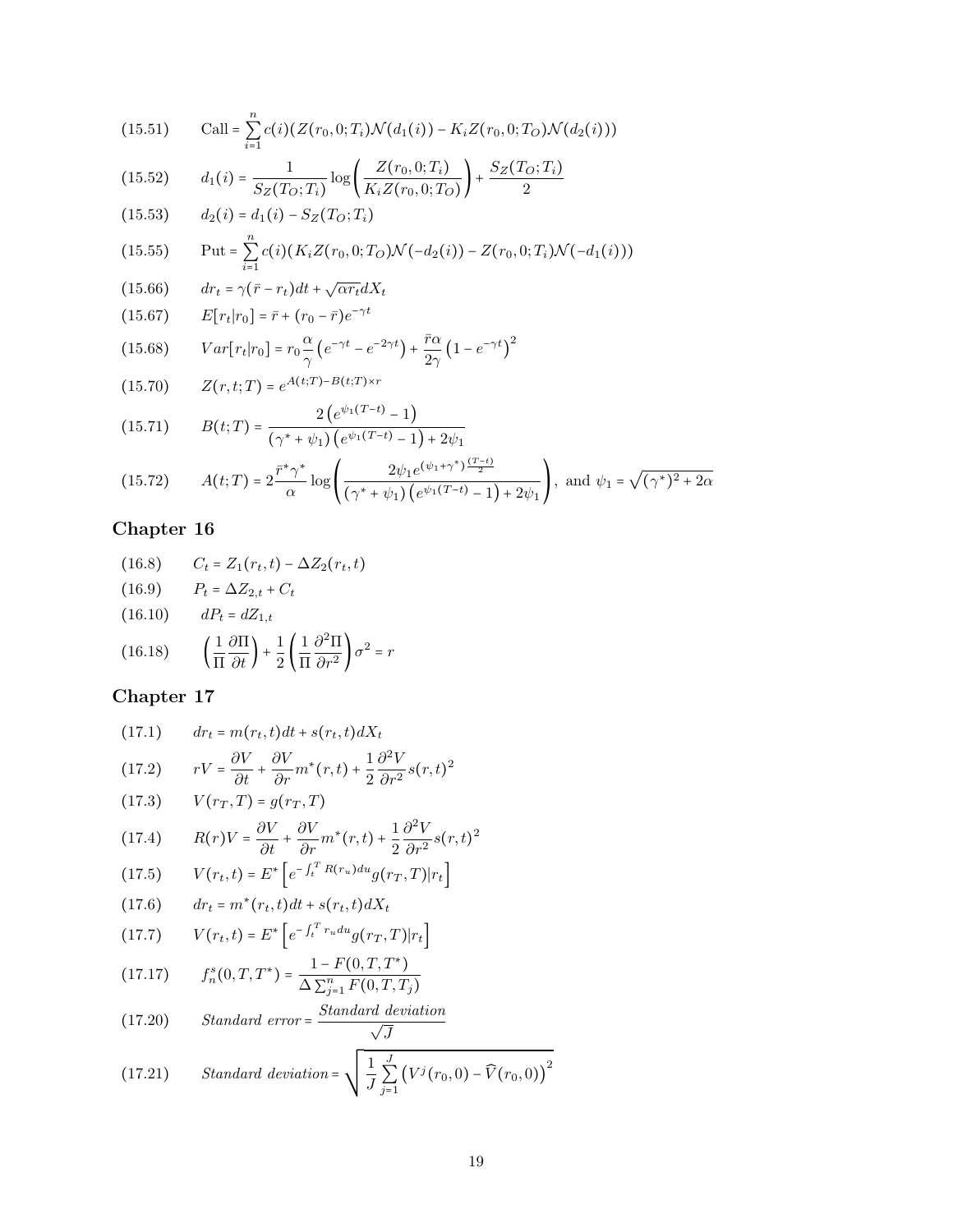(15.51) $$\text{Call} = \sum_{i=1}^{n} c(i)(Z(r_0,0;T_i)\mathcal{N}(d_1(i)) - K_i Z(r_0,0;T_O)\mathcal{N}(d_2(i)))$$

(15.52) $$d_1(i) = \frac{1}{S_Z(T_O;T_i)}\log\left(\frac{Z(r_0,0;T_i)}{K_i Z(r_0,0;T_O)}\right) + \frac{S_Z(T_O;T_i)}{2}$$

(15.53) $$d_2(i) = d_1(i) - S_Z(T_O;T_i)$$

(15.55) $$\text{Put} = \sum_{i=1}^{n} c(i)(K_i Z(r_0,0;T_O)\mathcal{N}(-d_2(i)) - Z(r_0,0;T_i)\mathcal{N}(-d_1(i)))$$

(15.66) $$dr_t = \gamma(\bar{r} - r_t)dt + \sqrt{\alpha r_t}dX_t$$

(15.67) $$E[r_t|r_0] = \bar{r} + (r_0 - \bar{r})e^{-\gamma t}$$

(15.68) $$Var[r_t|r_0] = r_0\frac{\alpha}{\gamma}\left(e^{-\gamma t} - e^{-2\gamma t}\right) + \frac{\bar{r}\alpha}{2\gamma}\left(1 - e^{-\gamma t}\right)^2$$

(15.70) $$Z(r,t;T) = e^{A(t;T) - B(t;T)\times r}$$

(15.71) $$B(t;T) = \frac{2\left(e^{\psi_1(T-t)} - 1\right)}{(\gamma^* + \psi_1)\left(e^{\psi_1(T-t)} - 1\right) + 2\psi_1}$$

(15.72) $$A(t;T) = 2\frac{\bar{r}^*\gamma^*}{\alpha}\log\left(\frac{2\psi_1 e^{(\psi_1+\gamma^*)\frac{(T-t)}{2}}}{(\gamma^* + \psi_1)\left(e^{\psi_1(T-t)} - 1\right) + 2\psi_1}\right), \text{ and } \psi_1 = \sqrt{(\gamma^*)^2 + 2\alpha}$$

## Chapter 16

(16.8) $$C_t = Z_1(r_t,t) - \Delta Z_2(r_t,t)$$

(16.9) $$P_t = \Delta Z_{2,t} + C_t$$

(16.10) $$dP_t = dZ_{1,t}$$

(16.18) $$\left(\frac{1}{\Pi}\frac{\partial \Pi}{\partial t}\right) + \frac{1}{2}\left(\frac{1}{\Pi}\frac{\partial^2 \Pi}{\partial r^2}\right)\sigma^2 = r$$

## Chapter 17

(17.1) $$dr_t = m(r_t,t)dt + s(r_t,t)dX_t$$

(17.2) $$rV = \frac{\partial V}{\partial t} + \frac{\partial V}{\partial r}m^*(r,t) + \frac{1}{2}\frac{\partial^2 V}{\partial r^2}s(r,t)^2$$

(17.3) $$V(r_T,T) = g(r_T,T)$$

(17.4) $$R(r)V = \frac{\partial V}{\partial t} + \frac{\partial V}{\partial r}m^*(r,t) + \frac{1}{2}\frac{\partial^2 V}{\partial r^2}s(r,t)^2$$

(17.5) $$V(r_t,t) = E^*\left[e^{-\int_t^T R(r_u)du}g(r_T,T)|r_t\right]$$

(17.6) $$dr_t = m^*(r_t,t)dt + s(r_t,t)dX_t$$

(17.7) $$V(r_t,t) = E^*\left[e^{-\int_t^T r_u du}g(r_T,T)|r_t\right]$$

(17.17) $$f_n^s(0,T,T^*) = \frac{1 - F(0,T,T^*)}{\Delta\sum_{j=1}^{n} F(0,T,T_j)}$$

(17.20) $$\textit{Standard error} = \frac{\textit{Standard deviation}}{\sqrt{J}}$$

(17.21) $$\textit{Standard deviation} = \sqrt{\frac{1}{J}\sum_{j=1}^{J}\left(V^j(r_0,0) - \widehat{V}(r_0,0)\right)^2}$$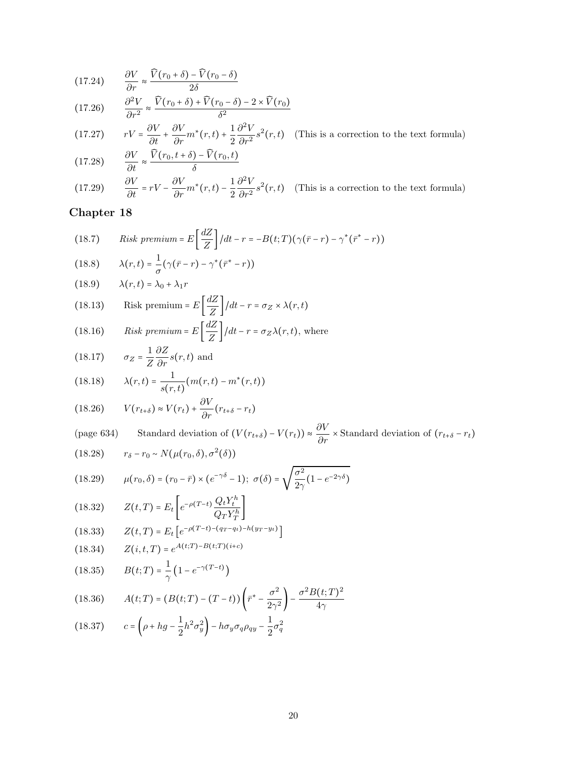(17.24) $$\frac{\partial V}{\partial r} \approx \frac{\widehat{V}(r_0+\delta) - \widehat{V}(r_0-\delta)}{2\delta}$$

(17.26) $$\frac{\partial^2 V}{\partial r^2} \approx \frac{\widehat{V}(r_0+\delta) + \widehat{V}(r_0-\delta) - 2\times\widehat{V}(r_0)}{\delta^2}$$

(17.27) $$rV = \frac{\partial V}{\partial t} + \frac{\partial V}{\partial r}m^*(r,t) + \frac{1}{2}\frac{\partial^2 V}{\partial r^2}s^2(r,t)$$ (This is a correction to the text formula)

(17.28) $$\frac{\partial V}{\partial t} \approx \frac{\widehat{V}(r_0, t+\delta) - \widehat{V}(r_0,t)}{\delta}$$

(17.29) $$\frac{\partial V}{\partial t} = rV - \frac{\partial V}{\partial r}m^*(r,t) - \frac{1}{2}\frac{\partial^2 V}{\partial r^2}s^2(r,t)$$ (This is a correction to the text formula)

## Chapter 18

(18.7) $$\textit{Risk premium} = E\left[\frac{dZ}{Z}\right]/dt - r = -B(t;T)(\gamma(\bar{r}-r) - \gamma^*(\bar{r}^*-r))$$

(18.8) $$\lambda(r,t) = \frac{1}{\sigma}(\gamma(\bar{r}-r) - \gamma^*(\bar{r}^*-r))$$

(18.9) $$\lambda(r,t) = \lambda_0 + \lambda_1 r$$

(18.13) $$\text{Risk premium} = E\left[\frac{dZ}{Z}\right]/dt - r = \sigma_Z \times \lambda(r,t)$$

(18.16) $$\textit{Risk premium} = E\left[\frac{dZ}{Z}\right]/dt - r = \sigma_Z\lambda(r,t),$$ where

(18.17) $$\sigma_Z = \frac{1}{Z}\frac{\partial Z}{\partial r}s(r,t)$$ and

(18.18) $$\lambda(r,t) = \frac{1}{s(r,t)}(m(r,t) - m^*(r,t))$$

(18.26) $$V(r_{t+\delta}) \approx V(r_t) + \frac{\partial V}{\partial r}(r_{t+\delta} - r_t)$$

(page 634) Standard deviation of $(V(r_{t+\delta}) - V(r_t)) \approx \frac{\partial V}{\partial r} \times$ Standard deviation of $(r_{t+\delta} - r_t)$

(18.28) $$r_\delta - r_0 \sim N(\mu(r_0,\delta), \sigma^2(\delta))$$

(18.29) $$\mu(r_0,\delta) = (r_0 - \bar{r}) \times (e^{-\gamma\delta} - 1);\ \sigma(\delta) = \sqrt{\frac{\sigma^2}{2\gamma}(1 - e^{-2\gamma\delta})}$$

(18.32) $$Z(t,T) = E_t\left[e^{-\rho(T-t)}\frac{Q_t Y_t^h}{Q_T Y_T^h}\right]$$

(18.33) $$Z(t,T) = E_t\left[e^{-\rho(T-t) - (q_T - q_t) - h(y_T - y_t)}\right]$$

(18.34) $$Z(i,t,T) = e^{A(t;T) - B(t;T)(i+c)}$$

(18.35) $$B(t;T) = \frac{1}{\gamma}\left(1 - e^{-\gamma(T-t)}\right)$$

(18.36) $$A(t;T) = (B(t;T) - (T-t))\left(\bar{r}^* - \frac{\sigma^2}{2\gamma^2}\right) - \frac{\sigma^2 B(t;T)^2}{4\gamma}$$

(18.37) $$c = \left(\rho + hg - \frac{1}{2}h^2\sigma_y^2\right) - h\sigma_y\sigma_q\rho_{qy} - \frac{1}{2}\sigma_q^2$$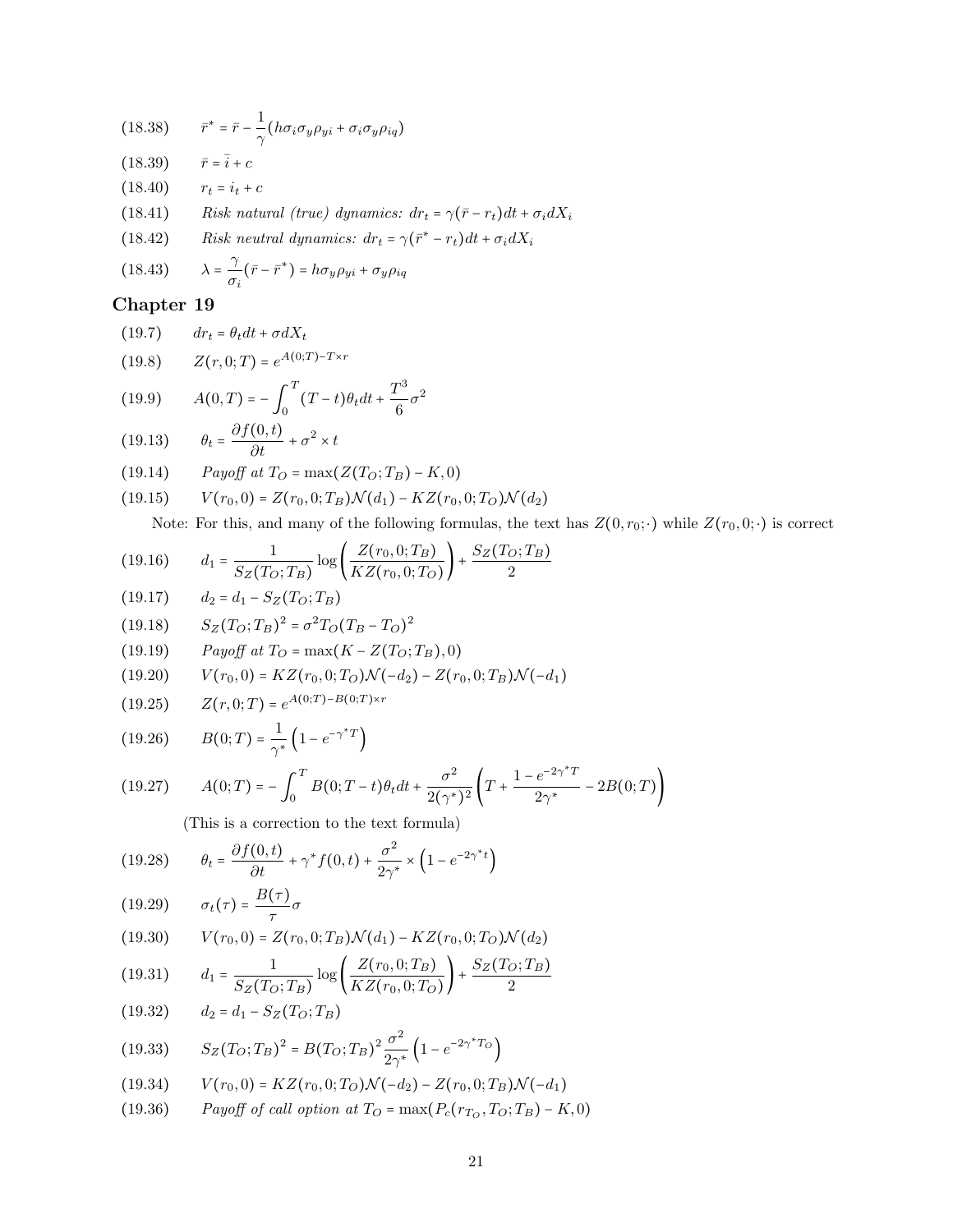(18.38) $\bar{r}^* = \bar{r} - \frac{1}{\gamma}(h\sigma_i\sigma_y\rho_{yi} + \sigma_i\sigma_y\rho_{iq})$

(18.39) $\bar{r} = \bar{i} + c$

(18.40) $r_t = i_t + c$

(18.41) *Risk natural (true) dynamics:* $dr_t = \gamma(\bar{r} - r_t)dt + \sigma_i dX_i$

(18.42) *Risk neutral dynamics:* $dr_t = \gamma(\bar{r}^* - r_t)dt + \sigma_i dX_i$

(18.43) $\lambda = \frac{\gamma}{\sigma_i}(\bar{r} - \bar{r}^*) = h\sigma_y\rho_{yi} + \sigma_y\rho_{iq}$

## Chapter 19

(19.7) $dr_t = \theta_t dt + \sigma dX_t$

(19.8) $Z(r, 0; T) = e^{A(0;T) - T\times r}$

(19.9) $A(0, T) = -\int_0^T (T - t)\theta_t dt + \frac{T^3}{6}\sigma^2$

(19.13) $\theta_t = \frac{\partial f(0, t)}{\partial t} + \sigma^2 \times t$

(19.14) *Payoff at* $T_O = \max(Z(T_O; T_B) - K, 0)$

(19.15) $V(r_0, 0) = Z(r_0, 0; T_B)\mathcal{N}(d_1) - KZ(r_0, 0; T_O)\mathcal{N}(d_2)$

Note: For this, and many of the following formulas, the text has $Z(0, r_0; \cdot)$ while $Z(r_0, 0; \cdot)$ is correct

(19.16) $d_1 = \frac{1}{S_Z(T_O; T_B)}\log\left(\frac{Z(r_0, 0; T_B)}{KZ(r_0, 0; T_O)}\right) + \frac{S_Z(T_O; T_B)}{2}$

(19.17) $d_2 = d_1 - S_Z(T_O; T_B)$

(19.18) $S_Z(T_O; T_B)^2 = \sigma^2 T_O(T_B - T_O)^2$

(19.19) *Payoff at* $T_O = \max(K - Z(T_O; T_B), 0)$

(19.20) $V(r_0, 0) = KZ(r_0, 0; T_O)\mathcal{N}(-d_2) - Z(r_0, 0; T_B)\mathcal{N}(-d_1)$

(19.25) $Z(r, 0; T) = e^{A(0;T) - B(0;T)\times r}$

(19.26) $B(0; T) = \frac{1}{\gamma^*}\left(1 - e^{-\gamma^* T}\right)$

(19.27) $A(0; T) = -\int_0^T B(0; T - t)\theta_t dt + \frac{\sigma^2}{2(\gamma^*)^2}\left(T + \frac{1 - e^{-2\gamma^* T}}{2\gamma^*} - 2B(0; T)\right)$

(This is a correction to the text formula)

(19.28) $\theta_t = \frac{\partial f(0, t)}{\partial t} + \gamma^* f(0, t) + \frac{\sigma^2}{2\gamma^*} \times \left(1 - e^{-2\gamma^* t}\right)$

(19.29) $\sigma_t(\tau) = \frac{B(\tau)}{\tau}\sigma$

(19.30) $V(r_0, 0) = Z(r_0, 0; T_B)\mathcal{N}(d_1) - KZ(r_0, 0; T_O)\mathcal{N}(d_2)$

(19.31) $d_1 = \frac{1}{S_Z(T_O; T_B)}\log\left(\frac{Z(r_0, 0; T_B)}{KZ(r_0, 0; T_O)}\right) + \frac{S_Z(T_O; T_B)}{2}$

(19.32) $d_2 = d_1 - S_Z(T_O; T_B)$

(19.33) $S_Z(T_O; T_B)^2 = B(T_O; T_B)^2 \frac{\sigma^2}{2\gamma^*}\left(1 - e^{-2\gamma^* T_O}\right)$

(19.34) $V(r_0, 0) = KZ(r_0, 0; T_O)\mathcal{N}(-d_2) - Z(r_0, 0; T_B)\mathcal{N}(-d_1)$

(19.36) *Payoff of call option at* $T_O = \max(P_c(r_{T_O}, T_O; T_B) - K, 0)$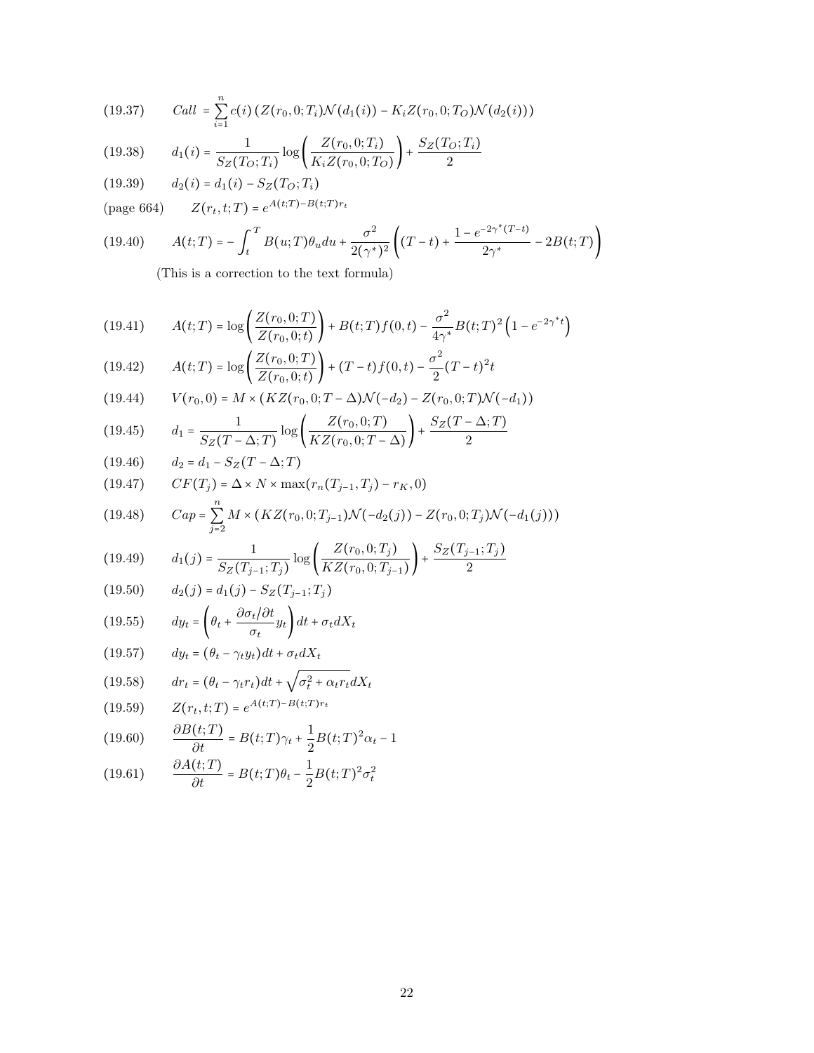(19.37) $$Call = \sum_{i=1}^{n} c(i) \left( Z(r_0, 0; T_i) \mathcal{N}(d_1(i)) - K_i Z(r_0, 0; T_O) \mathcal{N}(d_2(i)) \right)$$

(19.38) $$d_1(i) = \frac{1}{S_Z(T_O; T_i)} \log \left( \frac{Z(r_0, 0; T_i)}{K_i Z(r_0, 0; T_O)} \right) + \frac{S_Z(T_O; T_i)}{2}$$

(19.39) $$d_2(i) = d_1(i) - S_Z(T_O; T_i)$$

(page 664) $$Z(r_t, t; T) = e^{A(t;T) - B(t;T) r_t}$$

(19.40) $$A(t;T) = -\int_t^T B(u;T) \theta_u du + \frac{\sigma^2}{2(\gamma^*)^2} \left( (T-t) + \frac{1 - e^{-2\gamma^*(T-t)}}{2\gamma^*} - 2B(t;T) \right)$$

(This is a correction to the text formula)

(19.41) $$A(t;T) = \log \left( \frac{Z(r_0, 0; T)}{Z(r_0, 0; t)} \right) + B(t;T) f(0,t) - \frac{\sigma^2}{4\gamma^*} B(t;T)^2 \left( 1 - e^{-2\gamma^* t} \right)$$

(19.42) $$A(t;T) = \log \left( \frac{Z(r_0, 0; T)}{Z(r_0, 0; t)} \right) + (T-t) f(0,t) - \frac{\sigma^2}{2} (T-t)^2 t$$

(19.44) $$V(r_0, 0) = M \times \left( K Z(r_0, 0; T - \Delta) \mathcal{N}(-d_2) - Z(r_0, 0; T) \mathcal{N}(-d_1) \right)$$

(19.45) $$d_1 = \frac{1}{S_Z(T - \Delta; T)} \log \left( \frac{Z(r_0, 0; T)}{K Z(r_0, 0; T - \Delta)} \right) + \frac{S_Z(T - \Delta; T)}{2}$$

(19.46) $$d_2 = d_1 - S_Z(T - \Delta; T)$$

(19.47) $$CF(T_j) = \Delta \times N \times \max(r_n(T_{j-1}, T_j) - r_K, 0)$$

(19.48) $$Cap = \sum_{j=2}^{n} M \times \left( K Z(r_0, 0; T_{j-1}) \mathcal{N}(-d_2(j)) - Z(r_0, 0; T_j) \mathcal{N}(-d_1(j)) \right)$$

(19.49) $$d_1(j) = \frac{1}{S_Z(T_{j-1}; T_j)} \log \left( \frac{Z(r_0, 0; T_j)}{K Z(r_0, 0; T_{j-1})} \right) + \frac{S_Z(T_{j-1}; T_j)}{2}$$

(19.50) $$d_2(j) = d_1(j) - S_Z(T_{j-1}; T_j)$$

(19.55) $$dy_t = \left( \theta_t + \frac{\partial \sigma_t / \partial t}{\sigma_t} y_t \right) dt + \sigma_t dX_t$$

(19.57) $$dy_t = (\theta_t - \gamma_t y_t) dt + \sigma_t dX_t$$

(19.58) $$dr_t = (\theta_t - \gamma_t r_t) dt + \sqrt{\sigma_t^2 + \alpha_t r_t} dX_t$$

(19.59) $$Z(r_t, t; T) = e^{A(t;T) - B(t;T) r_t}$$

(19.60) $$\frac{\partial B(t;T)}{\partial t} = B(t;T) \gamma_t + \frac{1}{2} B(t;T)^2 \alpha_t - 1$$

(19.61) $$\frac{\partial A(t;T)}{\partial t} = B(t;T) \theta_t - \frac{1}{2} B(t;T)^2 \sigma_t^2$$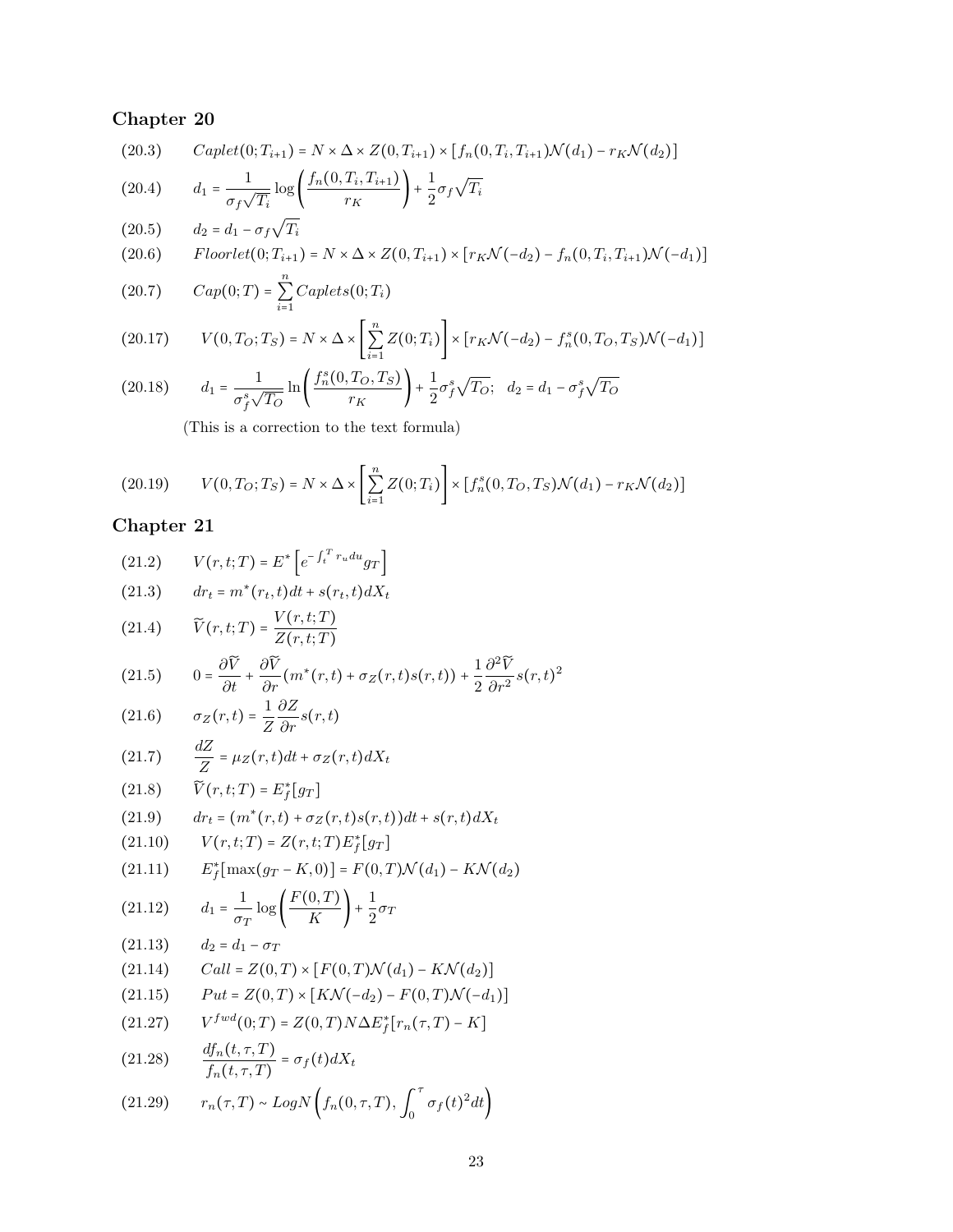## Chapter 20

(20.3) $$Caplet(0;T_{i+1}) = N \times \Delta \times Z(0,T_{i+1}) \times [f_n(0,T_i,T_{i+1})\mathcal{N}(d_1) - r_K\mathcal{N}(d_2)]$$

(20.4) $$d_1 = \frac{1}{\sigma_f\sqrt{T_i}}\log\left(\frac{f_n(0,T_i,T_{i+1})}{r_K}\right) + \frac{1}{2}\sigma_f\sqrt{T_i}$$

(20.5) $$d_2 = d_1 - \sigma_f\sqrt{T_i}$$

(20.6) $$Floorlet(0;T_{i+1}) = N \times \Delta \times Z(0,T_{i+1}) \times [r_K\mathcal{N}(-d_2) - f_n(0,T_i,T_{i+1})\mathcal{N}(-d_1)]$$

(20.7) $$Cap(0;T) = \sum_{i=1}^{n} Caplets(0;T_i)$$

(20.17) $$V(0,T_O;T_S) = N \times \Delta \times \left[\sum_{i=1}^{n} Z(0;T_i)\right] \times [r_K\mathcal{N}(-d_2) - f_n^s(0,T_O,T_S)\mathcal{N}(-d_1)]$$

(20.18) $$d_1 = \frac{1}{\sigma_f^s\sqrt{T_O}}\ln\left(\frac{f_n^s(0,T_O,T_S)}{r_K}\right) + \frac{1}{2}\sigma_f^s\sqrt{T_O}; \quad d_2 = d_1 - \sigma_f^s\sqrt{T_O}$$

(This is a correction to the text formula)

(20.19) $$V(0,T_O;T_S) = N \times \Delta \times \left[\sum_{i=1}^{n} Z(0;T_i)\right] \times [f_n^s(0,T_O,T_S)\mathcal{N}(d_1) - r_K\mathcal{N}(d_2)]$$

## Chapter 21

(21.2) $$V(r,t;T) = E^*\left[e^{-\int_t^T r_u du} g_T\right]$$

(21.3) $$dr_t = m^*(r_t,t)dt + s(r_t,t)dX_t$$

(21.4) $$\widetilde{V}(r,t;T) = \frac{V(r,t;T)}{Z(r,t;T)}$$

(21.5) $$0 = \frac{\partial\widetilde{V}}{\partial t} + \frac{\partial\widetilde{V}}{\partial r}(m^*(r,t) + \sigma_Z(r,t)s(r,t)) + \frac{1}{2}\frac{\partial^2\widetilde{V}}{\partial r^2}s(r,t)^2$$

(21.6) $$\sigma_Z(r,t) = \frac{1}{Z}\frac{\partial Z}{\partial r}s(r,t)$$

(21.7) $$\frac{dZ}{Z} = \mu_Z(r,t)dt + \sigma_Z(r,t)dX_t$$

(21.8) $$\widetilde{V}(r,t;T) = E_f^*[g_T]$$

(21.9) $$dr_t = (m^*(r,t) + \sigma_Z(r,t)s(r,t))dt + s(r,t)dX_t$$

(21.10) $$V(r,t;T) = Z(r,t;T)E_f^*[g_T]$$

(21.11) $$E_f^*[\max(g_T - K,0)] = F(0,T)\mathcal{N}(d_1) - K\mathcal{N}(d_2)$$

(21.12) $$d_1 = \frac{1}{\sigma_T}\log\left(\frac{F(0,T)}{K}\right) + \frac{1}{2}\sigma_T$$

(21.13) $$d_2 = d_1 - \sigma_T$$

(21.14) $$Call = Z(0,T) \times [F(0,T)\mathcal{N}(d_1) - K\mathcal{N}(d_2)]$$

(21.15) $$Put = Z(0,T) \times [K\mathcal{N}(-d_2) - F(0,T)\mathcal{N}(-d_1)]$$

(21.27) $$V^{fwd}(0;T) = Z(0,T)N\Delta E_f^*[r_n(\tau,T) - K]$$

(21.28) $$\frac{df_n(t,\tau,T)}{f_n(t,\tau,T)} = \sigma_f(t)dX_t$$

(21.29) $$r_n(\tau,T) \sim LogN\left(f_n(0,\tau,T), \int_0^\tau \sigma_f(t)^2 dt\right)$$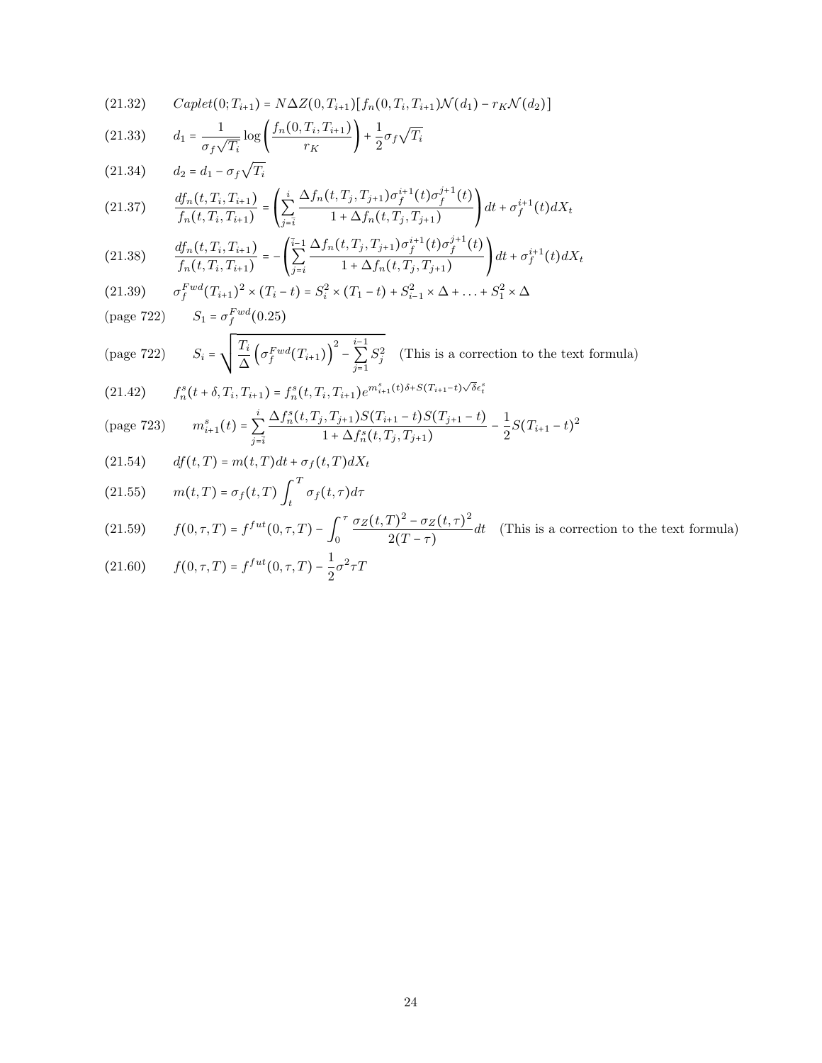(21.32) $\quad Caplet(0; T_{i+1}) = N\Delta Z(0, T_{i+1})[f_n(0, T_i, T_{i+1})\mathcal{N}(d_1) - r_K\mathcal{N}(d_2)]$

(21.33) $\quad d_1 = \dfrac{1}{\sigma_f\sqrt{T_i}}\log\left(\dfrac{f_n(0, T_i, T_{i+1})}{r_K}\right) + \dfrac{1}{2}\sigma_f\sqrt{T_i}$

(21.34) $\quad d_2 = d_1 - \sigma_f\sqrt{T_i}$

(21.37) $\quad \dfrac{df_n(t, T_i, T_{i+1})}{f_n(t, T_i, T_{i+1})} = \left(\displaystyle\sum_{j=\bar{i}}^{i}\frac{\Delta f_n(t, T_j, T_{j+1})\sigma_f^{i+1}(t)\sigma_f^{j+1}(t)}{1 + \Delta f_n(t, T_j, T_{j+1})}\right)dt + \sigma_f^{i+1}(t)dX_t$

(21.38) $\quad \dfrac{df_n(t, T_i, T_{i+1})}{f_n(t, T_i, T_{i+1})} = -\left(\displaystyle\sum_{j=i}^{\bar{i}-1}\frac{\Delta f_n(t, T_j, T_{j+1})\sigma_f^{i+1}(t)\sigma_f^{j+1}(t)}{1 + \Delta f_n(t, T_j, T_{j+1})}\right)dt + \sigma_f^{i+1}(t)dX_t$

(21.39) $\quad \sigma_f^{Fwd}(T_{i+1})^2 \times (T_i - t) = S_i^2 \times (T_1 - t) + S_{i-1}^2 \times \Delta + \ldots + S_1^2 \times \Delta$

(page 722) $\quad S_1 = \sigma_f^{Fwd}(0.25)$

(page 722) $\quad S_i = \sqrt{\dfrac{T_i}{\Delta}\left(\sigma_f^{Fwd}(T_{i+1})\right)^2 - \displaystyle\sum_{j=1}^{i-1}S_j^2}$ (This is a correction to the text formula)

(21.42) $\quad f_n^s(t + \delta, T_i, T_{i+1}) = f_n^s(t, T_i, T_{i+1})e^{m_{i+1}^s(t)\delta + S(T_{i+1}-t)\sqrt{\delta}\epsilon_t^s}$

(page 723) $\quad m_{i+1}^s(t) = \displaystyle\sum_{j=\bar{i}}^{i}\frac{\Delta f_n^s(t, T_j, T_{j+1})S(T_{i+1} - t)S(T_{j+1} - t)}{1 + \Delta f_n^s(t, T_j, T_{j+1})} - \frac{1}{2}S(T_{i+1} - t)^2$

(21.54) $\quad df(t, T) = m(t, T)dt + \sigma_f(t, T)dX_t$

(21.55) $\quad m(t, T) = \sigma_f(t, T)\displaystyle\int_t^T \sigma_f(t, \tau)d\tau$

(21.59) $\quad f(0, \tau, T) = f^{fut}(0, \tau, T) - \displaystyle\int_0^\tau \frac{\sigma_Z(t, T)^2 - \sigma_Z(t, \tau)^2}{2(T - \tau)}dt$ (This is a correction to the text formula)

(21.60) $\quad f(0, \tau, T) = f^{fut}(0, \tau, T) - \dfrac{1}{2}\sigma^2\tau T$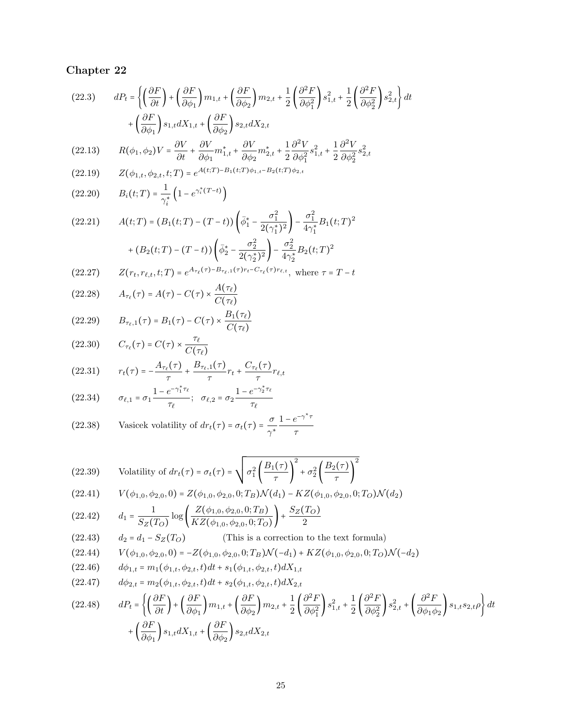## Chapter 22

(22.3) $$dP_t = \left\{ \left(\frac{\partial F}{\partial t}\right) + \left(\frac{\partial F}{\partial \phi_1}\right) m_{1,t} + \left(\frac{\partial F}{\partial \phi_2}\right) m_{2,t} + \frac{1}{2}\left(\frac{\partial^2 F}{\partial \phi_1^2}\right) s_{1,t}^2 + \frac{1}{2}\left(\frac{\partial^2 F}{\partial \phi_2^2}\right) s_{2,t}^2 \right\} dt + \left(\frac{\partial F}{\partial \phi_1}\right) s_{1,t} dX_{1,t} + \left(\frac{\partial F}{\partial \phi_2}\right) s_{2,t} dX_{2,t}$$

(22.13) $$R(\phi_1, \phi_2) V = \frac{\partial V}{\partial t} + \frac{\partial V}{\partial \phi_1} m_{1,t}^* + \frac{\partial V}{\partial \phi_2} m_{2,t}^* + \frac{1}{2}\frac{\partial^2 V}{\partial \phi_1^2} s_{1,t}^2 + \frac{1}{2}\frac{\partial^2 V}{\partial \phi_2^2} s_{2,t}^2$$

(22.19) $$Z(\phi_{1,t}, \phi_{2,t}, t; T) = e^{A(t;T) - B_1(t;T)\phi_{1,t} - B_2(t;T)\phi_{2,t}}$$

(22.20) $$B_i(t;T) = \frac{1}{\gamma_i^*}\left(1 - e^{\gamma_i^*(T-t)}\right)$$

(22.21) $$A(t;T) = (B_1(t;T) - (T-t))\left(\bar{\phi}_1^* - \frac{\sigma_1^2}{2(\gamma_1^*)^2}\right) - \frac{\sigma_1^2}{4\gamma_1^*} B_1(t;T)^2 + (B_2(t;T) - (T-t))\left(\bar{\phi}_2^* - \frac{\sigma_2^2}{2(\gamma_2^*)^2}\right) - \frac{\sigma_2^2}{4\gamma_2^*} B_2(t;T)^2$$

(22.27) $$Z(r_t, r_{\ell,t}, t; T) = e^{A_{\tau_\ell}(\tau) - B_{\tau_\ell,1}(\tau) r_t - C_{\tau_\ell}(\tau) r_{\ell,t}}, \text{ where } \tau = T - t$$

(22.28) $$A_{\tau_\ell}(\tau) = A(\tau) - C(\tau) \times \frac{A(\tau_\ell)}{C(\tau_\ell)}$$

(22.29) $$B_{\tau_\ell,1}(\tau) = B_1(\tau) - C(\tau) \times \frac{B_1(\tau_\ell)}{C(\tau_\ell)}$$

(22.30) $$C_{\tau_\ell}(\tau) = C(\tau) \times \frac{\tau_\ell}{C(\tau_\ell)}$$

(22.31) $$r_t(\tau) = -\frac{A_{\tau_\ell}(\tau)}{\tau} + \frac{B_{\tau_\ell,1}(\tau)}{\tau} r_t + \frac{C_{\tau_\ell}(\tau)}{\tau} r_{\ell,t}$$

(22.34) $$\sigma_{\ell,1} = \sigma_1 \frac{1 - e^{-\gamma_1^* \tau_\ell}}{\tau_\ell}; \quad \sigma_{\ell,2} = \sigma_2 \frac{1 - e^{-\gamma_2^* \tau_\ell}}{\tau_\ell}$$

(22.38) $$\text{Vasicek volatility of } dr_t(\tau) = \sigma_t(\tau) = \frac{\sigma}{\gamma^*}\frac{1 - e^{-\gamma^* \tau}}{\tau}$$

(22.39) $$\text{Volatility of } dr_t(\tau) = \sigma_t(\tau) = \sqrt{\sigma_1^2\left(\frac{B_1(\tau)}{\tau}\right)^2 + \sigma_2^2\left(\frac{B_2(\tau)}{\tau}\right)^2}$$

(22.41) $$V(\phi_{1,0}, \phi_{2,0}, 0) = Z(\phi_{1,0}, \phi_{2,0}, 0; T_B)\mathcal{N}(d_1) - KZ(\phi_{1,0}, \phi_{2,0}, 0; T_O)\mathcal{N}(d_2)$$

(22.42) $$d_1 = \frac{1}{S_Z(T_O)} \log\left(\frac{Z(\phi_{1,0}, \phi_{2,0}, 0; T_B)}{KZ(\phi_{1,0}, \phi_{2,0}, 0; T_O)}\right) + \frac{S_Z(T_O)}{2}$$

(22.43) $$d_2 = d_1 - S_Z(T_O)$$ (This is a correction to the text formula)

(22.44) $$V(\phi_{1,0}, \phi_{2,0}, 0) = -Z(\phi_{1,0}, \phi_{2,0}, 0; T_B)\mathcal{N}(-d_1) + KZ(\phi_{1,0}, \phi_{2,0}, 0; T_O)\mathcal{N}(-d_2)$$

(22.46) $$d\phi_{1,t} = m_1(\phi_{1,t}, \phi_{2,t}, t)dt + s_1(\phi_{1,t}, \phi_{2,t}, t)dX_{1,t}$$

(22.47) $$d\phi_{2,t} = m_2(\phi_{1,t}, \phi_{2,t}, t)dt + s_2(\phi_{1,t}, \phi_{2,t}, t)dX_{2,t}$$

(22.48) $$dP_t = \left\{ \left(\frac{\partial F}{\partial t}\right) + \left(\frac{\partial F}{\partial \phi_1}\right) m_{1,t} + \left(\frac{\partial F}{\partial \phi_2}\right) m_{2,t} + \frac{1}{2}\left(\frac{\partial^2 F}{\partial \phi_1^2}\right) s_{1,t}^2 + \frac{1}{2}\left(\frac{\partial^2 F}{\partial \phi_2^2}\right) s_{2,t}^2 + \left(\frac{\partial^2 F}{\partial \phi_1 \phi_2}\right) s_{1,t} s_{2,t} \rho \right\} dt + \left(\frac{\partial F}{\partial \phi_1}\right) s_{1,t} dX_{1,t} + \left(\frac{\partial F}{\partial \phi_2}\right) s_{2,t} dX_{2,t}$$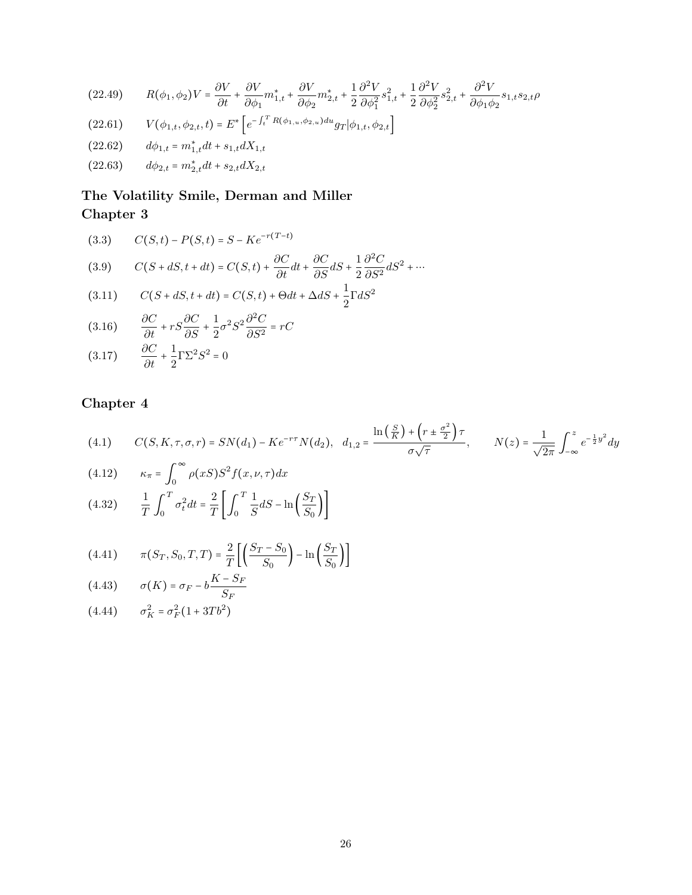(22.49) $$R(\phi_1, \phi_2)V = \frac{\partial V}{\partial t} + \frac{\partial V}{\partial \phi_1} m_{1,t}^* + \frac{\partial V}{\partial \phi_2} m_{2,t}^* + \frac{1}{2}\frac{\partial^2 V}{\partial \phi_1^2} s_{1,t}^2 + \frac{1}{2}\frac{\partial^2 V}{\partial \phi_2^2} s_{2,t}^2 + \frac{\partial^2 V}{\partial \phi_1 \phi_2} s_{1,t} s_{2,t} \rho$$

(22.61) $$V(\phi_{1,t}, \phi_{2,t}, t) = E^* \left[ e^{-\int_t^T R(\phi_{1,u}, \phi_{2,u}) du} g_T | \phi_{1,t}, \phi_{2,t} \right]$$

(22.62) $$d\phi_{1,t} = m_{1,t}^* dt + s_{1,t} dX_{1,t}$$

(22.63) $$d\phi_{2,t} = m_{2,t}^* dt + s_{2,t} dX_{2,t}$$

## The Volatility Smile, Derman and Miller
## Chapter 3

(3.3) $$C(S,t) - P(S,t) = S - Ke^{-r(T-t)}$$

(3.9) $$C(S + dS, t + dt) = C(S,t) + \frac{\partial C}{\partial t} dt + \frac{\partial C}{\partial S} dS + \frac{1}{2}\frac{\partial^2 C}{\partial S^2} dS^2 + \cdots$$

(3.11) $$C(S + dS, t + dt) = C(S,t) + \Theta dt + \Delta dS + \frac{1}{2}\Gamma dS^2$$

(3.16) $$\frac{\partial C}{\partial t} + rS\frac{\partial C}{\partial S} + \frac{1}{2}\sigma^2 S^2 \frac{\partial^2 C}{\partial S^2} = rC$$

(3.17) $$\frac{\partial C}{\partial t} + \frac{1}{2}\Gamma \Sigma^2 S^2 = 0$$

## Chapter 4

(4.1) $$C(S, K, \tau, \sigma, r) = SN(d_1) - Ke^{-r\tau}N(d_2), \quad d_{1,2} = \frac{\ln\left(\frac{S}{K}\right) + \left(r \pm \frac{\sigma^2}{2}\right)\tau}{\sigma\sqrt{\tau}}, \qquad N(z) = \frac{1}{\sqrt{2\pi}}\int_{-\infty}^{z} e^{-\frac{1}{2}y^2} dy$$

(4.12) $$\kappa_\pi = \int_0^\infty \rho(xS) S^2 f(x, \nu, \tau) dx$$

(4.32) $$\frac{1}{T}\int_0^T \sigma_t^2 dt = \frac{2}{T}\left[\int_0^T \frac{1}{S} dS - \ln\left(\frac{S_T}{S_0}\right)\right]$$

(4.41) $$\pi(S_T, S_0, T, T) = \frac{2}{T}\left[\left(\frac{S_T - S_0}{S_0}\right) - \ln\left(\frac{S_T}{S_0}\right)\right]$$

(4.43) $$\sigma(K) = \sigma_F - b\frac{K - S_F}{S_F}$$

(4.44) $$\sigma_K^2 = \sigma_F^2(1 + 3Tb^2)$$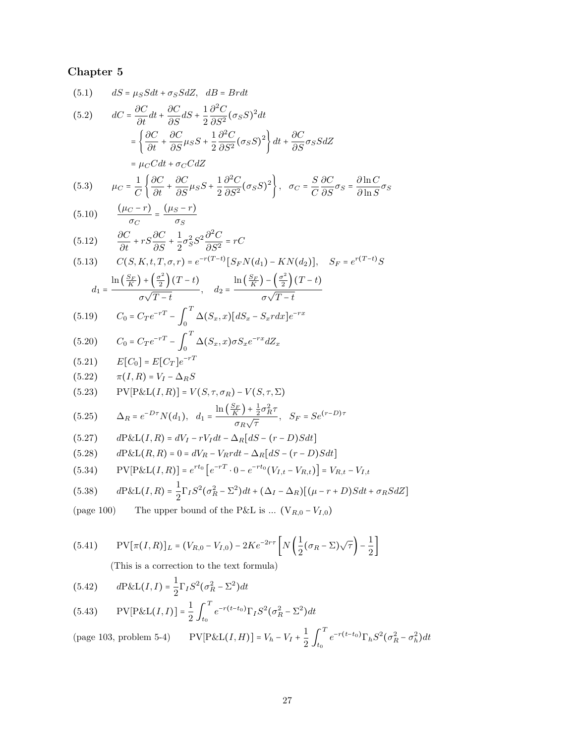# Chapter 5

(5.1) $\quad dS = \mu_S S dt + \sigma_S S dZ, \quad dB = Brdt$

(5.2)
$$dC = \frac{\partial C}{\partial t}dt + \frac{\partial C}{\partial S}dS + \frac{1}{2}\frac{\partial^2 C}{\partial S^2}(\sigma_S S)^2 dt$$
$$= \left\{ \frac{\partial C}{\partial t} + \frac{\partial C}{\partial S}\mu_S S + \frac{1}{2}\frac{\partial^2 C}{\partial S^2}(\sigma_S S)^2 \right\} dt + \frac{\partial C}{\partial S}\sigma_S S dZ$$
$$= \mu_C C dt + \sigma_C C dZ$$

(5.3)
$$\mu_C = \frac{1}{C}\left\{ \frac{\partial C}{\partial t} + \frac{\partial C}{\partial S}\mu_S S + \frac{1}{2}\frac{\partial^2 C}{\partial S^2}(\sigma_S S)^2 \right\}, \quad \sigma_C = \frac{S}{C}\frac{\partial C}{\partial S}\sigma_S = \frac{\partial \ln C}{\partial \ln S}\sigma_S$$

(5.10)
$$\frac{(\mu_C - r)}{\sigma_C} = \frac{(\mu_S - r)}{\sigma_S}$$

(5.12)
$$\frac{\partial C}{\partial t} + rS\frac{\partial C}{\partial S} + \frac{1}{2}\sigma_S^2 S^2 \frac{\partial^2 C}{\partial S^2} = rC$$

(5.13)
$$C(S, K, t, T, \sigma, r) = e^{-r(T-t)}[S_F N(d_1) - KN(d_2)], \quad S_F = e^{r(T-t)}S$$
$$d_1 = \frac{\ln\left(\frac{S_F}{K}\right) + \left(\frac{\sigma^2}{2}\right)(T-t)}{\sigma\sqrt{T-t}}, \quad d_2 = \frac{\ln\left(\frac{S_F}{K}\right) - \left(\frac{\sigma^2}{2}\right)(T-t)}{\sigma\sqrt{T-t}}$$

(5.19)
$$C_0 = C_T e^{-rT} - \int_0^T \Delta(S_x, x)[dS_x - S_x r dx]e^{-rx}$$

(5.20)
$$C_0 = C_T e^{-rT} - \int_0^T \Delta(S_x, x)\sigma S_x e^{-rx} dZ_x$$

(5.21) $\quad E[C_0] = E[C_T]e^{-rT}$

(5.22) $\quad \pi(I, R) = V_I - \Delta_R S$

(5.23) $\quad \mathrm{PV}[\mathrm{P\&L}(I, R)] = V(S, \tau, \sigma_R) - V(S, \tau, \Sigma)$

(5.25)
$$\Delta_R = e^{-D\tau}N(d_1), \quad d_1 = \frac{\ln\left(\frac{S_F}{K}\right) + \frac{1}{2}\sigma_R^2\tau}{\sigma_R\sqrt{\tau}}, \quad S_F = Se^{(r-D)\tau}$$

(5.27) $\quad d\mathrm{P\&L}(I, R) = dV_I - rV_I dt - \Delta_R[dS - (r - D)Sdt]$

(5.28) $\quad d\mathrm{P\&L}(R, R) = 0 = dV_R - V_R r dt - \Delta_R[dS - (r - D)Sdt]$

(5.34)
$$\mathrm{PV}[\mathrm{P\&L}(I, R)] = e^{rt_0}\left[e^{-rT}\cdot 0 - e^{-rt_0}(V_{I,t} - V_{R,t})\right] = V_{R,t} - V_{I,t}$$

(5.38)
$$d\mathrm{P\&L}(I, R) = \frac{1}{2}\Gamma_I S^2(\sigma_R^2 - \Sigma^2)dt + (\Delta_I - \Delta_R)[(\mu - r + D)Sdt + \sigma_R S dZ]$$

(page 100) The upper bound of the P&L is ... $(V_{R,0} - V_{I,0})$

(5.41)
$$\mathrm{PV}[\pi(I, R)]_L = (V_{R,0} - V_{I,0}) - 2Ke^{-2r\tau}\left[N\left(\frac{1}{2}(\sigma_R - \Sigma)\sqrt{\tau}\right) - \frac{1}{2}\right]$$

(This is a correction to the text formula)

(5.42)
$$d\mathrm{P\&L}(I, I) = \frac{1}{2}\Gamma_I S^2(\sigma_R^2 - \Sigma^2)dt$$

(5.43)
$$\mathrm{PV}[\mathrm{P\&L}(I, I)] = \frac{1}{2}\int_{t_0}^T e^{-r(t-t_0)}\Gamma_I S^2(\sigma_R^2 - \Sigma^2)dt$$

(page 103, problem 5-4)
$$\mathrm{PV}[\mathrm{P\&L}(I, H)] = V_h - V_I + \frac{1}{2}\int_{t_0}^T e^{-r(t-t_0)}\Gamma_h S^2(\sigma_R^2 - \sigma_h^2)dt$$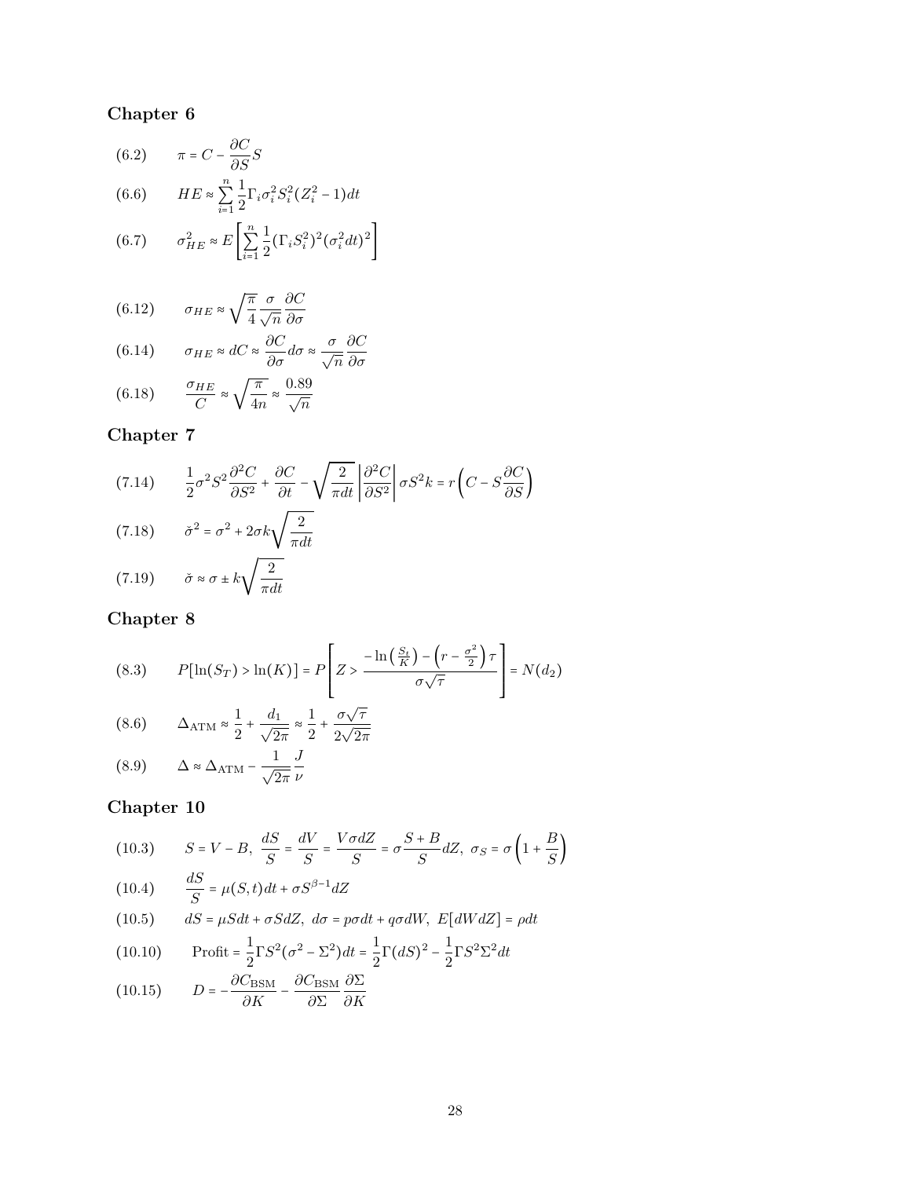## Chapter 6

(6.2) $\pi = C - \frac{\partial C}{\partial S} S$

(6.6) $HE \approx \sum_{i=1}^{n} \frac{1}{2} \Gamma_i \sigma_i^2 S_i^2 (Z_i^2 - 1) dt$

(6.7) $\sigma_{HE}^2 \approx E\left[\sum_{i=1}^{n} \frac{1}{2} (\Gamma_i S_i^2)^2 (\sigma_i^2 dt)^2\right]$

(6.12) $\sigma_{HE} \approx \sqrt{\frac{\pi}{4}} \frac{\sigma}{\sqrt{n}} \frac{\partial C}{\partial \sigma}$

(6.14) $\sigma_{HE} \approx dC \approx \frac{\partial C}{\partial \sigma} d\sigma \approx \frac{\sigma}{\sqrt{n}} \frac{\partial C}{\partial \sigma}$

(6.18) $\frac{\sigma_{HE}}{C} \approx \sqrt{\frac{\pi}{4n}} \approx \frac{0.89}{\sqrt{n}}$

## Chapter 7

(7.14) $\frac{1}{2}\sigma^2 S^2 \frac{\partial^2 C}{\partial S^2} + \frac{\partial C}{\partial t} - \sqrt{\frac{2}{\pi dt}} \left|\frac{\partial^2 C}{\partial S^2}\right| \sigma S^2 k = r\left(C - S\frac{\partial C}{\partial S}\right)$

(7.18) $\breve{\sigma}^2 = \sigma^2 + 2\sigma k \sqrt{\frac{2}{\pi dt}}$

(7.19) $\breve{\sigma} \approx \sigma \pm k\sqrt{\frac{2}{\pi dt}}$

## Chapter 8

(8.3) $P[\ln(S_T) > \ln(K)] = P\left[Z > \frac{-\ln\left(\frac{S_t}{K}\right) - \left(r - \frac{\sigma^2}{2}\right)\tau}{\sigma\sqrt{\tau}}\right] = N(d_2)$

(8.6) $\Delta_{\text{ATM}} \approx \frac{1}{2} + \frac{d_1}{\sqrt{2\pi}} \approx \frac{1}{2} + \frac{\sigma\sqrt{\tau}}{2\sqrt{2\pi}}$

(8.9) $\Delta \approx \Delta_{\text{ATM}} - \frac{1}{\sqrt{2\pi}} \frac{J}{\nu}$

## Chapter 10

(10.3) $S = V - B,\ \frac{dS}{S} = \frac{dV}{S} = \frac{V\sigma dZ}{S} = \sigma\frac{S+B}{S}dZ,\ \sigma_S = \sigma\left(1 + \frac{B}{S}\right)$

(10.4) $\frac{dS}{S} = \mu(S,t)dt + \sigma S^{\beta - 1} dZ$

(10.5) $dS = \mu S dt + \sigma S dZ,\ d\sigma = p\sigma dt + q\sigma dW,\ E[dW dZ] = \rho dt$

(10.10) $\text{Profit} = \frac{1}{2}\Gamma S^2(\sigma^2 - \Sigma^2)dt = \frac{1}{2}\Gamma(dS)^2 - \frac{1}{2}\Gamma S^2 \Sigma^2 dt$

(10.15) $D = -\frac{\partial C_{\text{BSM}}}{\partial K} - \frac{\partial C_{\text{BSM}}}{\partial \Sigma}\frac{\partial \Sigma}{\partial K}$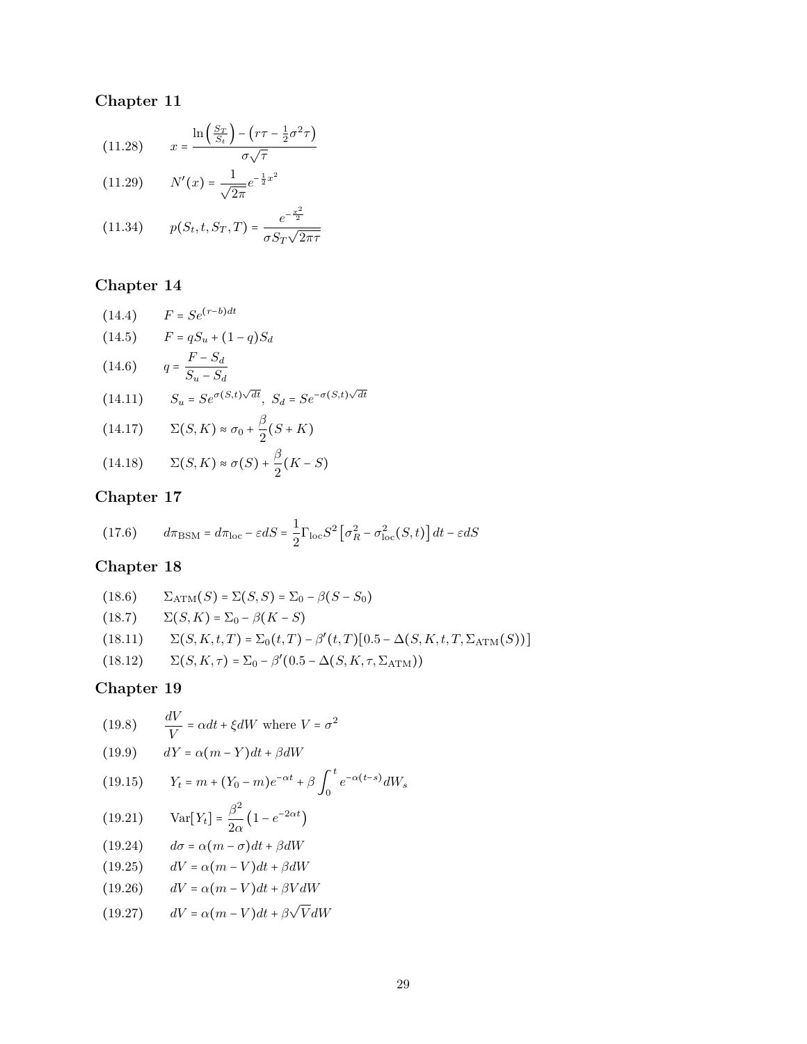## Chapter 11

(11.28) $$x = \frac{\ln\left(\frac{S_T}{S_t}\right) - \left(r\tau - \frac{1}{2}\sigma^2\tau\right)}{\sigma\sqrt{\tau}}$$

(11.29) $$N'(x) = \frac{1}{\sqrt{2\pi}}e^{-\frac{1}{2}x^2}$$

(11.34) $$p(S_t, t, S_T, T) = \frac{e^{-\frac{x^2}{2}}}{\sigma S_T\sqrt{2\pi\tau}}$$

## Chapter 14

(14.4) $$F = Se^{(r-b)dt}$$

(14.5) $$F = qS_u + (1-q)S_d$$

(14.6) $$q = \frac{F - S_d}{S_u - S_d}$$

(14.11) $$S_u = Se^{\sigma(S,t)\sqrt{dt}},\ S_d = Se^{-\sigma(S,t)\sqrt{dt}}$$

(14.17) $$\Sigma(S,K) \approx \sigma_0 + \frac{\beta}{2}(S+K)$$

(14.18) $$\Sigma(S,K) \approx \sigma(S) + \frac{\beta}{2}(K-S)$$

## Chapter 17

(17.6) $$d\pi_{\text{BSM}} = d\pi_{\text{loc}} - \varepsilon dS = \frac{1}{2}\Gamma_{\text{loc}}S^2\left[\sigma_R^2 - \sigma_{\text{loc}}^2(S,t)\right]dt - \varepsilon dS$$

## Chapter 18

(18.6) $$\Sigma_{\text{ATM}}(S) = \Sigma(S,S) = \Sigma_0 - \beta(S - S_0)$$

(18.7) $$\Sigma(S,K) = \Sigma_0 - \beta(K-S)$$

(18.11) $$\Sigma(S,K,t,T) = \Sigma_0(t,T) - \beta'(t,T)[0.5 - \Delta(S,K,t,T,\Sigma_{\text{ATM}}(S))]$$

(18.12) $$\Sigma(S,K,\tau) = \Sigma_0 - \beta'(0.5 - \Delta(S,K,\tau,\Sigma_{\text{ATM}}))$$

## Chapter 19

(19.8) $$\frac{dV}{V} = \alpha dt + \xi dW \text{ where } V = \sigma^2$$

(19.9) $$dY = \alpha(m - Y)dt + \beta dW$$

(19.15) $$Y_t = m + (Y_0 - m)e^{-\alpha t} + \beta\int_0^t e^{-\alpha(t-s)}dW_s$$

(19.21) $$\text{Var}[Y_t] = \frac{\beta^2}{2\alpha}\left(1 - e^{-2\alpha t}\right)$$

(19.24) $$d\sigma = \alpha(m - \sigma)dt + \beta dW$$

(19.25) $$dV = \alpha(m - V)dt + \beta dW$$

(19.26) $$dV = \alpha(m - V)dt + \beta V dW$$

(19.27) $$dV = \alpha(m - V)dt + \beta\sqrt{V}dW$$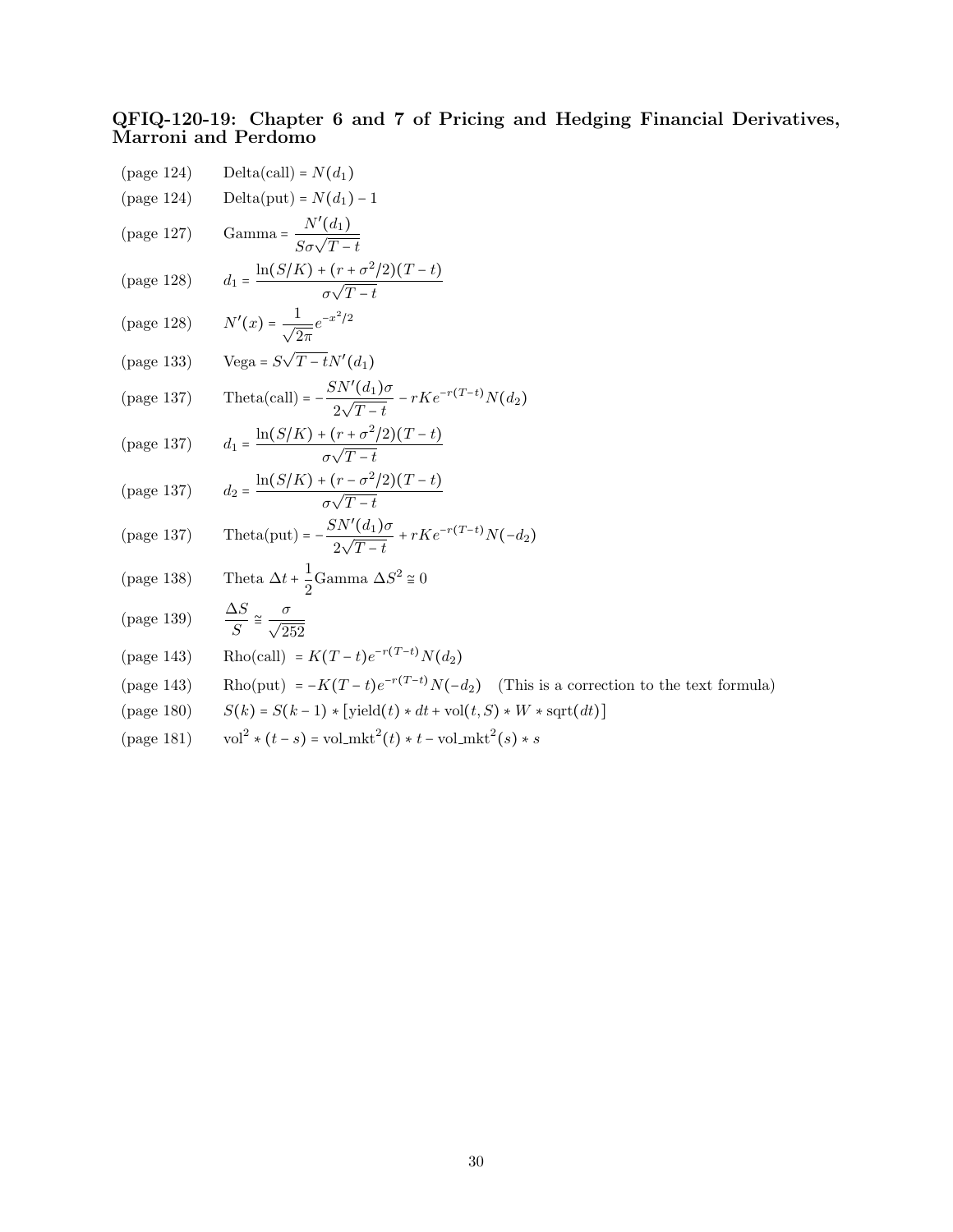### QFIQ-120-19: Chapter 6 and 7 of Pricing and Hedging Financial Derivatives, Marroni and Perdomo

(page 124) $\text{Delta(call)} = N(d_1)$

(page 124) $\text{Delta(put)} = N(d_1) - 1$

(page 127) $\text{Gamma} = \dfrac{N'(d_1)}{S\sigma\sqrt{T-t}}$

(page 128) $d_1 = \dfrac{\ln(S/K) + (r + \sigma^2/2)(T-t)}{\sigma\sqrt{T-t}}$

(page 128) $N'(x) = \dfrac{1}{\sqrt{2\pi}} e^{-x^2/2}$

(page 133) $\text{Vega} = S\sqrt{T-t}N'(d_1)$

(page 137) $\text{Theta(call)} = -\dfrac{SN'(d_1)\sigma}{2\sqrt{T-t}} - rKe^{-r(T-t)}N(d_2)$

(page 137) $d_1 = \dfrac{\ln(S/K) + (r + \sigma^2/2)(T-t)}{\sigma\sqrt{T-t}}$

(page 137) $d_2 = \dfrac{\ln(S/K) + (r - \sigma^2/2)(T-t)}{\sigma\sqrt{T-t}}$

(page 137) $\text{Theta(put)} = -\dfrac{SN'(d_1)\sigma}{2\sqrt{T-t}} + rKe^{-r(T-t)}N(-d_2)$

(page 138) $\text{Theta } \Delta t + \dfrac{1}{2}\text{Gamma } \Delta S^2 \cong 0$

(page 139) $\dfrac{\Delta S}{S} \cong \dfrac{\sigma}{\sqrt{252}}$

(page 143) $\text{Rho(call) } = K(T-t)e^{-r(T-t)}N(d_2)$

(page 143) $\text{Rho(put) } = -K(T-t)e^{-r(T-t)}N(-d_2)$ (This is a correction to the text formula)

(page 180) $S(k) = S(k-1) * [\text{yield}(t) * dt + \text{vol}(t,S) * W * \text{sqrt}(dt)]$

(page 181) $\text{vol}^2 * (t-s) = \text{vol\_mkt}^2(t) * t - \text{vol\_mkt}^2(s) * s$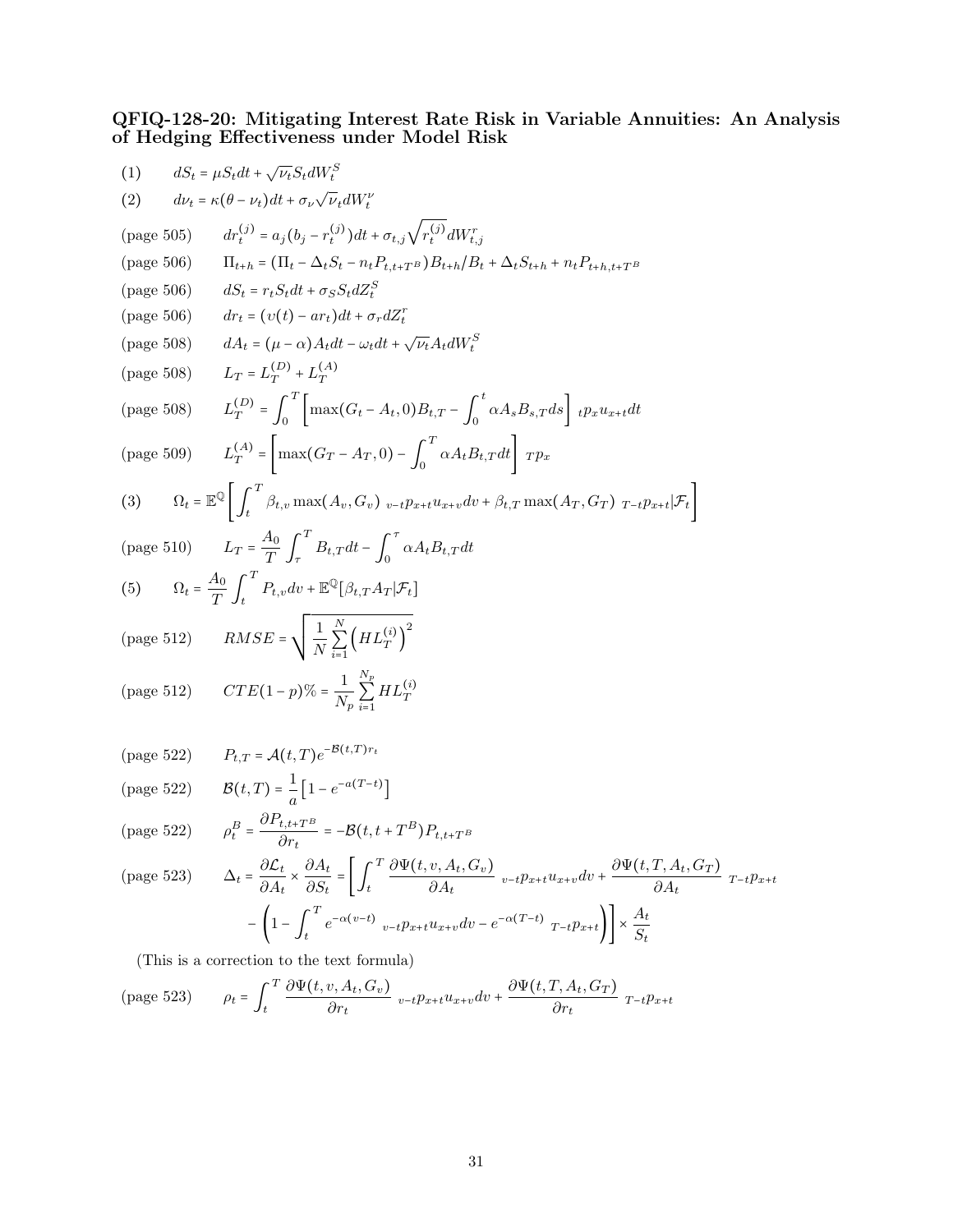### QFIQ-128-20: Mitigating Interest Rate Risk in Variable Annuities: An Analysis of Hedging Effectiveness under Model Risk

(1) $$dS_t = \mu S_t dt + \sqrt{\nu_t} S_t dW_t^S$$

(2) $$d\nu_t = \kappa(\theta - \nu_t)dt + \sigma_\nu \sqrt{\nu_t} dW_t^\nu$$

(page 505) $$dr_t^{(j)} = a_j(b_j - r_t^{(j)})dt + \sigma_{t,j}\sqrt{r_t^{(j)}} dW_{t,j}^r$$

(page 506) $$\Pi_{t+h} = (\Pi_t - \Delta_t S_t - n_t P_{t,t+T^B})B_{t+h}/B_t + \Delta_t S_{t+h} + n_t P_{t+h,t+T^B}$$

(page 506) $$dS_t = r_t S_t dt + \sigma_S S_t dZ_t^S$$

(page 506) $$dr_t = (\upsilon(t) - a r_t)dt + \sigma_r dZ_t^r$$

(page 508) $$dA_t = (\mu - \alpha)A_t dt - \omega_t dt + \sqrt{\nu_t} A_t dW_t^S$$

(page 508) $$L_T = L_T^{(D)} + L_T^{(A)}$$

(page 508) $$L_T^{(D)} = \int_0^T \left[\max(G_t - A_t, 0)B_{t,T} - \int_0^t \alpha A_s B_{s,T} ds\right] {}_tp_x u_{x+t} dt$$

(page 509) $$L_T^{(A)} = \left[\max(G_T - A_T, 0) - \int_0^T \alpha A_t B_{t,T} dt\right] {}_Tp_x$$

(3) $$\Omega_t = \mathbb{E}^{\mathbb{Q}}\left[\int_t^T \beta_{t,v} \max(A_v, G_v)\ {}_{v-t}p_{x+t} u_{x+v} dv + \beta_{t,T} \max(A_T, G_T)\ {}_{T-t}p_{x+t} | \mathcal{F}_t\right]$$

(page 510) $$L_T = \frac{A_0}{T}\int_\tau^T B_{t,T} dt - \int_0^\tau \alpha A_t B_{t,T} dt$$

(5) $$\Omega_t = \frac{A_0}{T}\int_t^T P_{t,v} dv + \mathbb{E}^{\mathbb{Q}}[\beta_{t,T} A_T | \mathcal{F}_t]$$

(page 512) $$RMSE = \sqrt{\frac{1}{N}\sum_{i=1}^N \left(HL_T^{(i)}\right)^2}$$

(page 512) $$CTE(1-p)\% = \frac{1}{N_p}\sum_{i=1}^{N_p} HL_T^{(i)}$$

(page 522) $$P_{t,T} = \mathcal{A}(t,T)e^{-\mathcal{B}(t,T)r_t}$$

(page 522) $$\mathcal{B}(t,T) = \frac{1}{a}\left[1 - e^{-a(T-t)}\right]$$

(page 522) $$\rho_t^B = \frac{\partial P_{t,t+T^B}}{\partial r_t} = -\mathcal{B}(t, t+T^B)P_{t,t+T^B}$$

(page 523) $$\Delta_t = \frac{\partial \mathcal{L}_t}{\partial A_t} \times \frac{\partial A_t}{\partial S_t} = \left[\int_t^T \frac{\partial \Psi(t,v,A_t,G_v)}{\partial A_t}\ {}_{v-t}p_{x+t} u_{x+v} dv + \frac{\partial \Psi(t,T,A_t,G_T)}{\partial A_t}\ {}_{T-t}p_{x+t} - \left(1 - \int_t^T e^{-\alpha(v-t)}\ {}_{v-t}p_{x+t} u_{x+v} dv - e^{-\alpha(T-t)}\ {}_{T-t}p_{x+t}\right)\right] \times \frac{A_t}{S_t}$$

(This is a correction to the text formula)

(page 523) $$\rho_t = \int_t^T \frac{\partial \Psi(t,v,A_t,G_v)}{\partial r_t}\ {}_{v-t}p_{x+t} u_{x+v} dv + \frac{\partial \Psi(t,T,A_t,G_T)}{\partial r_t}\ {}_{T-t}p_{x+t}$$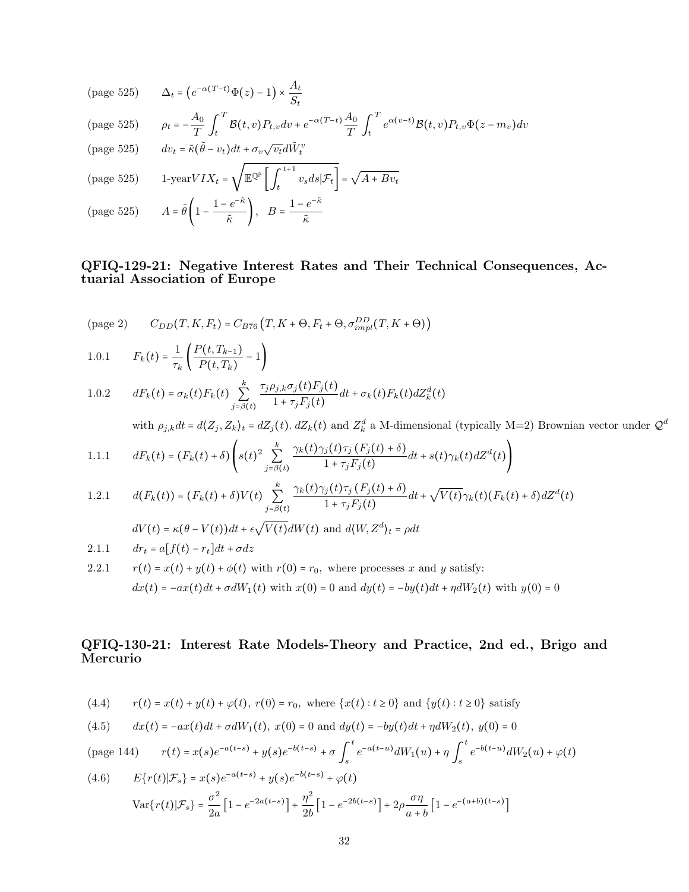(page 525) $\Delta_t = \left(e^{-\alpha(T-t)}\Phi(z) - 1\right) \times \dfrac{A_t}{S_t}$

(page 525) $\rho_t = -\dfrac{A_0}{T}\displaystyle\int_t^T \mathcal{B}(t,v)P_{t,v}dv + e^{-\alpha(T-t)}\dfrac{A_0}{T}\displaystyle\int_t^T e^{\alpha(v-t)}\mathcal{B}(t,v)P_{t,v}\Phi(z-m_v)dv$

(page 525) $dv_t = \tilde{\kappa}(\tilde{\theta} - v_t)dt + \sigma_v\sqrt{v_t}d\tilde{W}_t^v$

(page 525) $\text{1-year}VIX_t = \sqrt{\mathbb{E}^{\mathbb{Q}^{\mathbb{P}}}\left[\displaystyle\int_t^{t+1} v_s ds|\mathcal{F}_t\right]} = \sqrt{A + Bv_t}$

(page 525) $A = \tilde{\theta}\left(1 - \dfrac{1-e^{-\tilde{\kappa}}}{\tilde{\kappa}}\right), \quad B = \dfrac{1-e^{-\tilde{\kappa}}}{\tilde{\kappa}}$

### QFIQ-129-21: Negative Interest Rates and Their Technical Consequences, Actuarial Association of Europe

(page 2) $C_{DD}(T,K,F_t) = C_{B76}\left(T, K+\Theta, F_t+\Theta, \sigma_{impl}^{DD}(T,K+\Theta)\right)$

1.0.1 $F_k(t) = \dfrac{1}{\tau_k}\left(\dfrac{P(t,T_{k-1})}{P(t,T_k)} - 1\right)$

1.0.2 $dF_k(t) = \sigma_k(t)F_k(t)\displaystyle\sum_{j=\beta(t)}^{k}\dfrac{\tau_j\rho_{j,k}\sigma_j(t)F_j(t)}{1+\tau_jF_j(t)}dt + \sigma_k(t)F_k(t)dZ_k^d(t)$

with $\rho_{j,k}dt = d\langle Z_j, Z_k\rangle_t = dZ_j(t).\, dZ_k(t)$ and $Z_k^d$ a M-dimensional (typically M=2) Brownian vector under $\mathcal{Q}^d$

1.1.1 $dF_k(t) = (F_k(t)+\delta)\left(s(t)^2\displaystyle\sum_{j=\beta(t)}^{k}\dfrac{\gamma_k(t)\gamma_j(t)\tau_j\left(F_j(t)+\delta\right)}{1+\tau_jF_j(t)}dt + s(t)\gamma_k(t)dZ^d(t)\right)$

1.2.1 $d(F_k(t)) = (F_k(t)+\delta)V(t)\displaystyle\sum_{j=\beta(t)}^{k}\dfrac{\gamma_k(t)\gamma_j(t)\tau_j\left(F_j(t)+\delta\right)}{1+\tau_jF_j(t)}dt + \sqrt{V(t)}\gamma_k(t)(F_k(t)+\delta)dZ^d(t)$

$dV(t) = \kappa(\theta - V(t))dt + \epsilon\sqrt{V(t)}dW(t)$ and $d\langle W, Z^d\rangle_t = \rho dt$

2.1.1 $dr_t = a[f(t) - r_t]dt + \sigma dz$

2.2.1 $r(t) = x(t) + y(t) + \phi(t)$ with $r(0) = r_0$, where processes $x$ and $y$ satisfy:

$dx(t) = -ax(t)dt + \sigma dW_1(t)$ with $x(0) = 0$ and $dy(t) = -by(t)dt + \eta dW_2(t)$ with $y(0) = 0$

### QFIQ-130-21: Interest Rate Models-Theory and Practice, 2nd ed., Brigo and Mercurio

(4.4) $r(t) = x(t) + y(t) + \varphi(t),\ r(0) = r_0,$ where $\{x(t) : t \geq 0\}$ and $\{y(t) : t \geq 0\}$ satisfy

(4.5) $dx(t) = -ax(t)dt + \sigma dW_1(t),\ x(0) = 0$ and $dy(t) = -by(t)dt + \eta dW_2(t),\ y(0) = 0$

(page 144) $r(t) = x(s)e^{-a(t-s)} + y(s)e^{-b(t-s)} + \sigma\displaystyle\int_s^t e^{-a(t-u)}dW_1(u) + \eta\displaystyle\int_s^t e^{-b(t-u)}dW_2(u) + \varphi(t)$

(4.6) $E\{r(t)|\mathcal{F}_s\} = x(s)e^{-a(t-s)} + y(s)e^{-b(t-s)} + \varphi(t)$

$\text{Var}\{r(t)|\mathcal{F}_s\} = \dfrac{\sigma^2}{2a}\left[1 - e^{-2a(t-s)}\right] + \dfrac{\eta^2}{2b}\left[1 - e^{-2b(t-s)}\right] + 2\rho\dfrac{\sigma\eta}{a+b}\left[1 - e^{-(a+b)(t-s)}\right]$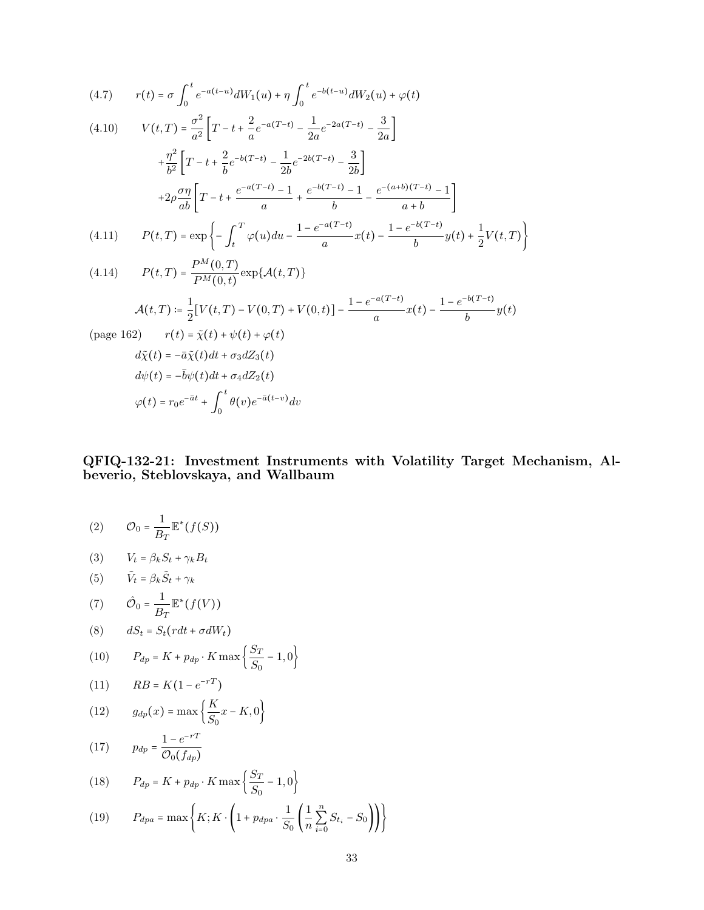(4.7) $$r(t) = \sigma \int_0^t e^{-a(t-u)} dW_1(u) + \eta \int_0^t e^{-b(t-u)} dW_2(u) + \varphi(t)$$

(4.10) $$\begin{aligned} V(t,T) = {} & \frac{\sigma^2}{a^2}\left[T - t + \frac{2}{a}e^{-a(T-t)} - \frac{1}{2a}e^{-2a(T-t)} - \frac{3}{2a}\right] \\ & + \frac{\eta^2}{b^2}\left[T - t + \frac{2}{b}e^{-b(T-t)} - \frac{1}{2b}e^{-2b(T-t)} - \frac{3}{2b}\right] \\ & + 2\rho\frac{\sigma\eta}{ab}\left[T - t + \frac{e^{-a(T-t)} - 1}{a} + \frac{e^{-b(T-t)} - 1}{b} - \frac{e^{-(a+b)(T-t)} - 1}{a+b}\right] \end{aligned}$$

(4.11) $$P(t,T) = \exp\left\{-\int_t^T \varphi(u)du - \frac{1 - e^{-a(T-t)}}{a}x(t) - \frac{1 - e^{-b(T-t)}}{b}y(t) + \frac{1}{2}V(t,T)\right\}$$

(4.14) $$P(t,T) = \frac{P^M(0,T)}{P^M(0,t)}\exp\{\mathcal{A}(t,T)\}$$

$$\mathcal{A}(t,T) := \frac{1}{2}[V(t,T) - V(0,T) + V(0,t)] - \frac{1 - e^{-a(T-t)}}{a}x(t) - \frac{1 - e^{-b(T-t)}}{b}y(t)$$

(page 162) $$\begin{aligned} r(t) &= \tilde{\chi}(t) + \psi(t) + \varphi(t) \\ d\tilde{\chi}(t) &= -\bar{a}\tilde{\chi}(t)dt + \sigma_3 dZ_3(t) \\ d\psi(t) &= -\bar{b}\psi(t)dt + \sigma_4 dZ_2(t) \\ \varphi(t) &= r_0 e^{-\bar{a}t} + \int_0^t \theta(v)e^{-\bar{a}(t-v)}dv \end{aligned}$$

## QFIQ-132-21: Investment Instruments with Volatility Target Mechanism, Albeverio, Steblovskaya, and Wallbaum

(2) $$\mathcal{O}_0 = \frac{1}{B_T}\mathbb{E}^*(f(S))$$

(3) $$V_t = \beta_k S_t + \gamma_k B_t$$

(5) $$\tilde{V}_t = \beta_k \tilde{S}_t + \gamma_k$$

(7) $$\hat{\mathcal{O}}_0 = \frac{1}{B_T}\mathbb{E}^*(f(V))$$

(8) $$dS_t = S_t(r dt + \sigma dW_t)$$

(10) $$P_{dp} = K + p_{dp} \cdot K \max\left\{\frac{S_T}{S_0} - 1, 0\right\}$$

(11) $$RB = K(1 - e^{-rT})$$

(12) $$g_{dp}(x) = \max\left\{\frac{K}{S_0}x - K, 0\right\}$$

(17) $$p_{dp} = \frac{1 - e^{-rT}}{\mathcal{O}_0(f_{dp})}$$

(18) $$P_{dp} = K + p_{dp} \cdot K \max\left\{\frac{S_T}{S_0} - 1, 0\right\}$$

(19) $$P_{dpa} = \max\left\{K; K \cdot \left(1 + p_{dpa} \cdot \frac{1}{S_0}\left(\frac{1}{n}\sum_{i=0}^{n} S_{t_i} - S_0\right)\right)\right\}$$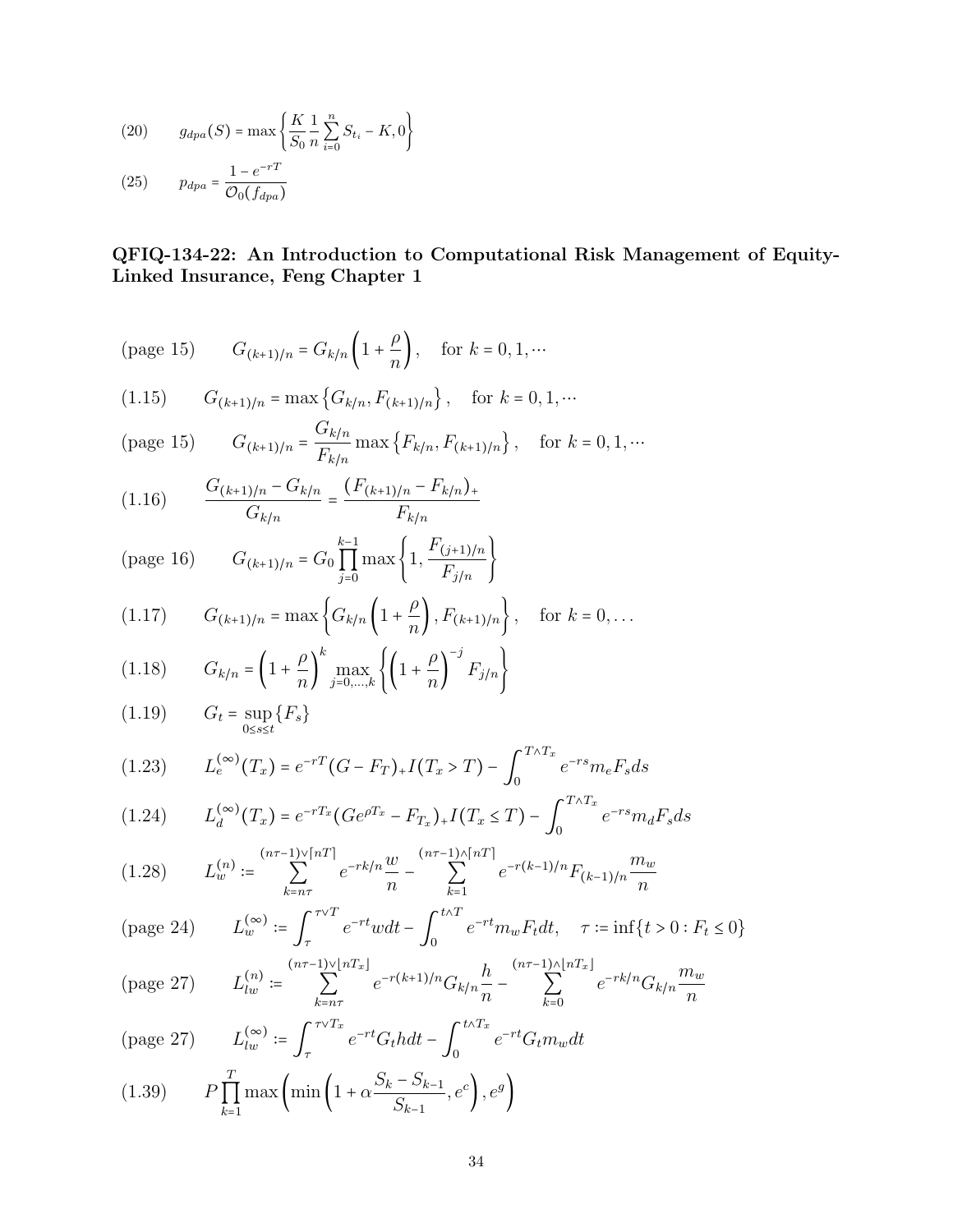(20) $$g_{dpa}(S) = \max\left\{\frac{K}{S_0}\frac{1}{n}\sum_{i=0}^{n} S_{t_i} - K, 0\right\}$$

(25) $$p_{dpa} = \frac{1 - e^{-rT}}{\mathcal{O}_0(f_{dpa})}$$

**QFIQ-134-22: An Introduction to Computational Risk Management of Equity-Linked Insurance, Feng Chapter 1**

(page 15) $$G_{(k+1)/n} = G_{k/n}\left(1 + \frac{\rho}{n}\right), \quad \text{for } k = 0, 1, \cdots$$

(1.15) $$G_{(k+1)/n} = \max\left\{G_{k/n}, F_{(k+1)/n}\right\}, \quad \text{for } k = 0, 1, \cdots$$

(page 15) $$G_{(k+1)/n} = \frac{G_{k/n}}{F_{k/n}}\max\left\{F_{k/n}, F_{(k+1)/n}\right\}, \quad \text{for } k = 0, 1, \cdots$$

(1.16) $$\frac{G_{(k+1)/n} - G_{k/n}}{G_{k/n}} = \frac{\left(F_{(k+1)/n} - F_{k/n}\right)_+}{F_{k/n}}$$

(page 16) $$G_{(k+1)/n} = G_0\prod_{j=0}^{k-1}\max\left\{1, \frac{F_{(j+1)/n}}{F_{j/n}}\right\}$$

(1.17) $$G_{(k+1)/n} = \max\left\{G_{k/n}\left(1 + \frac{\rho}{n}\right), F_{(k+1)/n}\right\}, \quad \text{for } k = 0, \ldots$$

(1.18) $$G_{k/n} = \left(1 + \frac{\rho}{n}\right)^k \max_{j=0,\ldots,k}\left\{\left(1 + \frac{\rho}{n}\right)^{-j} F_{j/n}\right\}$$

(1.19) $$G_t = \sup_{0\le s\le t}\{F_s\}$$

(1.23) $$L_e^{(\infty)}(T_x) = e^{-rT}(G - F_T)_+ I(T_x > T) - \int_0^{T\wedge T_x} e^{-rs} m_e F_s ds$$

(1.24) $$L_d^{(\infty)}(T_x) = e^{-rT_x}(Ge^{\rho T_x} - F_{T_x})_+ I(T_x \le T) - \int_0^{T\wedge T_x} e^{-rs} m_d F_s ds$$

(1.28) $$L_w^{(n)} := \sum_{k=n\tau}^{(n\tau-1)\vee\lceil nT\rceil} e^{-rk/n}\frac{w}{n} - \sum_{k=1}^{(n\tau-1)\wedge\lceil nT\rceil} e^{-r(k-1)/n} F_{(k-1)/n}\frac{m_w}{n}$$

(page 24) $$L_w^{(\infty)} := \int_\tau^{\tau\vee T} e^{-rt} w dt - \int_0^{t\wedge T} e^{-rt} m_w F_t dt, \quad \tau := \inf\{t > 0 : F_t \le 0\}$$

(page 27) $$L_{lw}^{(n)} := \sum_{k=n\tau}^{(n\tau-1)\vee\lfloor nT_x\rfloor} e^{-r(k+1)/n} G_{k/n}\frac{h}{n} - \sum_{k=0}^{(n\tau-1)\wedge\lfloor nT_x\rfloor} e^{-rk/n} G_{k/n}\frac{m_w}{n}$$

(page 27) $$L_{lw}^{(\infty)} := \int_\tau^{\tau\vee T_x} e^{-rt} G_t h dt - \int_0^{t\wedge T_x} e^{-rt} G_t m_w dt$$

(1.39) $$P\prod_{k=1}^{T}\max\left(\min\left(1 + \alpha\frac{S_k - S_{k-1}}{S_{k-1}}, e^c\right), e^g\right)$$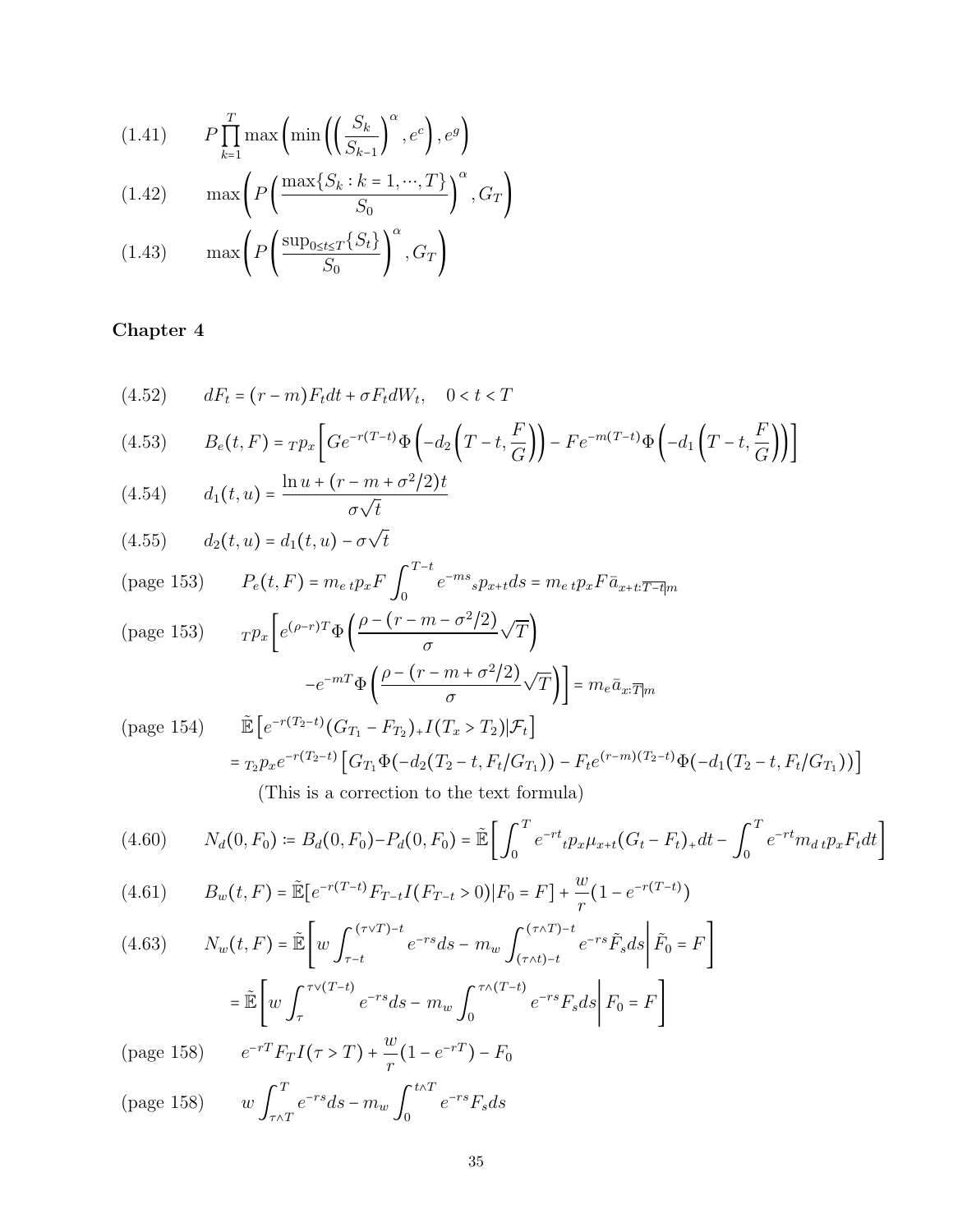(1.41) $$P\prod_{k=1}^{T}\max\left(\min\left(\left(\frac{S_k}{S_{k-1}}\right)^{\alpha}, e^c\right), e^g\right)$$

(1.42) $$\max\left(P\left(\frac{\max\{S_k : k = 1, \cdots, T\}}{S_0}\right)^{\alpha}, G_T\right)$$

(1.43) $$\max\left(P\left(\frac{\sup_{0\le t\le T}\{S_t\}}{S_0}\right)^{\alpha}, G_T\right)$$

## Chapter 4

(4.52) $$dF_t = (r - m)F_t dt + \sigma F_t dW_t, \quad 0 < t < T$$

(4.53) $$B_e(t, F) = {}_Tp_x\left[Ge^{-r(T-t)}\Phi\left(-d_2\left(T-t, \frac{F}{G}\right)\right) - Fe^{-m(T-t)}\Phi\left(-d_1\left(T-t, \frac{F}{G}\right)\right)\right]$$

(4.54) $$d_1(t, u) = \frac{\ln u + (r - m + \sigma^2/2)t}{\sigma\sqrt{t}}$$

(4.55) $$d_2(t, u) = d_1(t, u) - \sigma\sqrt{t}$$

(page 153) $$P_e(t, F) = m_e\, {}_tp_x F\int_0^{T-t} e^{-ms}\, {}_sp_{x+t} ds = m_e\, {}_tp_x F\bar{a}_{x+t:\overline{T-t}|m}$$

(page 153) $${}_Tp_x\left[e^{(\rho-r)T}\Phi\left(\frac{\rho - (r - m - \sigma^2/2)}{\sigma}\sqrt{T}\right) - e^{-mT}\Phi\left(\frac{\rho - (r - m + \sigma^2/2)}{\sigma}\sqrt{T}\right)\right] = m_e\bar{a}_{x:\overline{T}|m}$$

(page 154) $$\tilde{\mathbb{E}}\left[e^{-r(T_2-t)}(G_{T_1} - F_{T_2})_+ I(T_x > T_2)|\mathcal{F}_t\right]$$
$$= {}_{T_2}p_x e^{-r(T_2-t)}\left[G_{T_1}\Phi(-d_2(T_2 - t, F_t/G_{T_1})) - F_t e^{(r-m)(T_2-t)}\Phi(-d_1(T_2 - t, F_t/G_{T_1}))\right]$$

(This is a correction to the text formula)

(4.60) $$N_d(0, F_0) := B_d(0, F_0) - P_d(0, F_0) = \tilde{\mathbb{E}}\left[\int_0^T e^{-rt}\, {}_tp_x\mu_{x+t}(G_t - F_t)_+ dt - \int_0^T e^{-rt} m_d\, {}_tp_x F_t dt\right]$$

(4.61) $$B_w(t, F) = \tilde{\mathbb{E}}[e^{-r(T-t)}F_{T-t}I(F_{T-t} > 0)|F_0 = F] + \frac{w}{r}(1 - e^{-r(T-t)})$$

(4.63) $$N_w(t, F) = \tilde{\mathbb{E}}\left[w\int_{\tau-t}^{(\tau\vee T)-t} e^{-rs}ds - m_w\int_{(\tau\wedge t)-t}^{(\tau\wedge T)-t} e^{-rs}\tilde{F}_s ds\,\middle|\, \tilde{F}_0 = F\right]$$
$$= \tilde{\mathbb{E}}\left[w\int_{\tau}^{\tau\vee(T-t)} e^{-rs}ds - m_w\int_0^{\tau\wedge(T-t)} e^{-rs}F_s ds\,\middle|\, F_0 = F\right]$$

(page 158) $$e^{-rT}F_T I(\tau > T) + \frac{w}{r}(1 - e^{-rT}) - F_0$$

(page 158) $$w\int_{\tau\wedge T}^{T} e^{-rs}ds - m_w\int_0^{t\wedge T} e^{-rs}F_s ds$$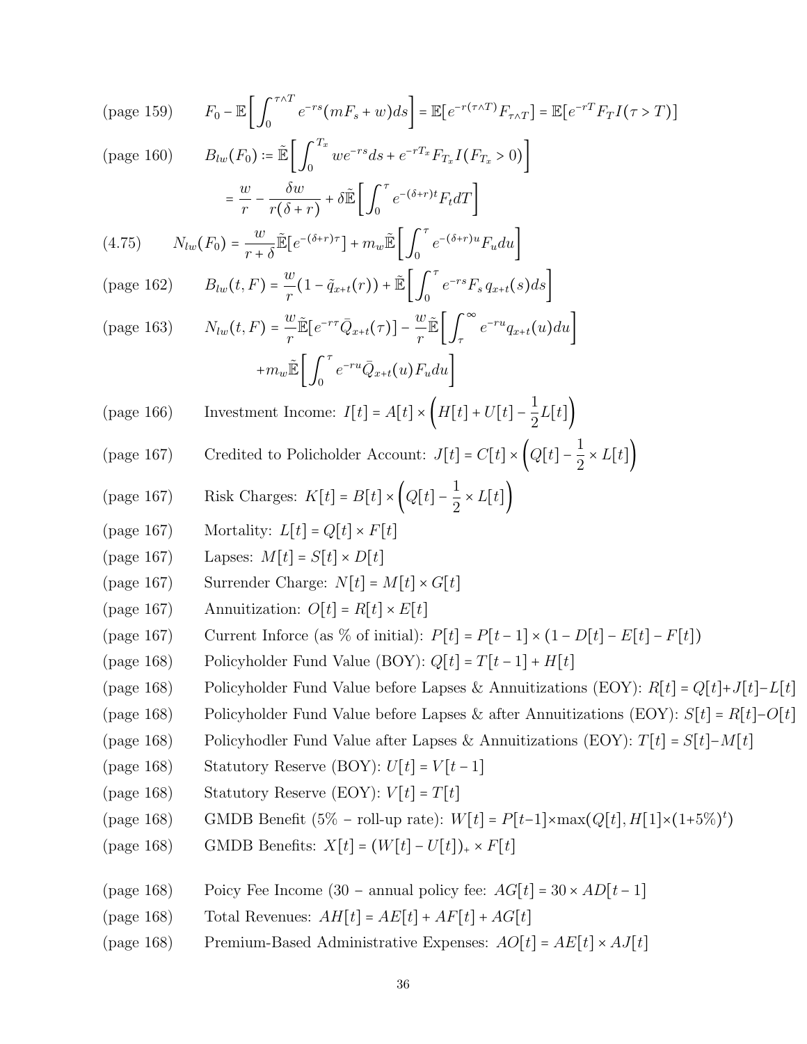(page 159) $$F_0 - \mathbb{E}\left[\int_0^{\tau\wedge T} e^{-rs}(mF_s + w)ds\right] = \mathbb{E}\left[e^{-r(\tau\wedge T)}F_{\tau\wedge T}\right] = \mathbb{E}\left[e^{-rT}F_T I(\tau > T)\right]$$

(page 160) $$B_{lw}(F_0) := \tilde{\mathbb{E}}\left[\int_0^{T_x} we^{-rs}ds + e^{-rT_x}F_{T_x}I(F_{T_x} > 0)\right]$$
$$= \frac{w}{r} - \frac{\delta w}{r(\delta + r)} + \delta\tilde{\mathbb{E}}\left[\int_0^{\tau} e^{-(\delta+r)t}F_t dT\right]$$

(4.75) $$N_{lw}(F_0) = \frac{w}{r+\delta}\tilde{\mathbb{E}}\left[e^{-(\delta+r)\tau}\right] + m_w\tilde{\mathbb{E}}\left[\int_0^{\tau} e^{-(\delta+r)u}F_u du\right]$$

(page 162) $$B_{lw}(t, F) = \frac{w}{r}(1 - \tilde{q}_{x+t}(r)) + \tilde{\mathbb{E}}\left[\int_0^{\tau} e^{-rs}F_s\, q_{x+t}(s)ds\right]$$

(page 163) $$N_{lw}(t, F) = \frac{w}{r}\tilde{\mathbb{E}}\left[e^{-r\tau}\bar{Q}_{x+t}(\tau)\right] - \frac{w}{r}\tilde{\mathbb{E}}\left[\int_{\tau}^{\infty} e^{-ru}q_{x+t}(u)du\right]$$
$$+ m_w\tilde{\mathbb{E}}\left[\int_0^{\tau} e^{-ru}\bar{Q}_{x+t}(u)F_u du\right]$$

(page 166) Investment Income: $I[t] = A[t] \times \left(H[t] + U[t] - \frac{1}{2}L[t]\right)$

(page 167) Credited to Policholder Account: $J[t] = C[t] \times \left(Q[t] - \frac{1}{2} \times L[t]\right)$

(page 167) Risk Charges: $K[t] = B[t] \times \left(Q[t] - \frac{1}{2} \times L[t]\right)$

(page 167) Mortality: $L[t] = Q[t] \times F[t]$

(page 167) Lapses: $M[t] = S[t] \times D[t]$

(page 167) Surrender Charge: $N[t] = M[t] \times G[t]$

(page 167) Annuitization: $O[t] = R[t] \times E[t]$

(page 167) Current Inforce (as % of initial): $P[t] = P[t-1] \times (1 - D[t] - E[t] - F[t])$

(page 168) Policyholder Fund Value (BOY): $Q[t] = T[t-1] + H[t]$

(page 168) Policyholder Fund Value before Lapses & Annuitizations (EOY): $R[t] = Q[t] + J[t] - L[t]$

(page 168) Policyholder Fund Value before Lapses & after Annuitizations (EOY): $S[t] = R[t] - O[t]$

(page 168) Policyhodler Fund Value after Lapses & Annuitizations (EOY): $T[t] = S[t] - M[t]$

(page 168) Statutory Reserve (BOY): $U[t] = V[t-1]$

(page 168) Statutory Reserve (EOY): $V[t] = T[t]$

(page 168) GMDB Benefit (5% – roll-up rate): $W[t] = P[t-1] \times \max(Q[t], H[1] \times (1+5\%)^t)$

(page 168) GMDB Benefits: $X[t] = (W[t] - U[t])_+ \times F[t]$

(page 168) Poicy Fee Income (30 – annual policy fee: $AG[t] = 30 \times AD[t-1]$

(page 168) Total Revenues: $AH[t] = AE[t] + AF[t] + AG[t]$

(page 168) Premium-Based Administrative Expenses: $AO[t] = AE[t] \times AJ[t]$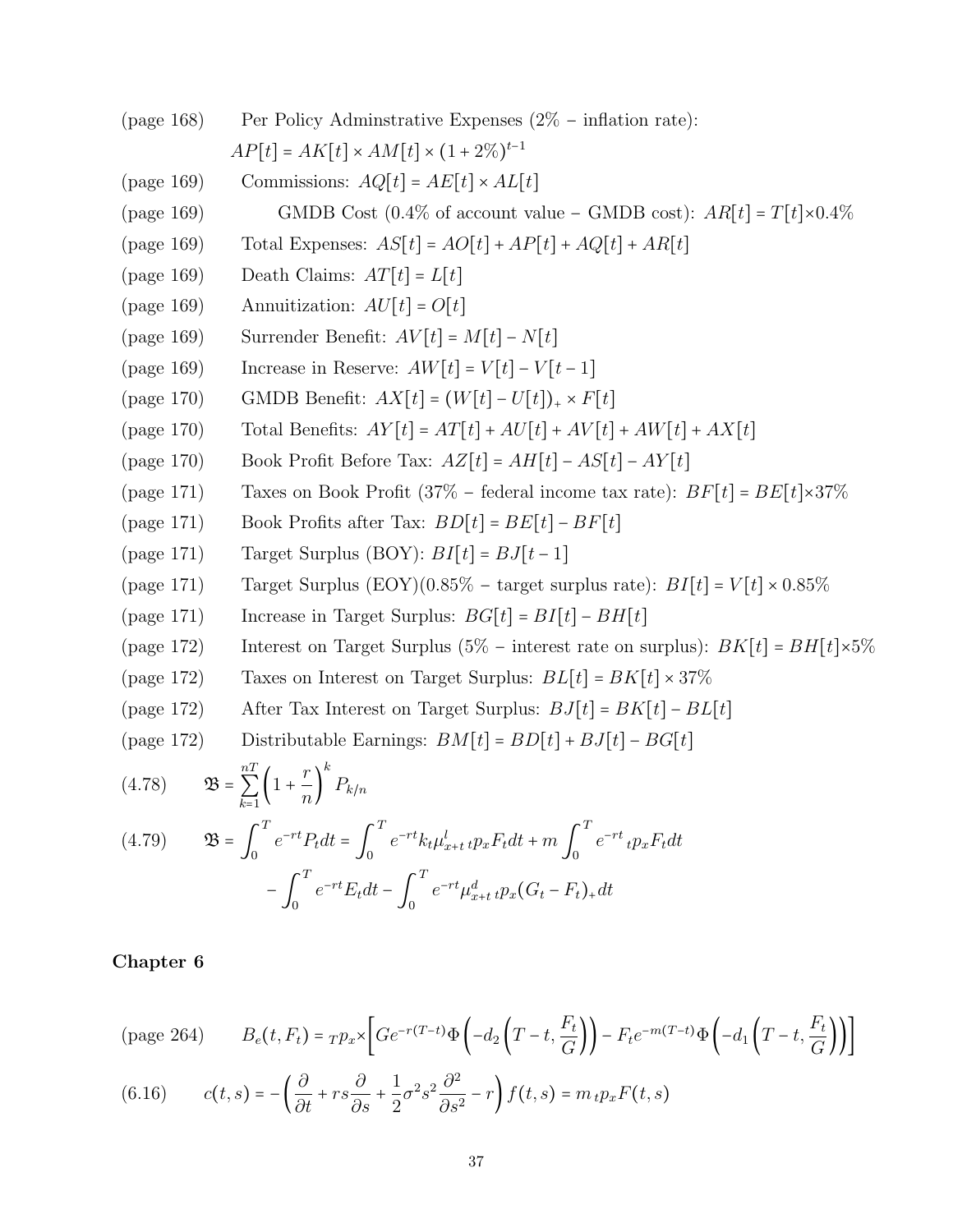(page 168) Per Policy Adminstrative Expenses (2% – inflation rate): $AP[t] = AK[t] \times AM[t] \times (1+2\%)^{t-1}$

(page 169) Commissions: $AQ[t] = AE[t] \times AL[t]$

(page 169) GMDB Cost (0.4% of account value – GMDB cost): $AR[t] = T[t] \times 0.4\%$

(page 169) Total Expenses: $AS[t] = AO[t] + AP[t] + AQ[t] + AR[t]$

(page 169) Death Claims: $AT[t] = L[t]$

(page 169) Annuitization: $AU[t] = O[t]$

(page 169) Surrender Benefit: $AV[t] = M[t] - N[t]$

(page 169) Increase in Reserve: $AW[t] = V[t] - V[t-1]$

(page 170) GMDB Benefit: $AX[t] = (W[t] - U[t])_+ \times F[t]$

(page 170) Total Benefits: $AY[t] = AT[t] + AU[t] + AV[t] + AW[t] + AX[t]$

(page 170) Book Profit Before Tax: $AZ[t] = AH[t] - AS[t] - AY[t]$

(page 171) Taxes on Book Profit (37% – federal income tax rate): $BF[t] = BE[t] \times 37\%$

(page 171) Book Profits after Tax: $BD[t] = BE[t] - BF[t]$

(page 171) Target Surplus (BOY): $BI[t] = BJ[t-1]$

(page 171) Target Surplus (EOY)(0.85% – target surplus rate): $BI[t] = V[t] \times 0.85\%$

(page 171) Increase in Target Surplus: $BG[t] = BI[t] - BH[t]$

(page 172) Interest on Target Surplus (5% – interest rate on surplus): $BK[t] = BH[t] \times 5\%$

(page 172) Taxes on Interest on Target Surplus: $BL[t] = BK[t] \times 37\%$

(page 172) After Tax Interest on Target Surplus: $BJ[t] = BK[t] - BL[t]$

(page 172) Distributable Earnings: $BM[t] = BD[t] + BJ[t] - BG[t]$

(4.78) $$\mathfrak{B} = \sum_{k=1}^{nT} \left(1 + \frac{r}{n}\right)^k P_{k/n}$$

(4.79) $$\mathfrak{B} = \int_0^T e^{-rt} P_t dt = \int_0^T e^{-rt} k_t \mu^l_{x+t}\, {}_tp_x F_t dt + m \int_0^T e^{-rt}\, {}_tp_x F_t dt - \int_0^T e^{-rt} E_t dt - \int_0^T e^{-rt} \mu^d_{x+t}\, {}_tp_x (G_t - F_t)_+ dt$$

## Chapter 6

(page 264) $$B_e(t, F_t) = {}_Tp_x \times \left[ G e^{-r(T-t)} \Phi\left(-d_2\left(T-t, \frac{F_t}{G}\right)\right) - F_t e^{-m(T-t)} \Phi\left(-d_1\left(T-t, \frac{F_t}{G}\right)\right)\right]$$

(6.16) $$c(t,s) = -\left(\frac{\partial}{\partial t} + rs\frac{\partial}{\partial s} + \frac{1}{2}\sigma^2 s^2 \frac{\partial^2}{\partial s^2} - r\right) f(t,s) = m\, {}_tp_x F(t,s)$$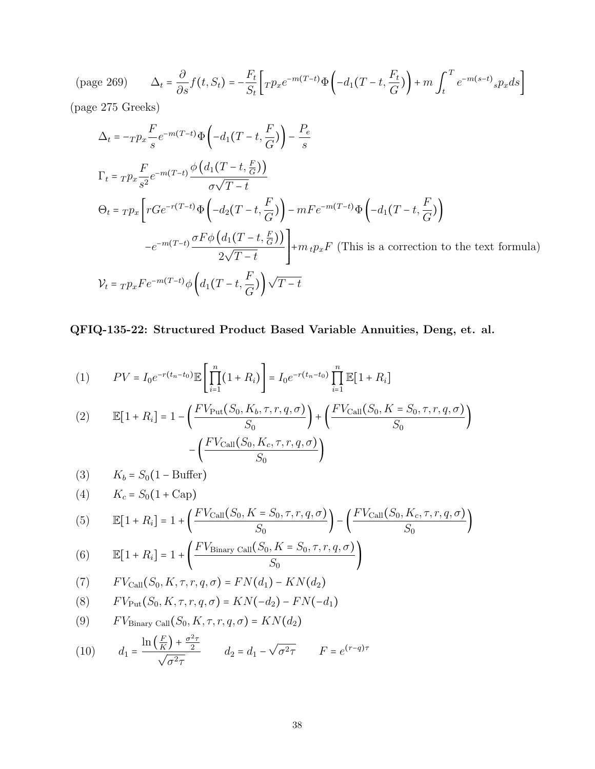(page 269) $\Delta_t = \dfrac{\partial}{\partial s} f(t, S_t) = -\dfrac{F_t}{S_t}\left[ {}_Tp_x e^{-m(T-t)} \Phi\left( -d_1(T-t, \dfrac{F_t}{G}) \right) + m \int_t^T e^{-m(s-t)} {}_sp_x ds \right]$

(page 275 Greeks)

$$\Delta_t = -{}_Tp_x \frac{F}{s} e^{-m(T-t)} \Phi\left( -d_1(T-t, \frac{F}{G}) \right) - \frac{P_e}{s}$$

$$\Gamma_t = {}_Tp_x \frac{F}{s^2} e^{-m(T-t)} \frac{\phi\left( d_1(T-t, \frac{F}{G}) \right)}{\sigma\sqrt{T-t}}$$

$$\Theta_t = {}_Tp_x \left[ rGe^{-r(T-t)} \Phi\left( -d_2(T-t, \frac{F}{G}) \right) - mFe^{-m(T-t)} \Phi\left( -d_1(T-t, \frac{F}{G}) \right) - e^{-m(T-t)} \frac{\sigma F \phi\left( d_1(T-t, \frac{F}{G}) \right)}{2\sqrt{T-t}} \right] + m\, {}_tp_x F$$

(This is a correction to the text formula)

$$\mathcal{V}_t = {}_Tp_x F e^{-m(T-t)} \phi\left( d_1(T-t, \frac{F}{G}) \right) \sqrt{T-t}$$

## QFIQ-135-22: Structured Product Based Variable Annuities, Deng, et. al.

(1) $$PV = I_0 e^{-r(t_n - t_0)} \mathbb{E}\left[ \prod_{i=1}^{n} (1 + R_i) \right] = I_0 e^{-r(t_n - t_0)} \prod_{i=1}^{n} \mathbb{E}[1 + R_i]$$

(2) $$\mathbb{E}[1 + R_i] = 1 - \left( \frac{FV_{\text{Put}}(S_0, K_b, \tau, r, q, \sigma)}{S_0} \right) + \left( \frac{FV_{\text{Call}}(S_0, K = S_0, \tau, r, q, \sigma)}{S_0} \right) - \left( \frac{FV_{\text{Call}}(S_0, K_c, \tau, r, q, \sigma)}{S_0} \right)$$

(3) $$K_b = S_0(1 - \text{Buffer})$$

(4) $$K_c = S_0(1 + \text{Cap})$$

(5) $$\mathbb{E}[1 + R_i] = 1 + \left( \frac{FV_{\text{Call}}(S_0, K = S_0, \tau, r, q, \sigma)}{S_0} \right) - \left( \frac{FV_{\text{Call}}(S_0, K_c, \tau, r, q, \sigma)}{S_0} \right)$$

(6) $$\mathbb{E}[1 + R_i] = 1 + \left( \frac{FV_{\text{Binary Call}}(S_0, K = S_0, \tau, r, q, \sigma)}{S_0} \right)$$

(7) $$FV_{\text{Call}}(S_0, K, \tau, r, q, \sigma) = FN(d_1) - KN(d_2)$$

(8) $$FV_{\text{Put}}(S_0, K, \tau, r, q, \sigma) = KN(-d_2) - FN(-d_1)$$

(9) $$FV_{\text{Binary Call}}(S_0, K, \tau, r, q, \sigma) = KN(d_2)$$

(10) $$d_1 = \frac{\ln\left(\frac{F}{K}\right) + \frac{\sigma^2 \tau}{2}}{\sqrt{\sigma^2 \tau}} \qquad d_2 = d_1 - \sqrt{\sigma^2 \tau} \qquad F = e^{(r-q)\tau}$$